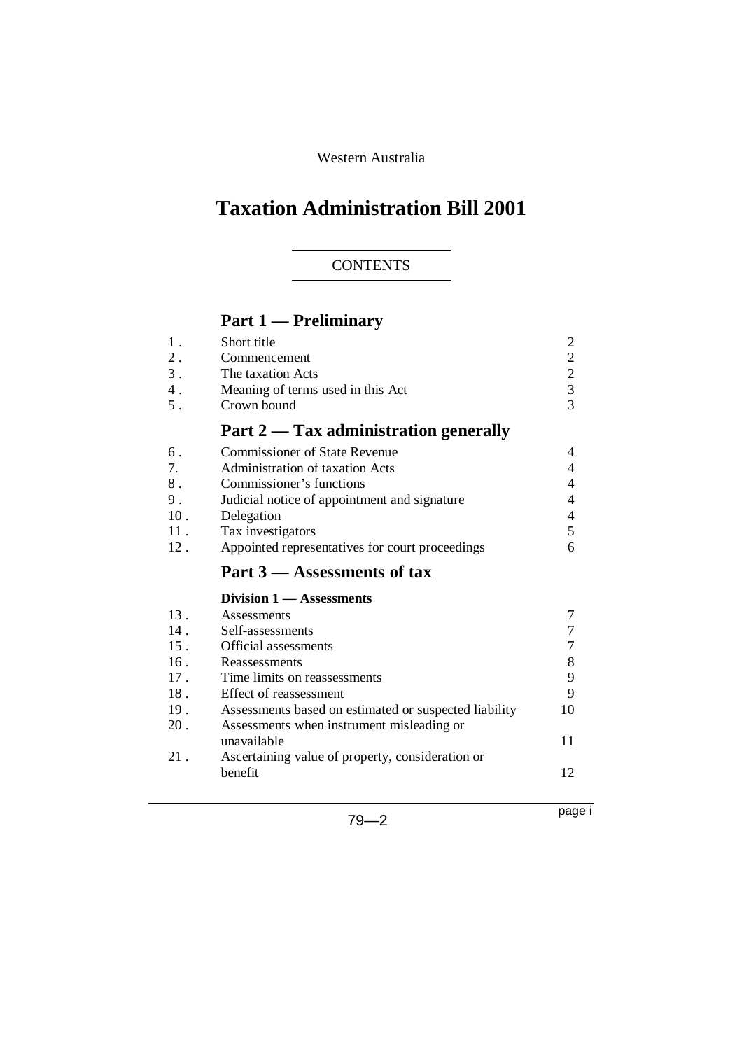Western Australia

# Taxation Administration Bill 2001

CONTENTS

## Part 1 — Preliminary

| | | |
|---|---|---|
| 1 . | Short title | 2 |
| 2 . | Commencement | 2 |
| 3 . | The taxation Acts | 2 |
| 4 . | Meaning of terms used in this Act | 3 |
| 5 . | Crown bound | 3 |

## Part 2 — Tax administration generally

| | | |
|---|---|---|
| 6 . | Commissioner of State Revenue | 4 |
| 7. | Administration of taxation Acts | 4 |
| 8 . | Commissioner's functions | 4 |
| 9 . | Judicial notice of appointment and signature | 4 |
| 10 . | Delegation | 4 |
| 11 . | Tax investigators | 5 |
| 12 . | Appointed representatives for court proceedings | 6 |

## Part 3 — Assessments of tax

### Division 1 — Assessments

| | | |
|---|---|---|
| 13 . | Assessments | 7 |
| 14 . | Self-assessments | 7 |
| 15 . | Official assessments | 7 |
| 16 . | Reassessments | 8 |
| 17 . | Time limits on reassessments | 9 |
| 18 . | Effect of reassessment | 9 |
| 19 . | Assessments based on estimated or suspected liability | 10 |
| 20 . | Assessments when instrument misleading or unavailable | 11 |
| 21 . | Ascertaining value of property, consideration or benefit | 12 |

79—2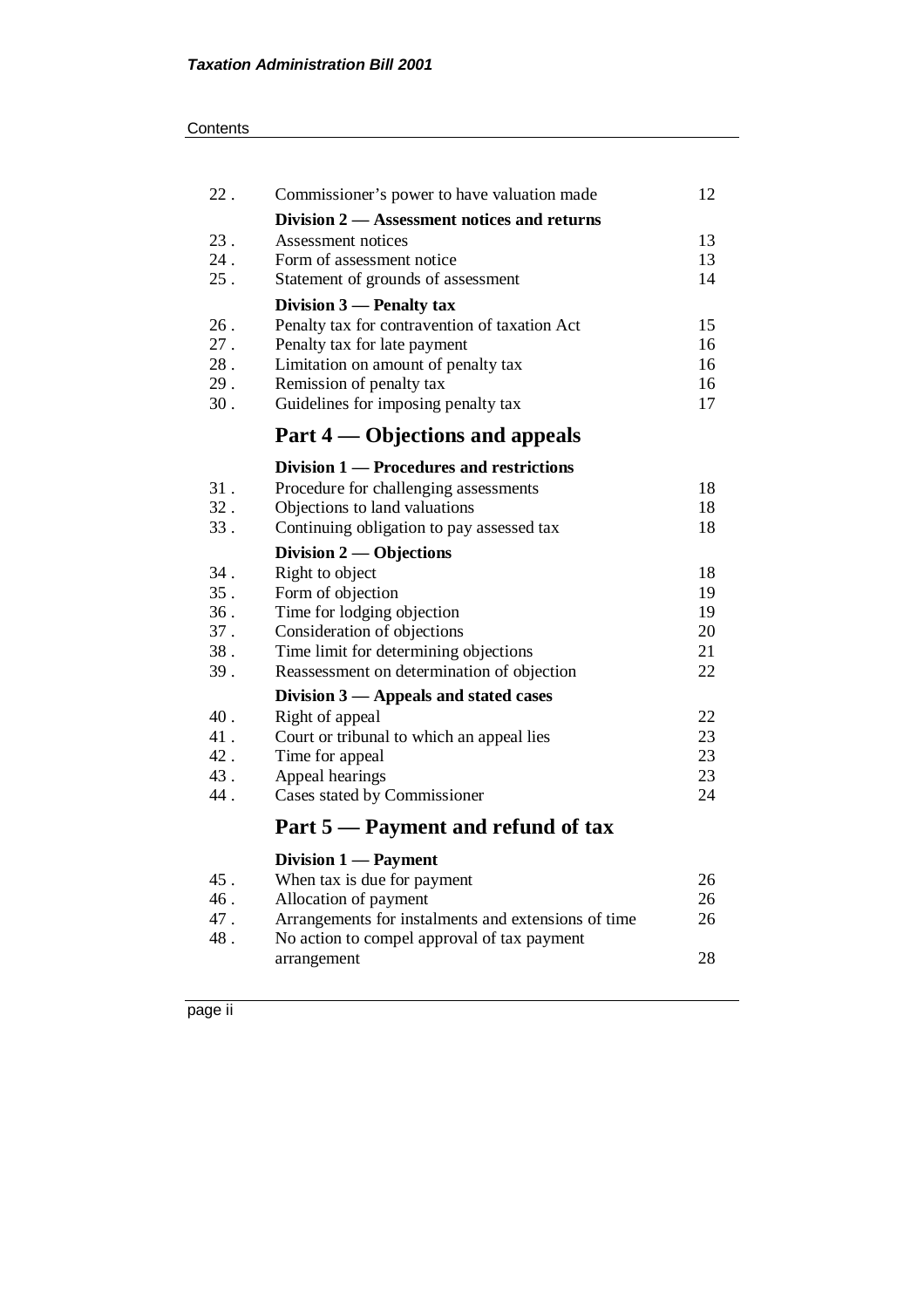| | | |
|---|---|---|
| 22 . | Commissioner's power to have valuation made | 12 |
| | **Division 2 — Assessment notices and returns** | |
| 23 . | Assessment notices | 13 |
| 24 . | Form of assessment notice | 13 |
| 25 . | Statement of grounds of assessment | 14 |
| | **Division 3 — Penalty tax** | |
| 26 . | Penalty tax for contravention of taxation Act | 15 |
| 27 . | Penalty tax for late payment | 16 |
| 28 . | Limitation on amount of penalty tax | 16 |
| 29 . | Remission of penalty tax | 16 |
| 30 . | Guidelines for imposing penalty tax | 17 |

## Part 4 — Objections and appeals

| | | |
|---|---|---|
| | **Division 1 — Procedures and restrictions** | |
| 31 . | Procedure for challenging assessments | 18 |
| 32 . | Objections to land valuations | 18 |
| 33 . | Continuing obligation to pay assessed tax | 18 |
| | **Division 2 — Objections** | |
| 34 . | Right to object | 18 |
| 35 . | Form of objection | 19 |
| 36 . | Time for lodging objection | 19 |
| 37 . | Consideration of objections | 20 |
| 38 . | Time limit for determining objections | 21 |
| 39 . | Reassessment on determination of objection | 22 |
| | **Division 3 — Appeals and stated cases** | |
| 40 . | Right of appeal | 22 |
| 41 . | Court or tribunal to which an appeal lies | 23 |
| 42 . | Time for appeal | 23 |
| 43 . | Appeal hearings | 23 |
| 44 . | Cases stated by Commissioner | 24 |

## Part 5 — Payment and refund of tax

| | | |
|---|---|---|
| | **Division 1 — Payment** | |
| 45 . | When tax is due for payment | 26 |
| 46 . | Allocation of payment | 26 |
| 47 . | Arrangements for instalments and extensions of time | 26 |
| 48 . | No action to compel approval of tax payment arrangement | 28 |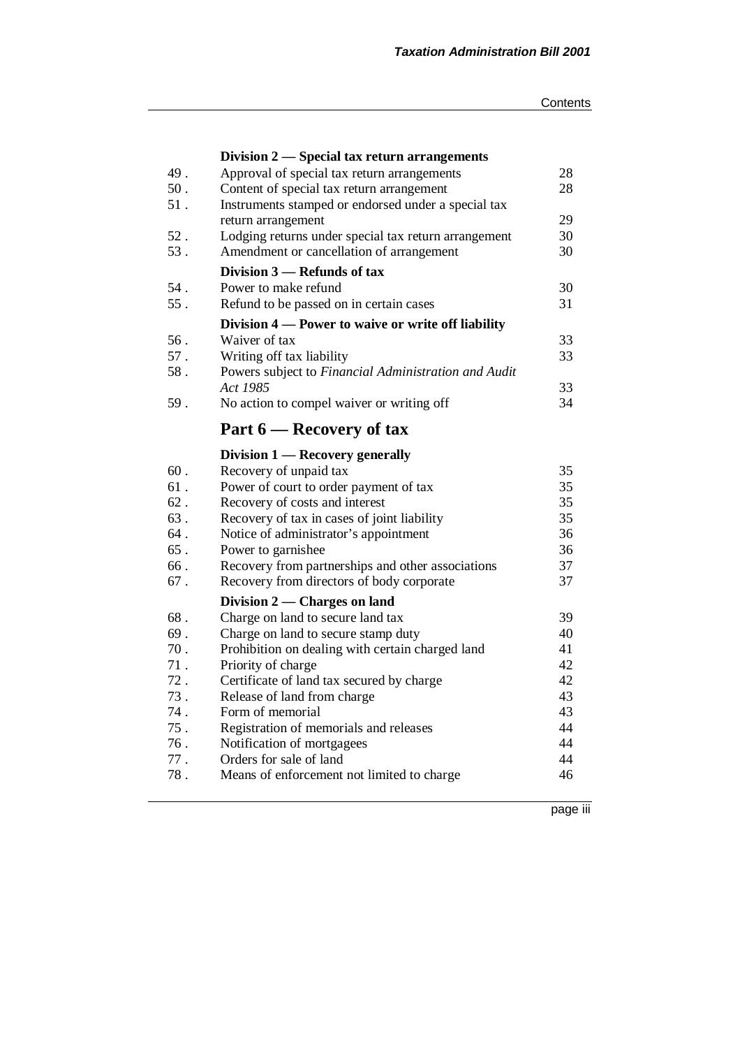**Division 2 — Special tax return arrangements**

| | | |
|---|---|---|
| 49 . | Approval of special tax return arrangements | 28 |
| 50 . | Content of special tax return arrangement | 28 |
| 51 . | Instruments stamped or endorsed under a special tax return arrangement | 29 |
| 52 . | Lodging returns under special tax return arrangement | 30 |
| 53 . | Amendment or cancellation of arrangement | 30 |

**Division 3 — Refunds of tax**

| | | |
|---|---|---|
| 54 . | Power to make refund | 30 |
| 55 . | Refund to be passed on in certain cases | 31 |

**Division 4 — Power to waive or write off liability**

| | | |
|---|---|---|
| 56 . | Waiver of tax | 33 |
| 57 . | Writing off tax liability | 33 |
| 58 . | Powers subject to *Financial Administration and Audit Act 1985* | 33 |
| 59 . | No action to compel waiver or writing off | 34 |

## Part 6 — Recovery of tax

**Division 1 — Recovery generally**

| | | |
|---|---|---|
| 60 . | Recovery of unpaid tax | 35 |
| 61 . | Power of court to order payment of tax | 35 |
| 62 . | Recovery of costs and interest | 35 |
| 63 . | Recovery of tax in cases of joint liability | 35 |
| 64 . | Notice of administrator's appointment | 36 |
| 65 . | Power to garnishee | 36 |
| 66 . | Recovery from partnerships and other associations | 37 |
| 67 . | Recovery from directors of body corporate | 37 |

**Division 2 — Charges on land**

| | | |
|---|---|---|
| 68 . | Charge on land to secure land tax | 39 |
| 69 . | Charge on land to secure stamp duty | 40 |
| 70 . | Prohibition on dealing with certain charged land | 41 |
| 71 . | Priority of charge | 42 |
| 72 . | Certificate of land tax secured by charge | 42 |
| 73 . | Release of land from charge | 43 |
| 74 . | Form of memorial | 43 |
| 75 . | Registration of memorials and releases | 44 |
| 76 . | Notification of mortgagees | 44 |
| 77 . | Orders for sale of land | 44 |
| 78 . | Means of enforcement not limited to charge | 46 |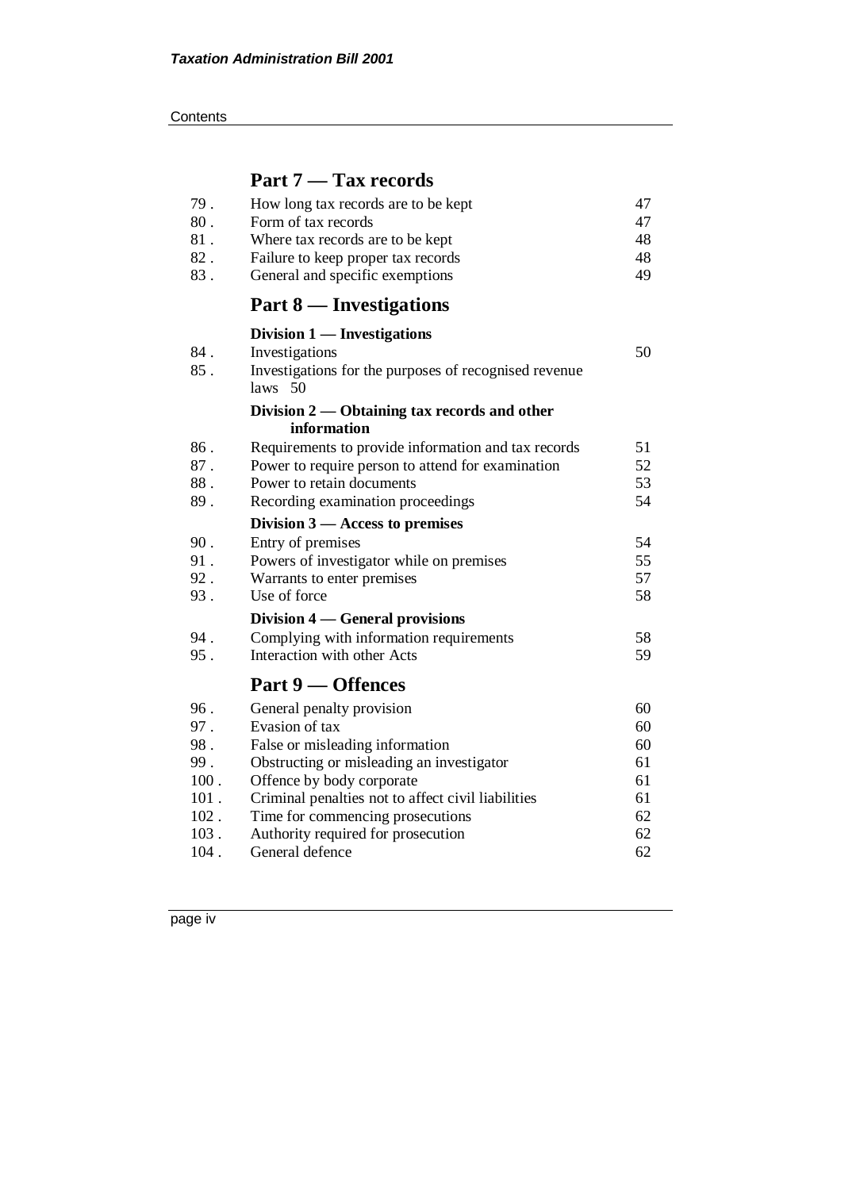## Part 7 — Tax records

| | | |
|---|---|---|
| 79 . | How long tax records are to be kept | 47 |
| 80 . | Form of tax records | 47 |
| 81 . | Where tax records are to be kept | 48 |
| 82 . | Failure to keep proper tax records | 48 |
| 83 . | General and specific exemptions | 49 |

## Part 8 — Investigations

### Division 1 — Investigations

| | | |
|---|---|---|
| 84 . | Investigations | 50 |
| 85 . | Investigations for the purposes of recognised revenue laws 50 | |

### Division 2 — Obtaining tax records and other information

| | | |
|---|---|---|
| 86 . | Requirements to provide information and tax records | 51 |
| 87 . | Power to require person to attend for examination | 52 |
| 88 . | Power to retain documents | 53 |
| 89 . | Recording examination proceedings | 54 |

### Division 3 — Access to premises

| | | |
|---|---|---|
| 90 . | Entry of premises | 54 |
| 91 . | Powers of investigator while on premises | 55 |
| 92 . | Warrants to enter premises | 57 |
| 93 . | Use of force | 58 |

### Division 4 — General provisions

| | | |
|---|---|---|
| 94 . | Complying with information requirements | 58 |
| 95 . | Interaction with other Acts | 59 |

## Part 9 — Offences

| | | |
|---|---|---|
| 96 . | General penalty provision | 60 |
| 97 . | Evasion of tax | 60 |
| 98 . | False or misleading information | 60 |
| 99 . | Obstructing or misleading an investigator | 61 |
| 100 . | Offence by body corporate | 61 |
| 101 . | Criminal penalties not to affect civil liabilities | 61 |
| 102 . | Time for commencing prosecutions | 62 |
| 103 . | Authority required for prosecution | 62 |
| 104 . | General defence | 62 |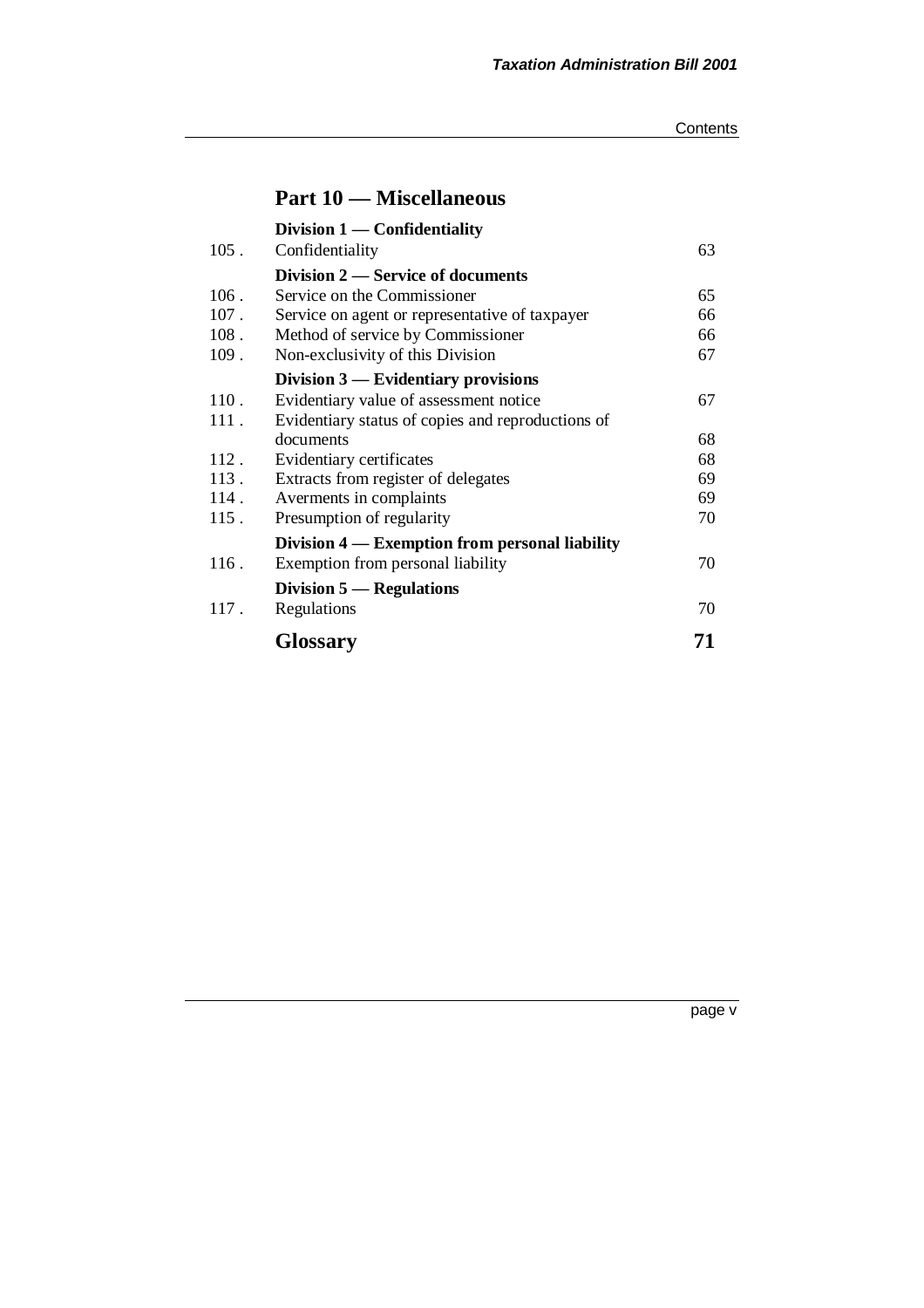## Part 10 — Miscellaneous

### Division 1 — Confidentiality

| | | |
|---|---|---|
| 105 . | Confidentiality | 63 |

### Division 2 — Service of documents

| | | |
|---|---|---|
| 106 . | Service on the Commissioner | 65 |
| 107 . | Service on agent or representative of taxpayer | 66 |
| 108 . | Method of service by Commissioner | 66 |
| 109 . | Non-exclusivity of this Division | 67 |

### Division 3 — Evidentiary provisions

| | | |
|---|---|---|
| 110 . | Evidentiary value of assessment notice | 67 |
| 111 . | Evidentiary status of copies and reproductions of documents | 68 |
| 112 . | Evidentiary certificates | 68 |
| 113 . | Extracts from register of delegates | 69 |
| 114 . | Averments in complaints | 69 |
| 115 . | Presumption of regularity | 70 |

### Division 4 — Exemption from personal liability

| | | |
|---|---|---|
| 116 . | Exemption from personal liability | 70 |

### Division 5 — Regulations

| | | |
|---|---|---|
| 117 . | Regulations | 70 |

## Glossary 71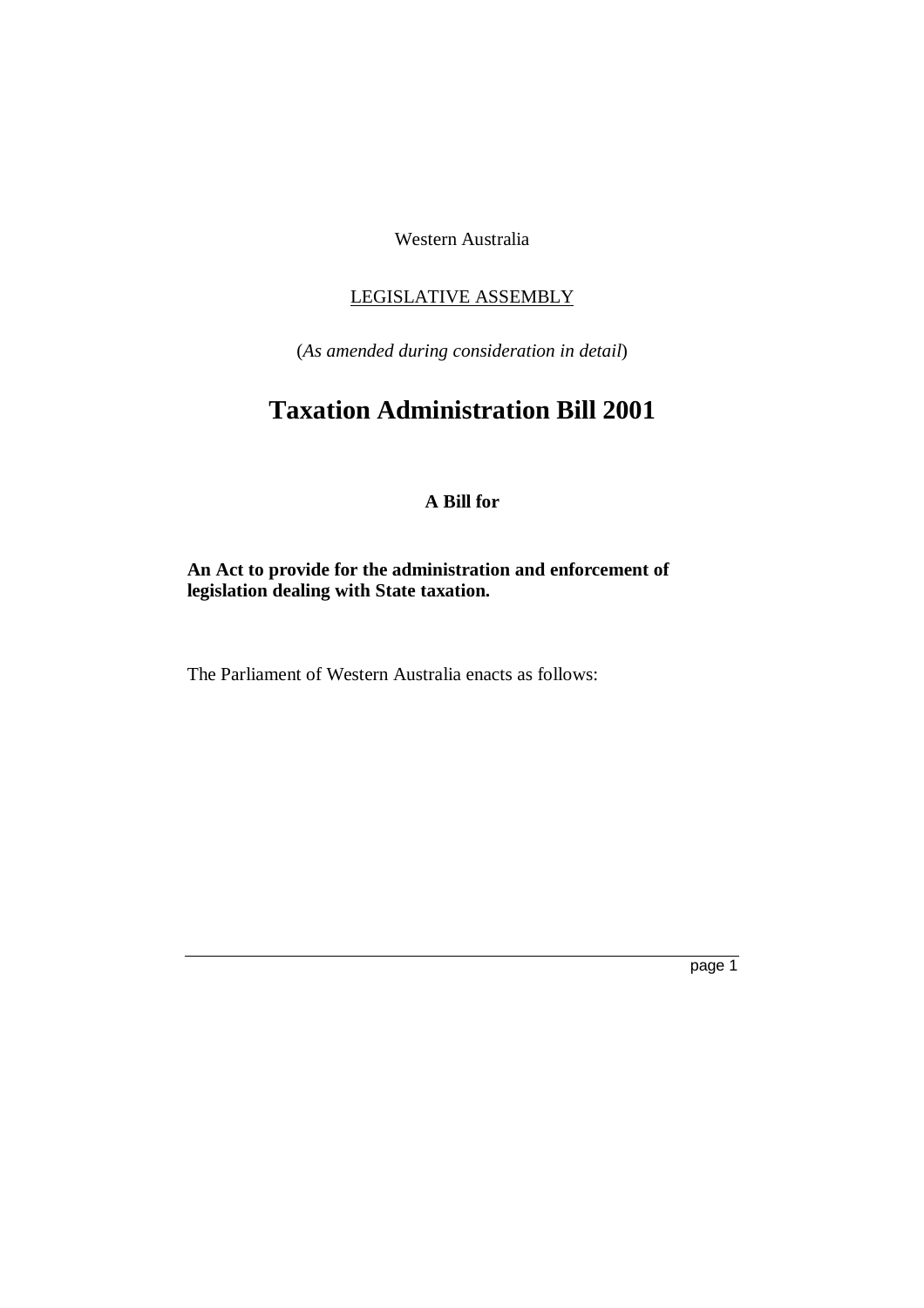Western Australia

LEGISLATIVE ASSEMBLY

(*As amended during consideration in detail*)

# Taxation Administration Bill 2001

**A Bill for**

**An Act to provide for the administration and enforcement of legislation dealing with State taxation.**

The Parliament of Western Australia enacts as follows: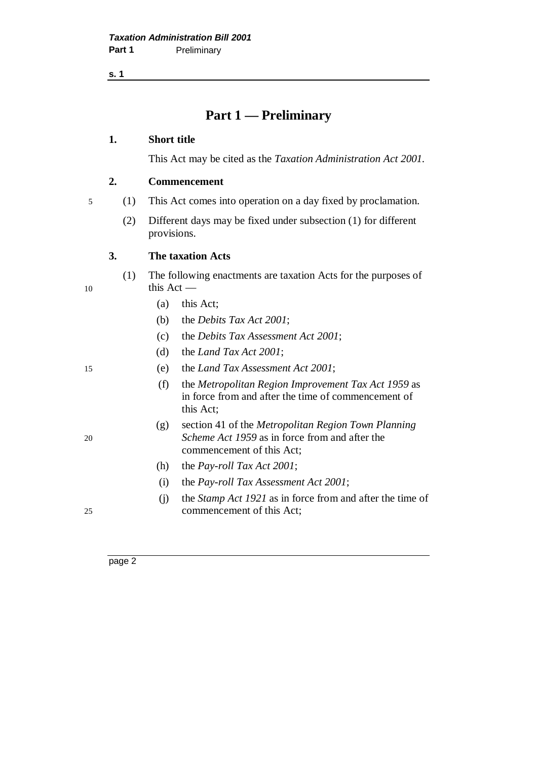# Part 1 — Preliminary

**1. Short title**

This Act may be cited as the *Taxation Administration Act 2001*.

**2. Commencement**

(1) This Act comes into operation on a day fixed by proclamation.

(2) Different days may be fixed under subsection (1) for different provisions.

**3. The taxation Acts**

(1) The following enactments are taxation Acts for the purposes of this Act —

- (a) this Act;
- (b) the *Debits Tax Act 2001*;
- (c) the *Debits Tax Assessment Act 2001*;
- (d) the *Land Tax Act 2001*;
- (e) the *Land Tax Assessment Act 2001*;
- (f) the *Metropolitan Region Improvement Tax Act 1959* as in force from and after the time of commencement of this Act;
- (g) section 41 of the *Metropolitan Region Town Planning Scheme Act 1959* as in force from and after the commencement of this Act;
- (h) the *Pay-roll Tax Act 2001*;
- (i) the *Pay-roll Tax Assessment Act 2001*;
- (j) the *Stamp Act 1921* as in force from and after the time of commencement of this Act;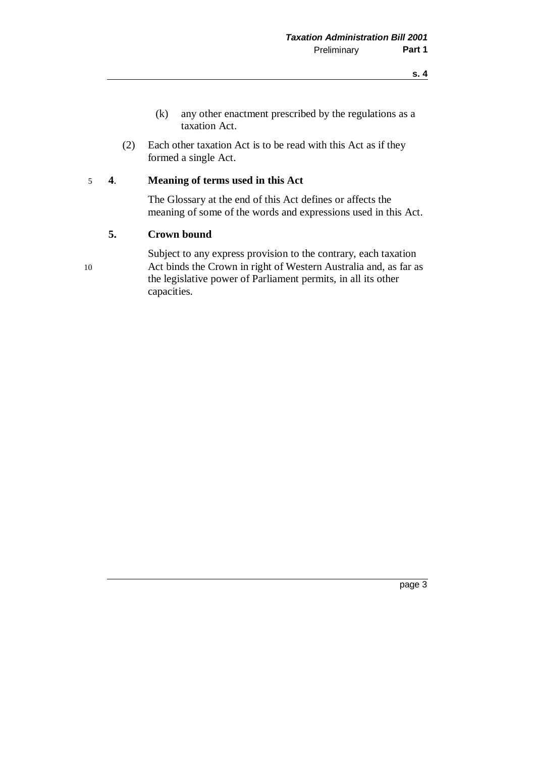(k) any other enactment prescribed by the regulations as a taxation Act.

(2) Each other taxation Act is to be read with this Act as if they formed a single Act.

### 4. Meaning of terms used in this Act

The Glossary at the end of this Act defines or affects the meaning of some of the words and expressions used in this Act.

### 5. Crown bound

Subject to any express provision to the contrary, each taxation Act binds the Crown in right of Western Australia and, as far as the legislative power of Parliament permits, in all its other capacities.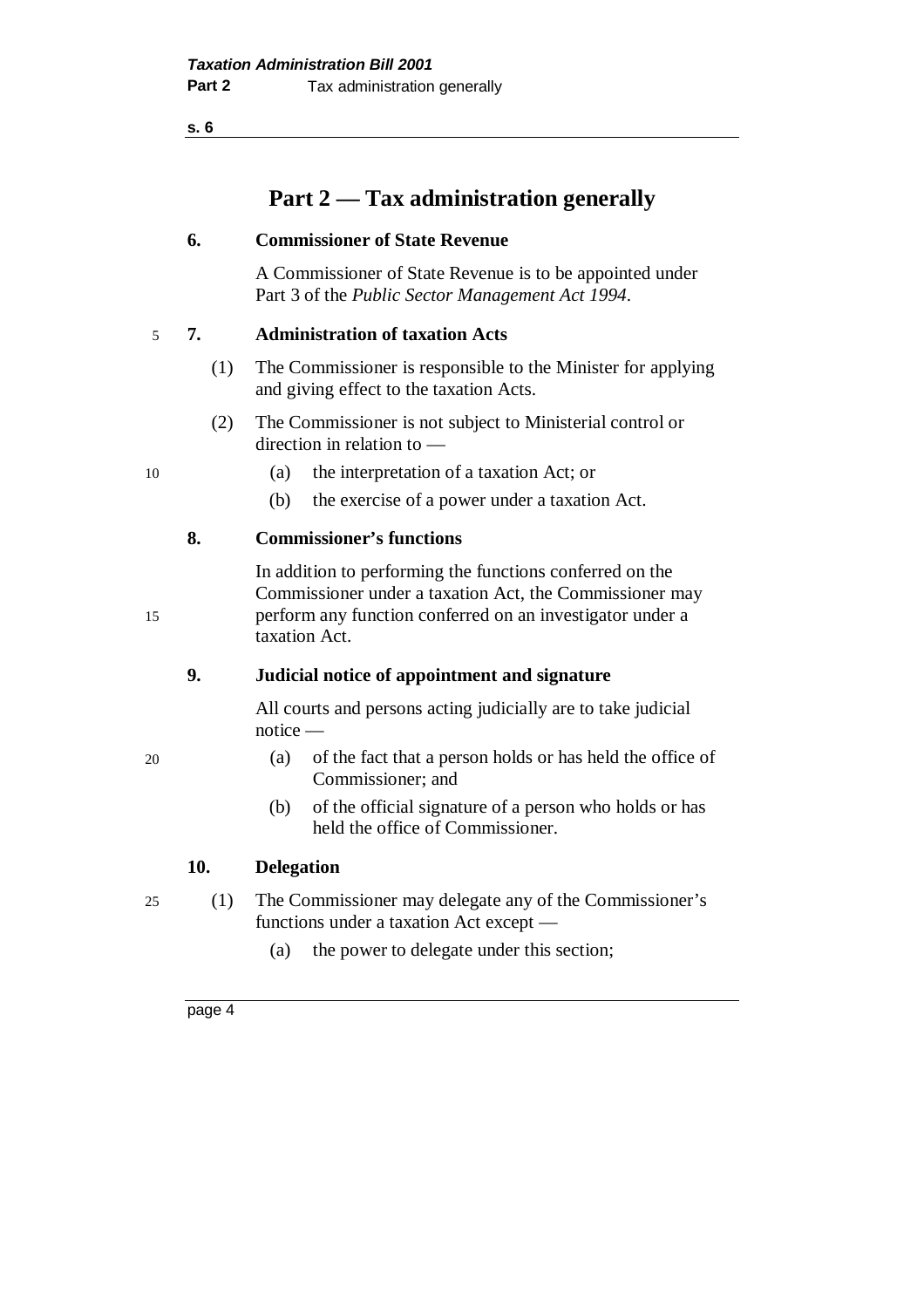# Part 2 — Tax administration generally

### 6. Commissioner of State Revenue

A Commissioner of State Revenue is to be appointed under Part 3 of the *Public Sector Management Act 1994*.

### 7. Administration of taxation Acts

(1) The Commissioner is responsible to the Minister for applying and giving effect to the taxation Acts.

(2) The Commissioner is not subject to Ministerial control or direction in relation to —

- (a) the interpretation of a taxation Act; or
- (b) the exercise of a power under a taxation Act.

### 8. Commissioner's functions

In addition to performing the functions conferred on the Commissioner under a taxation Act, the Commissioner may perform any function conferred on an investigator under a taxation Act.

### 9. Judicial notice of appointment and signature

All courts and persons acting judicially are to take judicial notice —

- (a) of the fact that a person holds or has held the office of Commissioner; and
- (b) of the official signature of a person who holds or has held the office of Commissioner.

### 10. Delegation

(1) The Commissioner may delegate any of the Commissioner's functions under a taxation Act except —

- (a) the power to delegate under this section;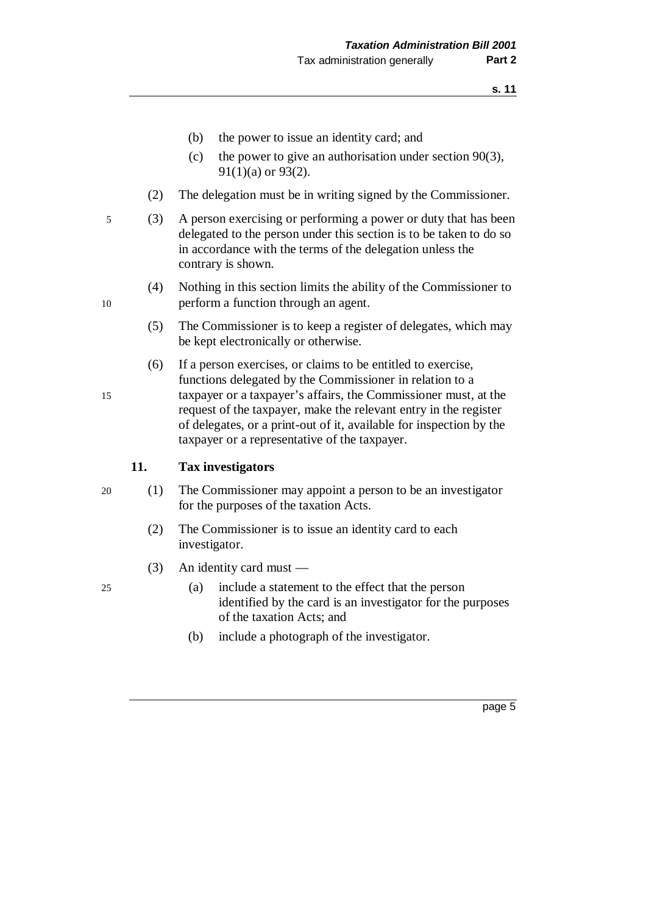(b) the power to issue an identity card; and

(c) the power to give an authorisation under section 90(3), 91(1)(a) or 93(2).

(2) The delegation must be in writing signed by the Commissioner.

(3) A person exercising or performing a power or duty that has been delegated to the person under this section is to be taken to do so in accordance with the terms of the delegation unless the contrary is shown.

(4) Nothing in this section limits the ability of the Commissioner to perform a function through an agent.

(5) The Commissioner is to keep a register of delegates, which may be kept electronically or otherwise.

(6) If a person exercises, or claims to be entitled to exercise, functions delegated by the Commissioner in relation to a taxpayer or a taxpayer's affairs, the Commissioner must, at the request of the taxpayer, make the relevant entry in the register of delegates, or a print-out of it, available for inspection by the taxpayer or a representative of the taxpayer.

### 11. Tax investigators

(1) The Commissioner may appoint a person to be an investigator for the purposes of the taxation Acts.

(2) The Commissioner is to issue an identity card to each investigator.

(3) An identity card must —

(a) include a statement to the effect that the person identified by the card is an investigator for the purposes of the taxation Acts; and

(b) include a photograph of the investigator.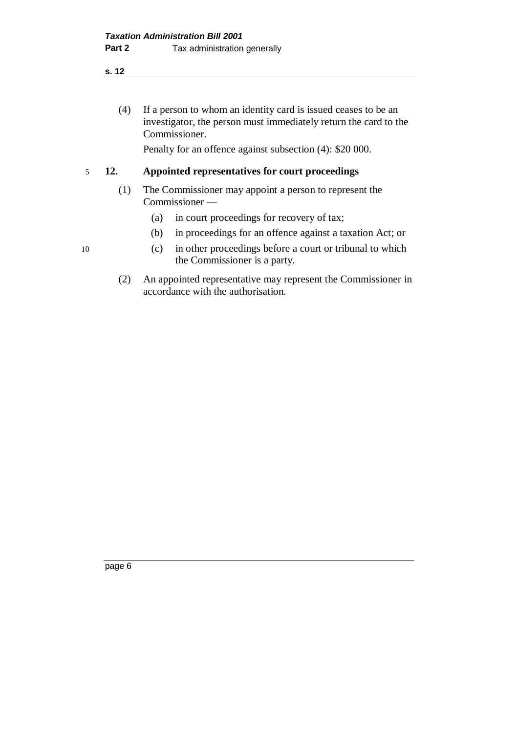(4) If a person to whom an identity card is issued ceases to be an investigator, the person must immediately return the card to the Commissioner.

Penalty for an offence against subsection (4): $20 000.

### 12. Appointed representatives for court proceedings

(1) The Commissioner may appoint a person to represent the Commissioner —

- (a) in court proceedings for recovery of tax;
- (b) in proceedings for an offence against a taxation Act; or
- (c) in other proceedings before a court or tribunal to which the Commissioner is a party.

(2) An appointed representative may represent the Commissioner in accordance with the authorisation.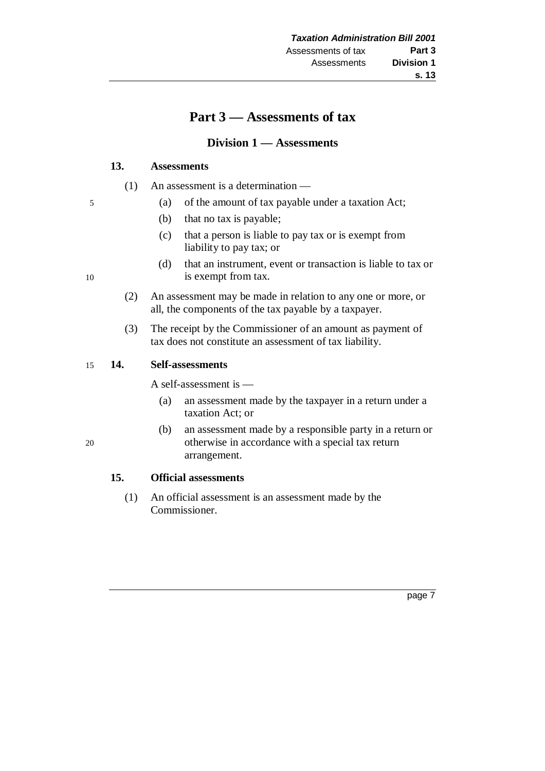# Part 3 — Assessments of tax

## Division 1 — Assessments

### 13. Assessments

(1) An assessment is a determination —

- (a) of the amount of tax payable under a taxation Act;
- (b) that no tax is payable;
- (c) that a person is liable to pay tax or is exempt from liability to pay tax; or
- (d) that an instrument, event or transaction is liable to tax or is exempt from tax.

(2) An assessment may be made in relation to any one or more, or all, the components of the tax payable by a taxpayer.

(3) The receipt by the Commissioner of an amount as payment of tax does not constitute an assessment of tax liability.

### 14. Self-assessments

A self-assessment is —

- (a) an assessment made by the taxpayer in a return under a taxation Act; or
- (b) an assessment made by a responsible party in a return or otherwise in accordance with a special tax return arrangement.

### 15. Official assessments

(1) An official assessment is an assessment made by the Commissioner.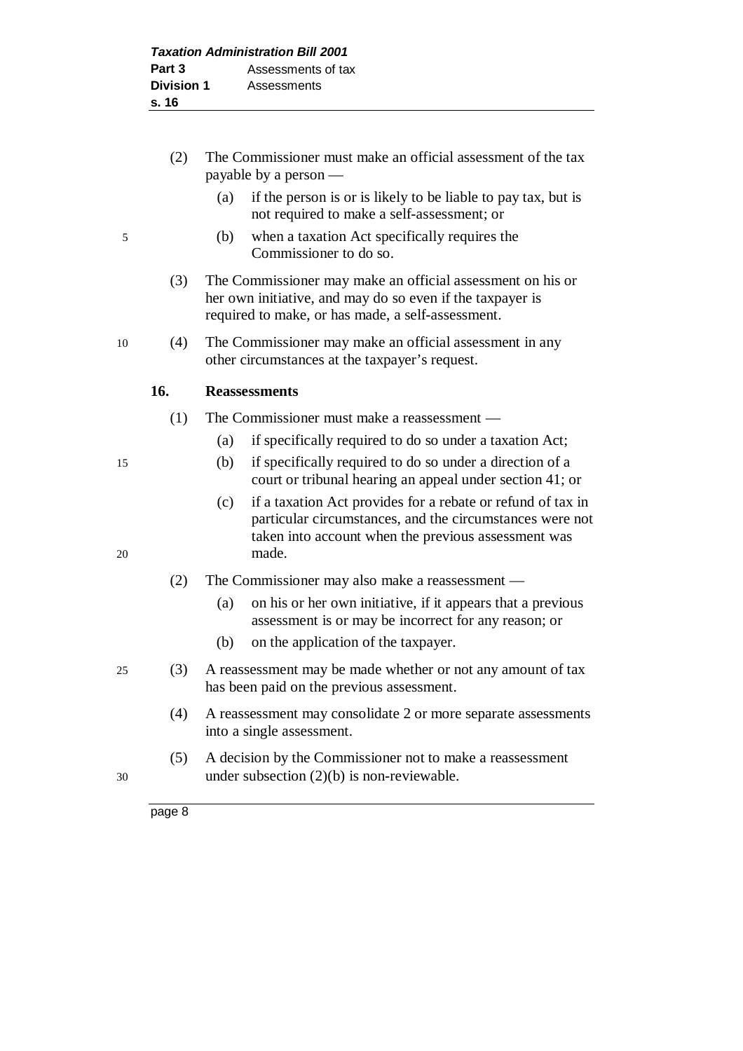(2) The Commissioner must make an official assessment of the tax payable by a person —

(a) if the person is or is likely to be liable to pay tax, but is not required to make a self-assessment; or

(b) when a taxation Act specifically requires the Commissioner to do so.

(3) The Commissioner may make an official assessment on his or her own initiative, and may do so even if the taxpayer is required to make, or has made, a self-assessment.

(4) The Commissioner may make an official assessment in any other circumstances at the taxpayer's request.

### 16. Reassessments

(1) The Commissioner must make a reassessment —

(a) if specifically required to do so under a taxation Act;

(b) if specifically required to do so under a direction of a court or tribunal hearing an appeal under section 41; or

(c) if a taxation Act provides for a rebate or refund of tax in particular circumstances, and the circumstances were not taken into account when the previous assessment was made.

(2) The Commissioner may also make a reassessment —

(a) on his or her own initiative, if it appears that a previous assessment is or may be incorrect for any reason; or

(b) on the application of the taxpayer.

(3) A reassessment may be made whether or not any amount of tax has been paid on the previous assessment.

(4) A reassessment may consolidate 2 or more separate assessments into a single assessment.

(5) A decision by the Commissioner not to make a reassessment under subsection (2)(b) is non-reviewable.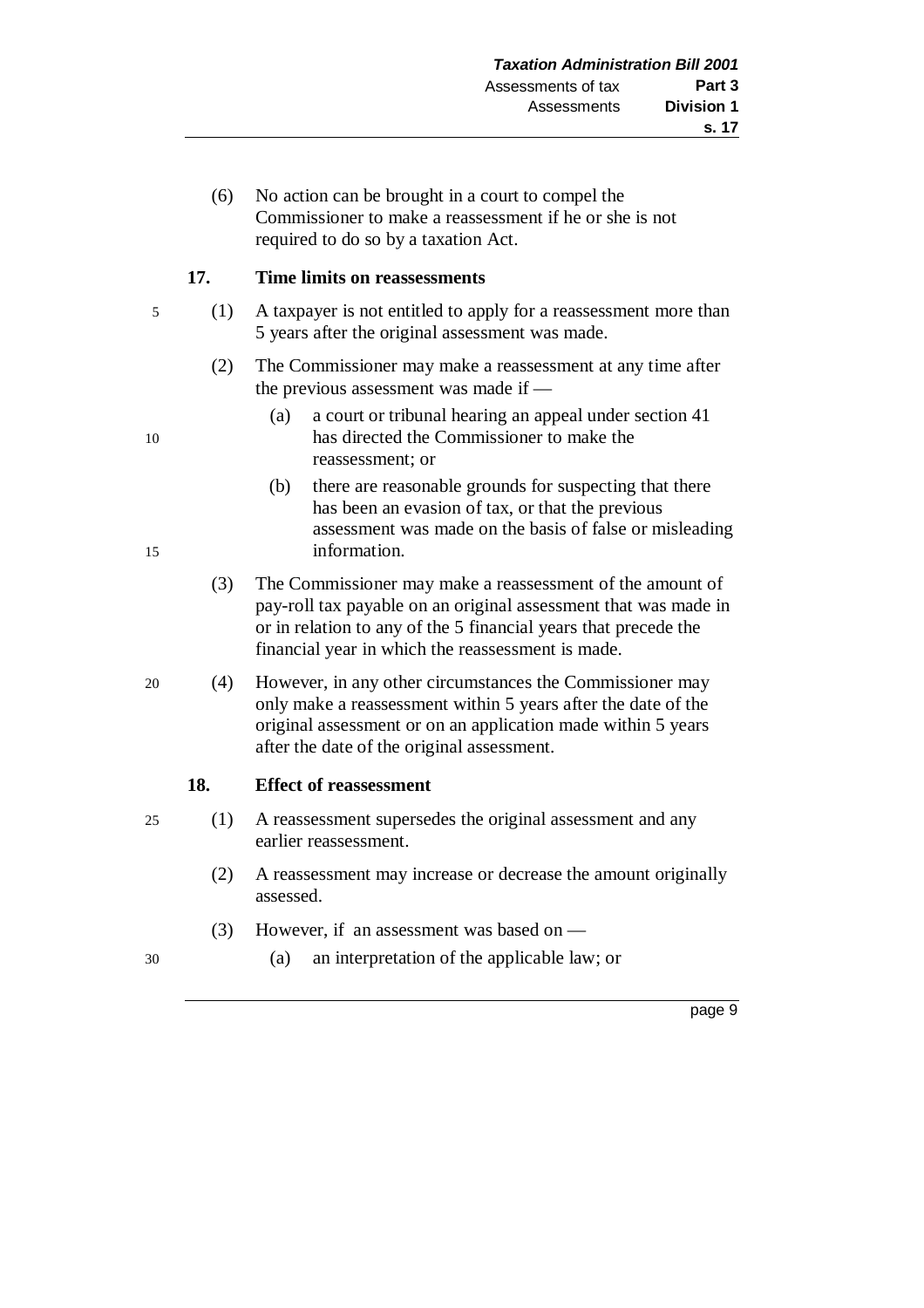(6) No action can be brought in a court to compel the Commissioner to make a reassessment if he or she is not required to do so by a taxation Act.

### 17. Time limits on reassessments

(1) A taxpayer is not entitled to apply for a reassessment more than 5 years after the original assessment was made.

(2) The Commissioner may make a reassessment at any time after the previous assessment was made if —

(a) a court or tribunal hearing an appeal under section 41 has directed the Commissioner to make the reassessment; or

(b) there are reasonable grounds for suspecting that there has been an evasion of tax, or that the previous assessment was made on the basis of false or misleading information.

(3) The Commissioner may make a reassessment of the amount of pay-roll tax payable on an original assessment that was made in or in relation to any of the 5 financial years that precede the financial year in which the reassessment is made.

(4) However, in any other circumstances the Commissioner may only make a reassessment within 5 years after the date of the original assessment or on an application made within 5 years after the date of the original assessment.

### 18. Effect of reassessment

(1) A reassessment supersedes the original assessment and any earlier reassessment.

(2) A reassessment may increase or decrease the amount originally assessed.

(3) However, if an assessment was based on —

(a) an interpretation of the applicable law; or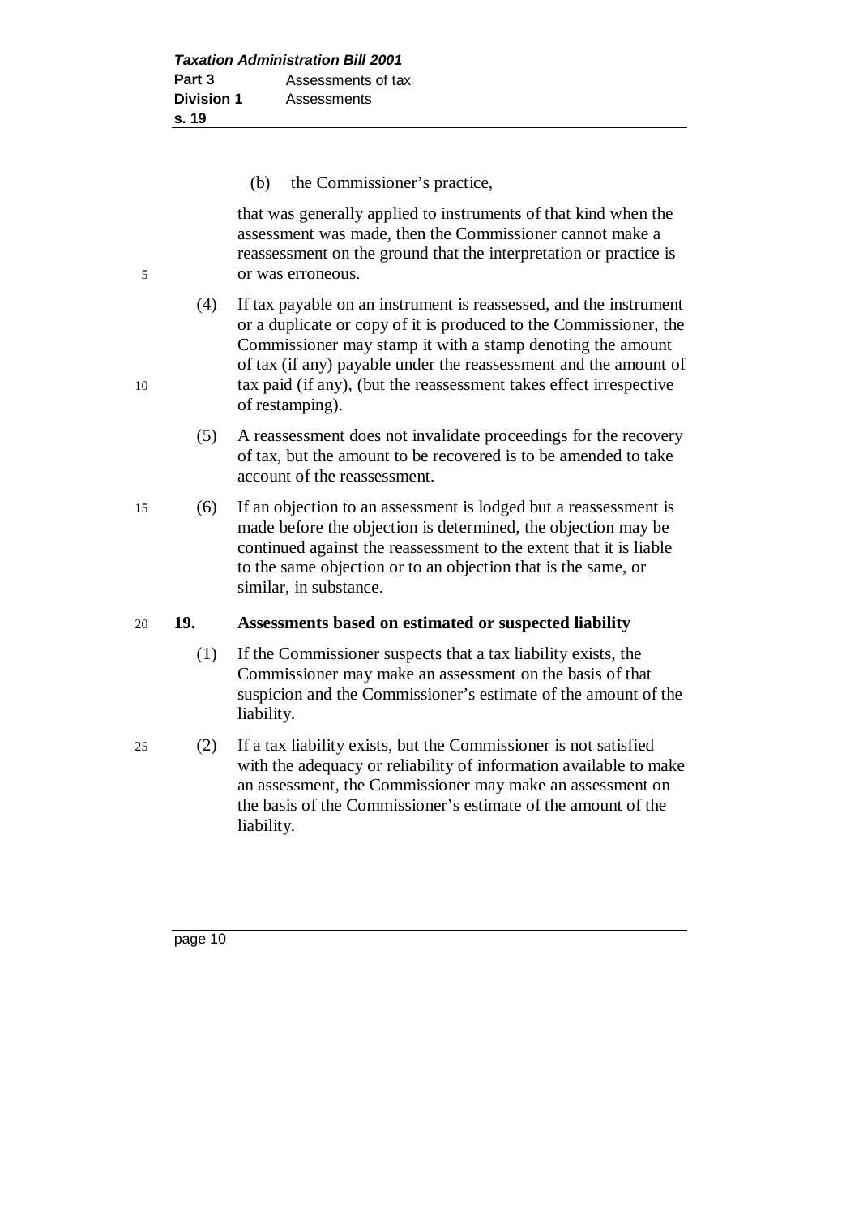(b) the Commissioner's practice,

that was generally applied to instruments of that kind when the assessment was made, then the Commissioner cannot make a reassessment on the ground that the interpretation or practice is or was erroneous.

(4) If tax payable on an instrument is reassessed, and the instrument or a duplicate or copy of it is produced to the Commissioner, the Commissioner may stamp it with a stamp denoting the amount of tax (if any) payable under the reassessment and the amount of tax paid (if any), (but the reassessment takes effect irrespective of restamping).

(5) A reassessment does not invalidate proceedings for the recovery of tax, but the amount to be recovered is to be amended to take account of the reassessment.

(6) If an objection to an assessment is lodged but a reassessment is made before the objection is determined, the objection may be continued against the reassessment to the extent that it is liable to the same objection or to an objection that is the same, or similar, in substance.

### 19. Assessments based on estimated or suspected liability

(1) If the Commissioner suspects that a tax liability exists, the Commissioner may make an assessment on the basis of that suspicion and the Commissioner's estimate of the amount of the liability.

(2) If a tax liability exists, but the Commissioner is not satisfied with the adequacy or reliability of information available to make an assessment, the Commissioner may make an assessment on the basis of the Commissioner's estimate of the amount of the liability.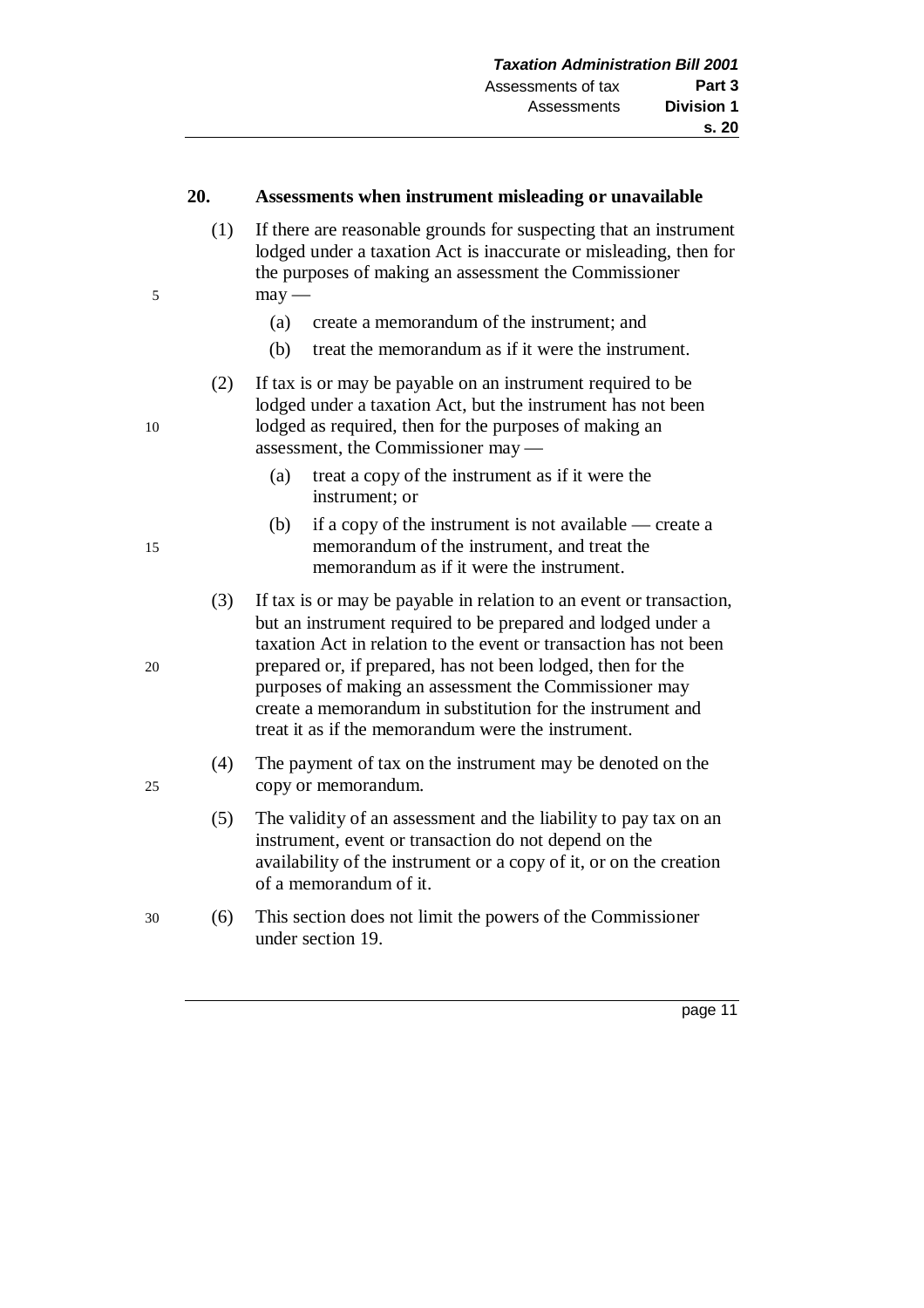### 20. Assessments when instrument misleading or unavailable

(1) If there are reasonable grounds for suspecting that an instrument lodged under a taxation Act is inaccurate or misleading, then for the purposes of making an assessment the Commissioner may —

- (a) create a memorandum of the instrument; and
- (b) treat the memorandum as if it were the instrument.

(2) If tax is or may be payable on an instrument required to be lodged under a taxation Act, but the instrument has not been lodged as required, then for the purposes of making an assessment, the Commissioner may —

- (a) treat a copy of the instrument as if it were the instrument; or
- (b) if a copy of the instrument is not available — create a memorandum of the instrument, and treat the memorandum as if it were the instrument.

(3) If tax is or may be payable in relation to an event or transaction, but an instrument required to be prepared and lodged under a taxation Act in relation to the event or transaction has not been prepared or, if prepared, has not been lodged, then for the purposes of making an assessment the Commissioner may create a memorandum in substitution for the instrument and treat it as if the memorandum were the instrument.

(4) The payment of tax on the instrument may be denoted on the copy or memorandum.

(5) The validity of an assessment and the liability to pay tax on an instrument, event or transaction do not depend on the availability of the instrument or a copy of it, or on the creation of a memorandum of it.

(6) This section does not limit the powers of the Commissioner under section 19.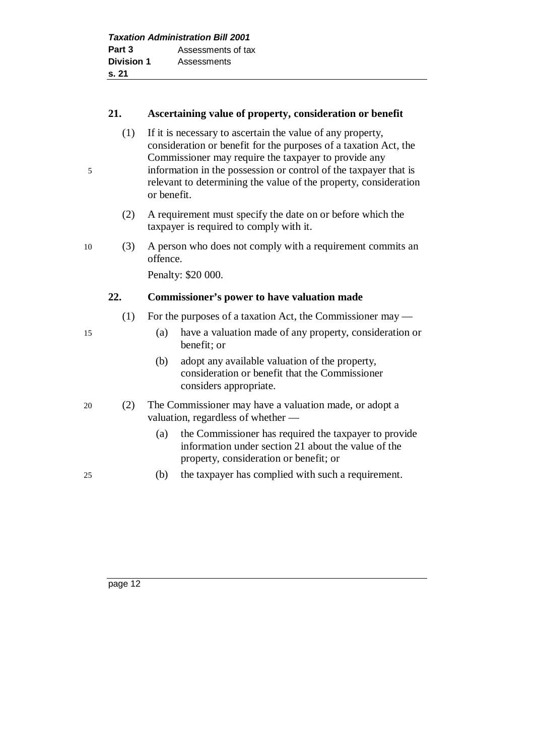### 21. Ascertaining value of property, consideration or benefit

(1) If it is necessary to ascertain the value of any property, consideration or benefit for the purposes of a taxation Act, the Commissioner may require the taxpayer to provide any information in the possession or control of the taxpayer that is relevant to determining the value of the property, consideration or benefit.

(2) A requirement must specify the date on or before which the taxpayer is required to comply with it.

(3) A person who does not comply with a requirement commits an offence.

Penalty: $20 000.

### 22. Commissioner's power to have valuation made

(1) For the purposes of a taxation Act, the Commissioner may —

- (a) have a valuation made of any property, consideration or benefit; or
- (b) adopt any available valuation of the property, consideration or benefit that the Commissioner considers appropriate.

(2) The Commissioner may have a valuation made, or adopt a valuation, regardless of whether —

- (a) the Commissioner has required the taxpayer to provide information under section 21 about the value of the property, consideration or benefit; or
- (b) the taxpayer has complied with such a requirement.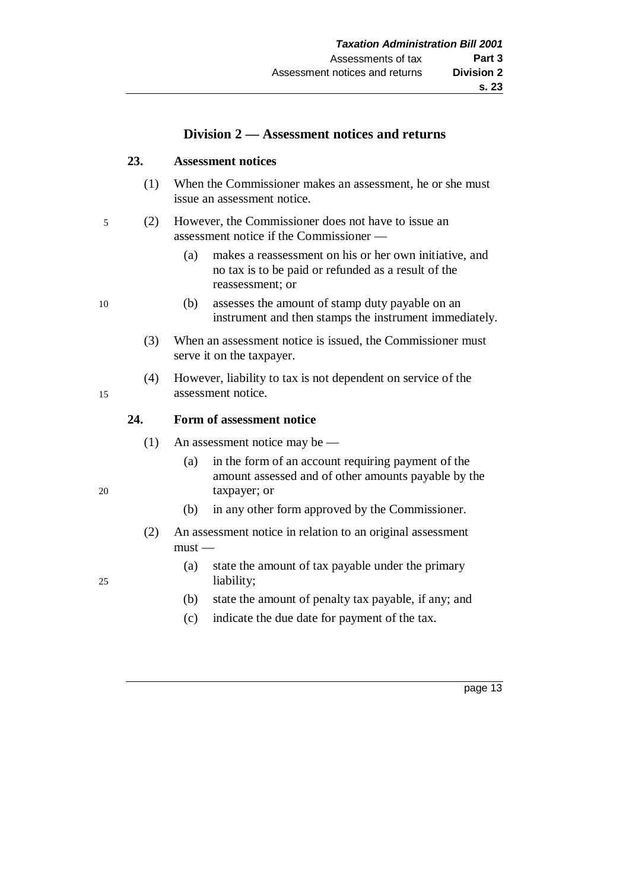## Division 2 — Assessment notices and returns

### 23. Assessment notices

(1) When the Commissioner makes an assessment, he or she must issue an assessment notice.

(2) However, the Commissioner does not have to issue an assessment notice if the Commissioner —

(a) makes a reassessment on his or her own initiative, and no tax is to be paid or refunded as a result of the reassessment; or

(b) assesses the amount of stamp duty payable on an instrument and then stamps the instrument immediately.

(3) When an assessment notice is issued, the Commissioner must serve it on the taxpayer.

(4) However, liability to tax is not dependent on service of the assessment notice.

### 24. Form of assessment notice

(1) An assessment notice may be —

(a) in the form of an account requiring payment of the amount assessed and of other amounts payable by the taxpayer; or

(b) in any other form approved by the Commissioner.

(2) An assessment notice in relation to an original assessment must —

(a) state the amount of tax payable under the primary liability;

(b) state the amount of penalty tax payable, if any; and

(c) indicate the due date for payment of the tax.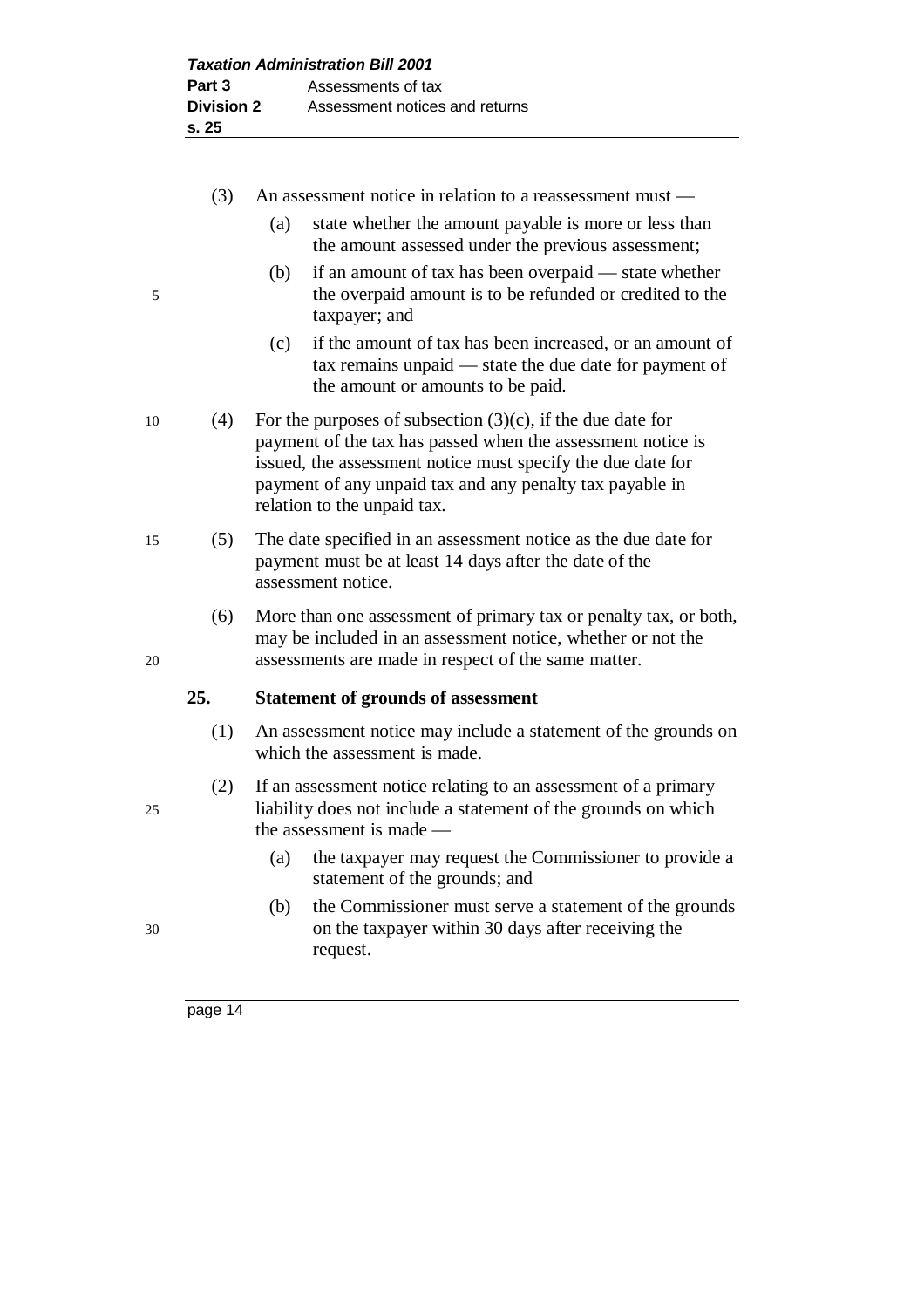(3) An assessment notice in relation to a reassessment must —

  (a) state whether the amount payable is more or less than the amount assessed under the previous assessment;

  (b) if an amount of tax has been overpaid — state whether the overpaid amount is to be refunded or credited to the taxpayer; and

  (c) if the amount of tax has been increased, or an amount of tax remains unpaid — state the due date for payment of the amount or amounts to be paid.

(4) For the purposes of subsection (3)(c), if the due date for payment of the tax has passed when the assessment notice is issued, the assessment notice must specify the due date for payment of any unpaid tax and any penalty tax payable in relation to the unpaid tax.

(5) The date specified in an assessment notice as the due date for payment must be at least 14 days after the date of the assessment notice.

(6) More than one assessment of primary tax or penalty tax, or both, may be included in an assessment notice, whether or not the assessments are made in respect of the same matter.

**25. Statement of grounds of assessment**

(1) An assessment notice may include a statement of the grounds on which the assessment is made.

(2) If an assessment notice relating to an assessment of a primary liability does not include a statement of the grounds on which the assessment is made —

  (a) the taxpayer may request the Commissioner to provide a statement of the grounds; and

  (b) the Commissioner must serve a statement of the grounds on the taxpayer within 30 days after receiving the request.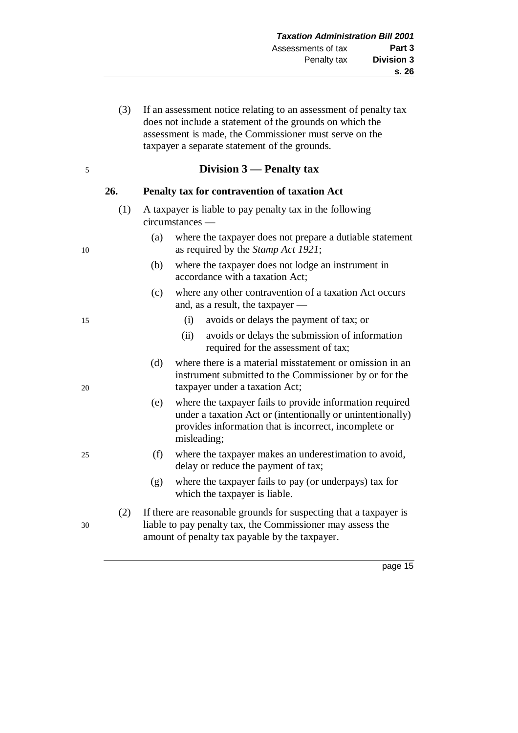(3) If an assessment notice relating to an assessment of penalty tax does not include a statement of the grounds on which the assessment is made, the Commissioner must serve on the taxpayer a separate statement of the grounds.

## Division 3 — Penalty tax

### 26. Penalty tax for contravention of taxation Act

(1) A taxpayer is liable to pay penalty tax in the following circumstances —

(a) where the taxpayer does not prepare a dutiable statement as required by the *Stamp Act 1921*;

(b) where the taxpayer does not lodge an instrument in accordance with a taxation Act;

(c) where any other contravention of a taxation Act occurs and, as a result, the taxpayer —

(i) avoids or delays the payment of tax; or

(ii) avoids or delays the submission of information required for the assessment of tax;

(d) where there is a material misstatement or omission in an instrument submitted to the Commissioner by or for the taxpayer under a taxation Act;

(e) where the taxpayer fails to provide information required under a taxation Act or (intentionally or unintentionally) provides information that is incorrect, incomplete or misleading;

(f) where the taxpayer makes an underestimation to avoid, delay or reduce the payment of tax;

(g) where the taxpayer fails to pay (or underpays) tax for which the taxpayer is liable.

(2) If there are reasonable grounds for suspecting that a taxpayer is liable to pay penalty tax, the Commissioner may assess the amount of penalty tax payable by the taxpayer.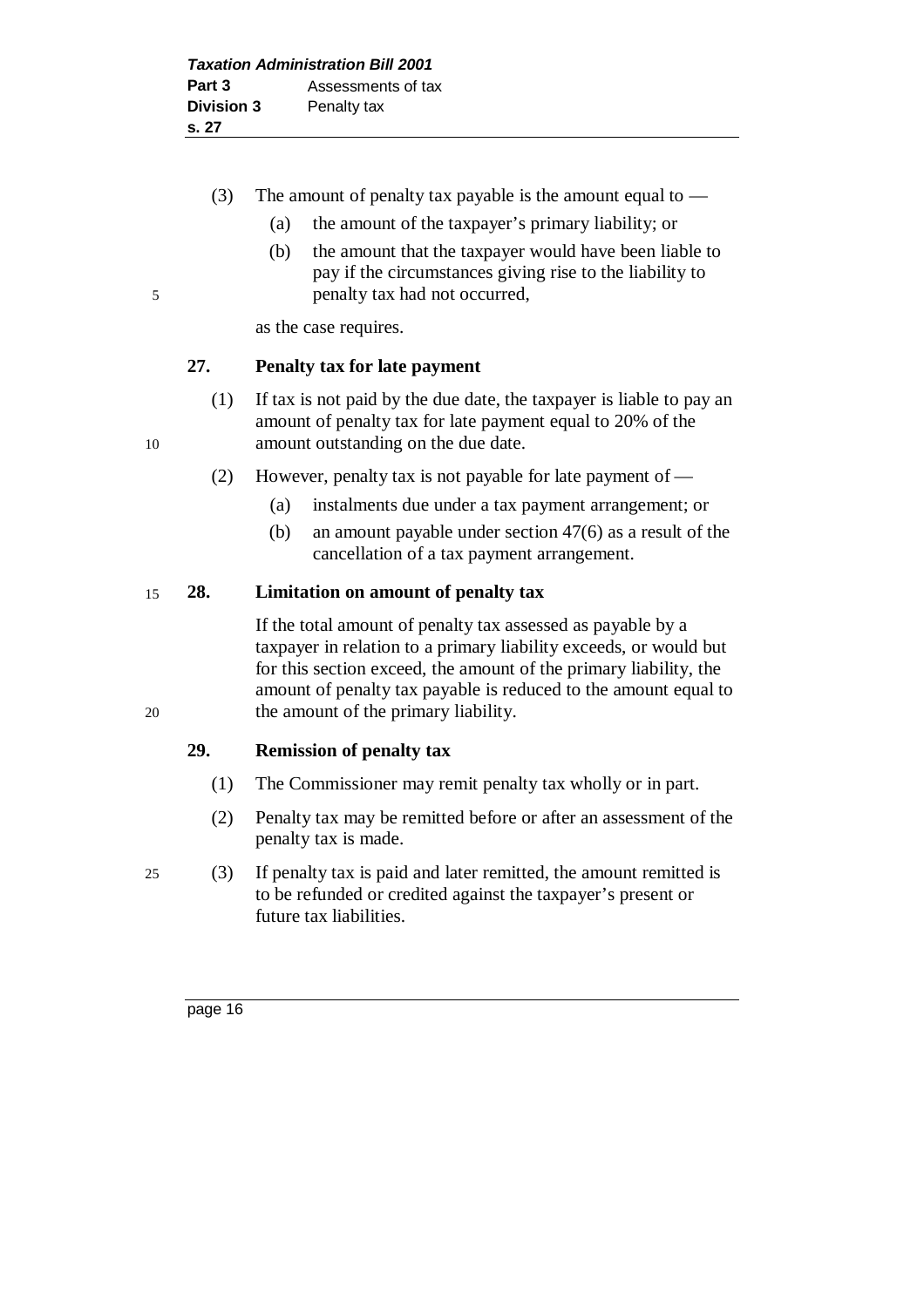(3) The amount of penalty tax payable is the amount equal to —

(a) the amount of the taxpayer's primary liability; or

(b) the amount that the taxpayer would have been liable to pay if the circumstances giving rise to the liability to penalty tax had not occurred,

as the case requires.

### 27. Penalty tax for late payment

(1) If tax is not paid by the due date, the taxpayer is liable to pay an amount of penalty tax for late payment equal to 20% of the amount outstanding on the due date.

(2) However, penalty tax is not payable for late payment of —

(a) instalments due under a tax payment arrangement; or

(b) an amount payable under section 47(6) as a result of the cancellation of a tax payment arrangement.

### 28. Limitation on amount of penalty tax

If the total amount of penalty tax assessed as payable by a taxpayer in relation to a primary liability exceeds, or would but for this section exceed, the amount of the primary liability, the amount of penalty tax payable is reduced to the amount equal to the amount of the primary liability.

### 29. Remission of penalty tax

(1) The Commissioner may remit penalty tax wholly or in part.

(2) Penalty tax may be remitted before or after an assessment of the penalty tax is made.

(3) If penalty tax is paid and later remitted, the amount remitted is to be refunded or credited against the taxpayer's present or future tax liabilities.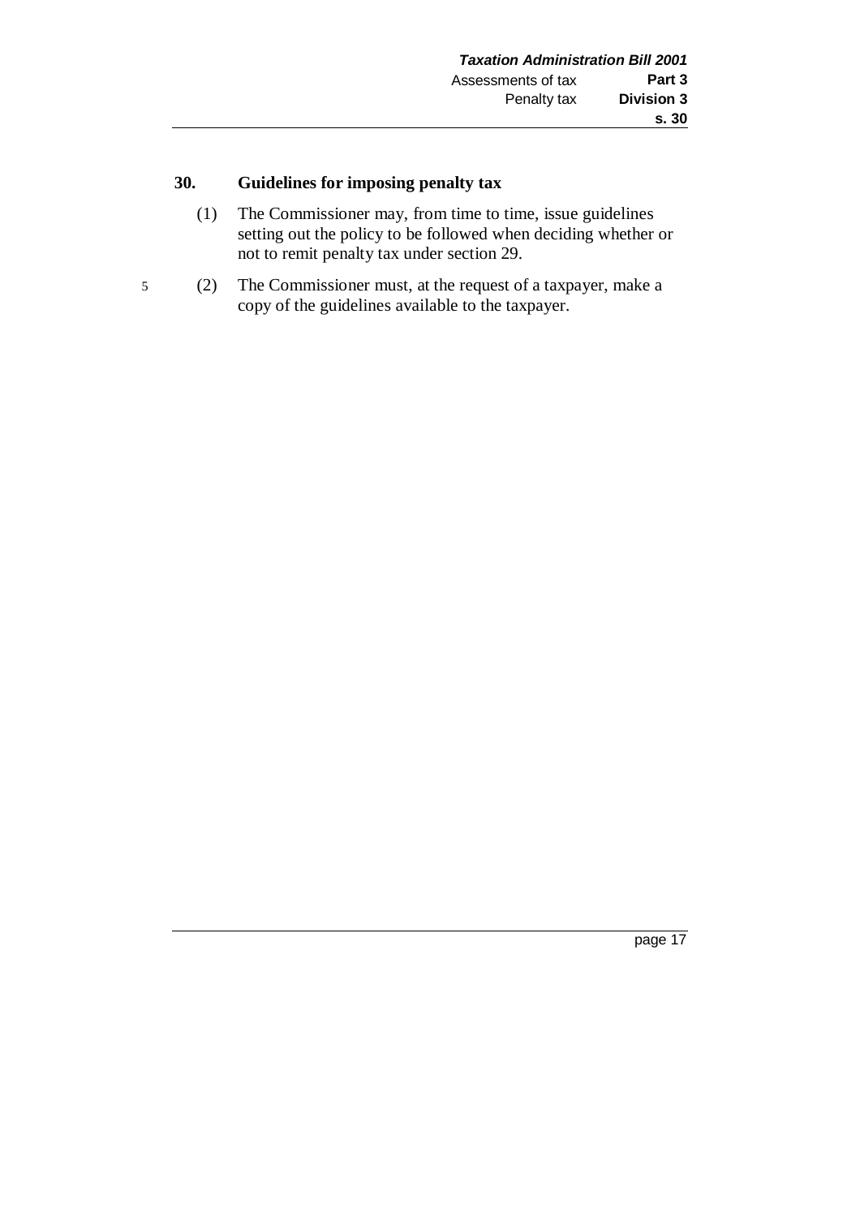### 30. Guidelines for imposing penalty tax

(1) The Commissioner may, from time to time, issue guidelines setting out the policy to be followed when deciding whether or not to remit penalty tax under section 29.

(2) The Commissioner must, at the request of a taxpayer, make a copy of the guidelines available to the taxpayer.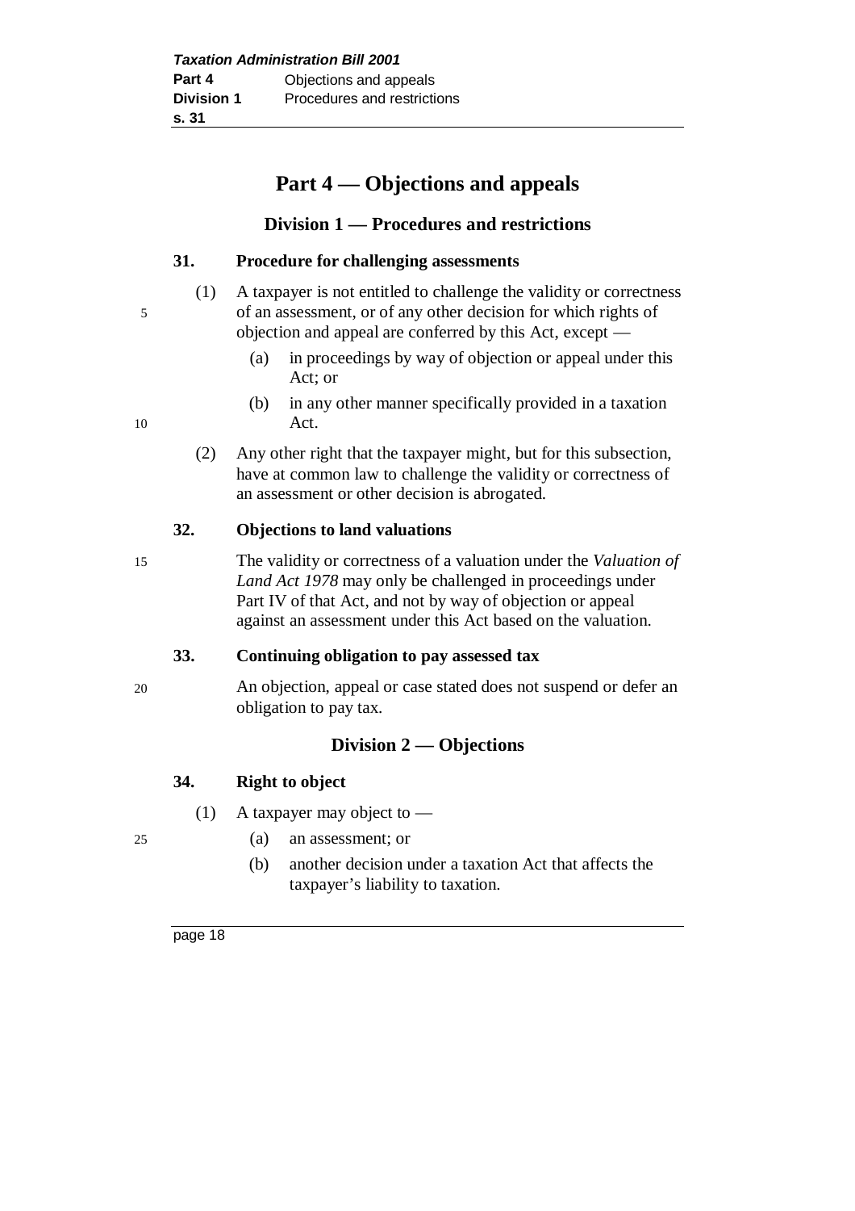# Part 4 — Objections and appeals

## Division 1 — Procedures and restrictions

### 31. Procedure for challenging assessments

(1) A taxpayer is not entitled to challenge the validity or correctness of an assessment, or of any other decision for which rights of objection and appeal are conferred by this Act, except —

- (a) in proceedings by way of objection or appeal under this Act; or
- (b) in any other manner specifically provided in a taxation Act.

(2) Any other right that the taxpayer might, but for this subsection, have at common law to challenge the validity or correctness of an assessment or other decision is abrogated.

### 32. Objections to land valuations

The validity or correctness of a valuation under the *Valuation of Land Act 1978* may only be challenged in proceedings under Part IV of that Act, and not by way of objection or appeal against an assessment under this Act based on the valuation.

### 33. Continuing obligation to pay assessed tax

An objection, appeal or case stated does not suspend or defer an obligation to pay tax.

## Division 2 — Objections

### 34. Right to object

(1) A taxpayer may object to —

- (a) an assessment; or
- (b) another decision under a taxation Act that affects the taxpayer's liability to taxation.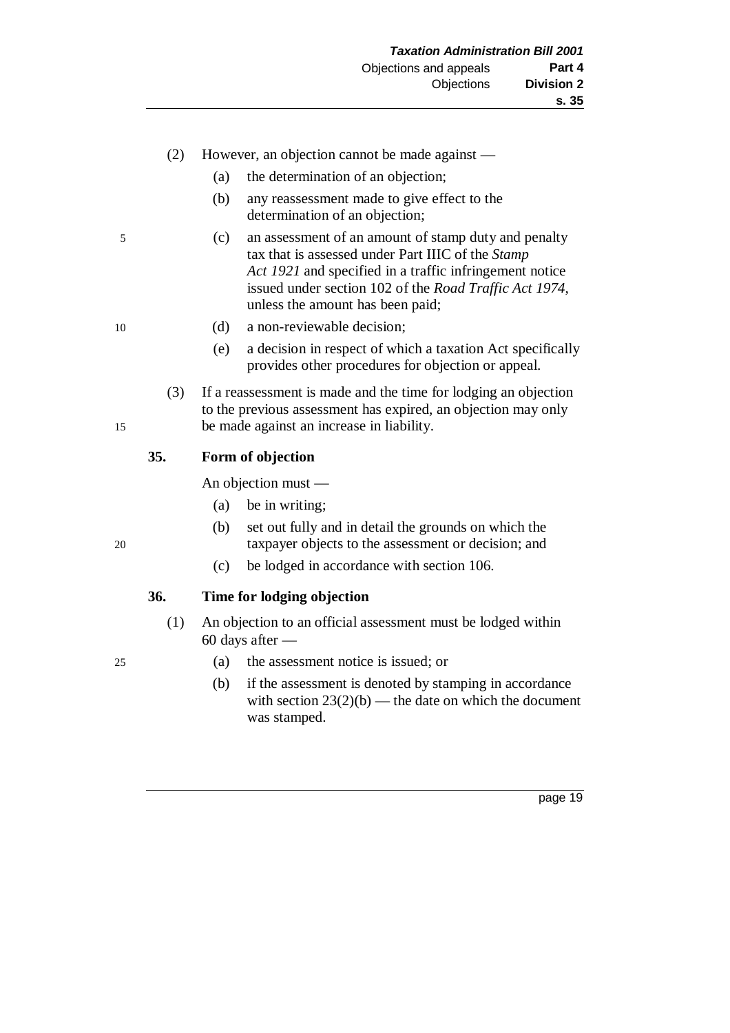(2) However, an objection cannot be made against —

  (a) the determination of an objection;

  (b) any reassessment made to give effect to the determination of an objection;

  (c) an assessment of an amount of stamp duty and penalty tax that is assessed under Part IIIC of the *Stamp Act 1921* and specified in a traffic infringement notice issued under section 102 of the *Road Traffic Act 1974*, unless the amount has been paid;

  (d) a non-reviewable decision;

  (e) a decision in respect of which a taxation Act specifically provides other procedures for objection or appeal.

(3) If a reassessment is made and the time for lodging an objection to the previous assessment has expired, an objection may only be made against an increase in liability.

### 35. Form of objection

An objection must —

  (a) be in writing;

  (b) set out fully and in detail the grounds on which the taxpayer objects to the assessment or decision; and

  (c) be lodged in accordance with section 106.

### 36. Time for lodging objection

(1) An objection to an official assessment must be lodged within 60 days after —

  (a) the assessment notice is issued; or

  (b) if the assessment is denoted by stamping in accordance with section 23(2)(b) — the date on which the document was stamped.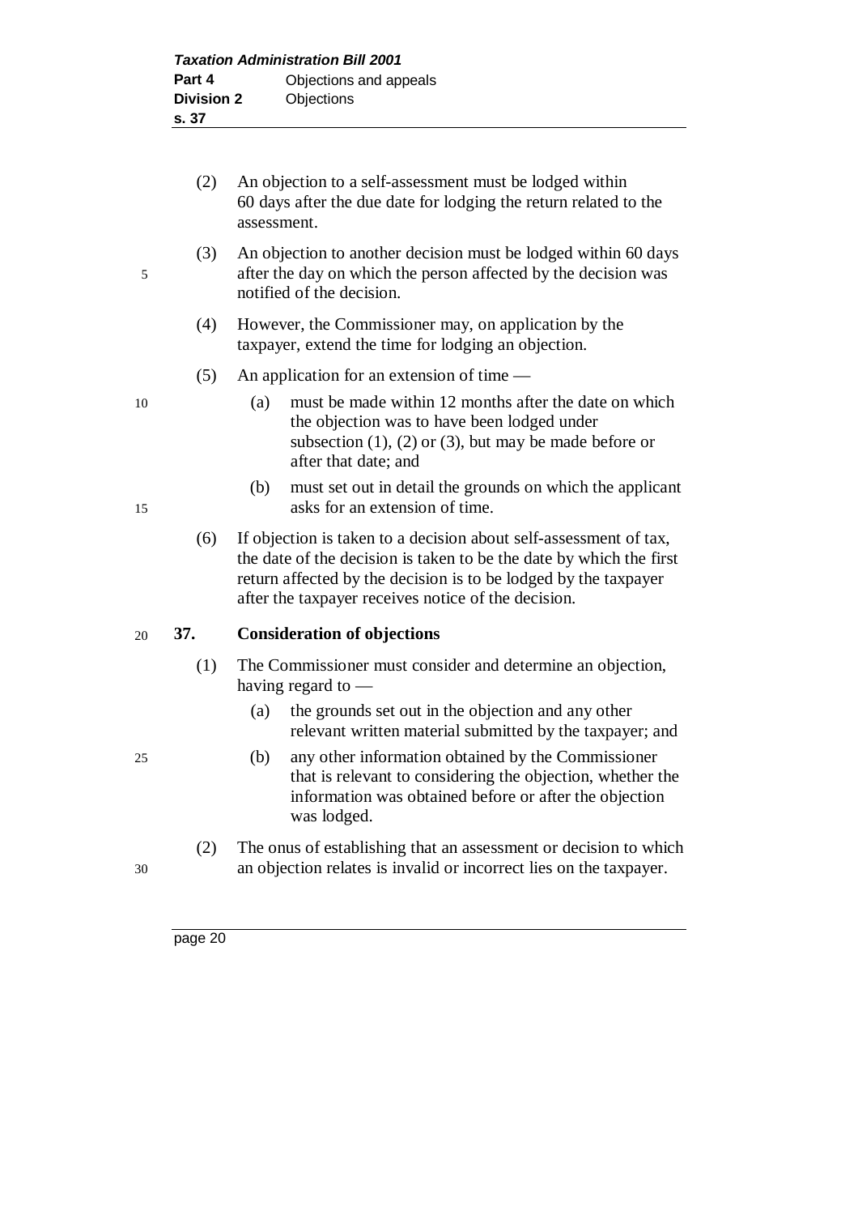(2) An objection to a self-assessment must be lodged within 60 days after the due date for lodging the return related to the assessment.

(3) An objection to another decision must be lodged within 60 days after the day on which the person affected by the decision was notified of the decision.

(4) However, the Commissioner may, on application by the taxpayer, extend the time for lodging an objection.

(5) An application for an extension of time —

(a) must be made within 12 months after the date on which the objection was to have been lodged under subsection (1), (2) or (3), but may be made before or after that date; and

(b) must set out in detail the grounds on which the applicant asks for an extension of time.

(6) If objection is taken to a decision about self-assessment of tax, the date of the decision is taken to be the date by which the first return affected by the decision is to be lodged by the taxpayer after the taxpayer receives notice of the decision.

## 37. Consideration of objections

(1) The Commissioner must consider and determine an objection, having regard to —

(a) the grounds set out in the objection and any other relevant written material submitted by the taxpayer; and

(b) any other information obtained by the Commissioner that is relevant to considering the objection, whether the information was obtained before or after the objection was lodged.

(2) The onus of establishing that an assessment or decision to which an objection relates is invalid or incorrect lies on the taxpayer.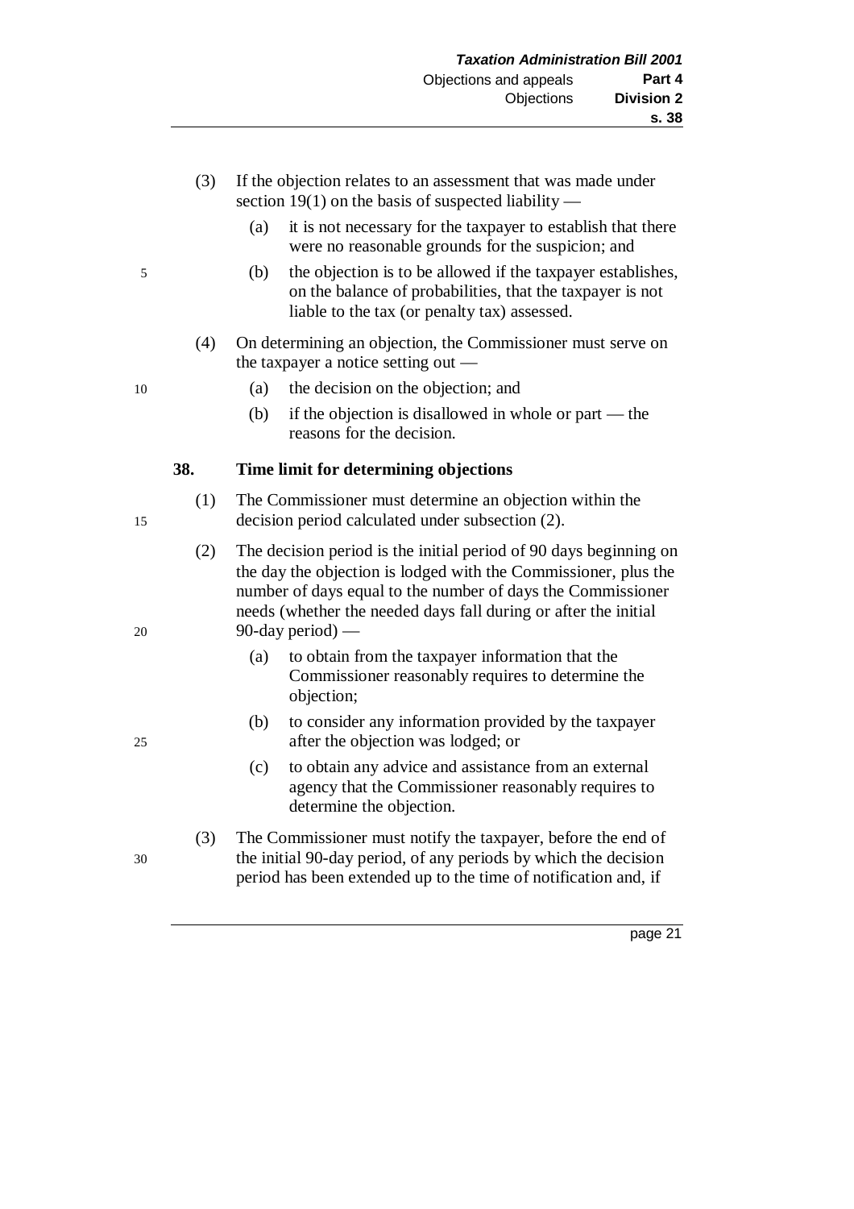(3) If the objection relates to an assessment that was made under section 19(1) on the basis of suspected liability —

(a) it is not necessary for the taxpayer to establish that there were no reasonable grounds for the suspicion; and

(b) the objection is to be allowed if the taxpayer establishes, on the balance of probabilities, that the taxpayer is not liable to the tax (or penalty tax) assessed.

(4) On determining an objection, the Commissioner must serve on the taxpayer a notice setting out —

(a) the decision on the objection; and

(b) if the objection is disallowed in whole or part — the reasons for the decision.

**38. Time limit for determining objections**

(1) The Commissioner must determine an objection within the decision period calculated under subsection (2).

(2) The decision period is the initial period of 90 days beginning on the day the objection is lodged with the Commissioner, plus the number of days equal to the number of days the Commissioner needs (whether the needed days fall during or after the initial 90-day period) —

(a) to obtain from the taxpayer information that the Commissioner reasonably requires to determine the objection;

(b) to consider any information provided by the taxpayer after the objection was lodged; or

(c) to obtain any advice and assistance from an external agency that the Commissioner reasonably requires to determine the objection.

(3) The Commissioner must notify the taxpayer, before the end of the initial 90-day period, of any periods by which the decision period has been extended up to the time of notification and, if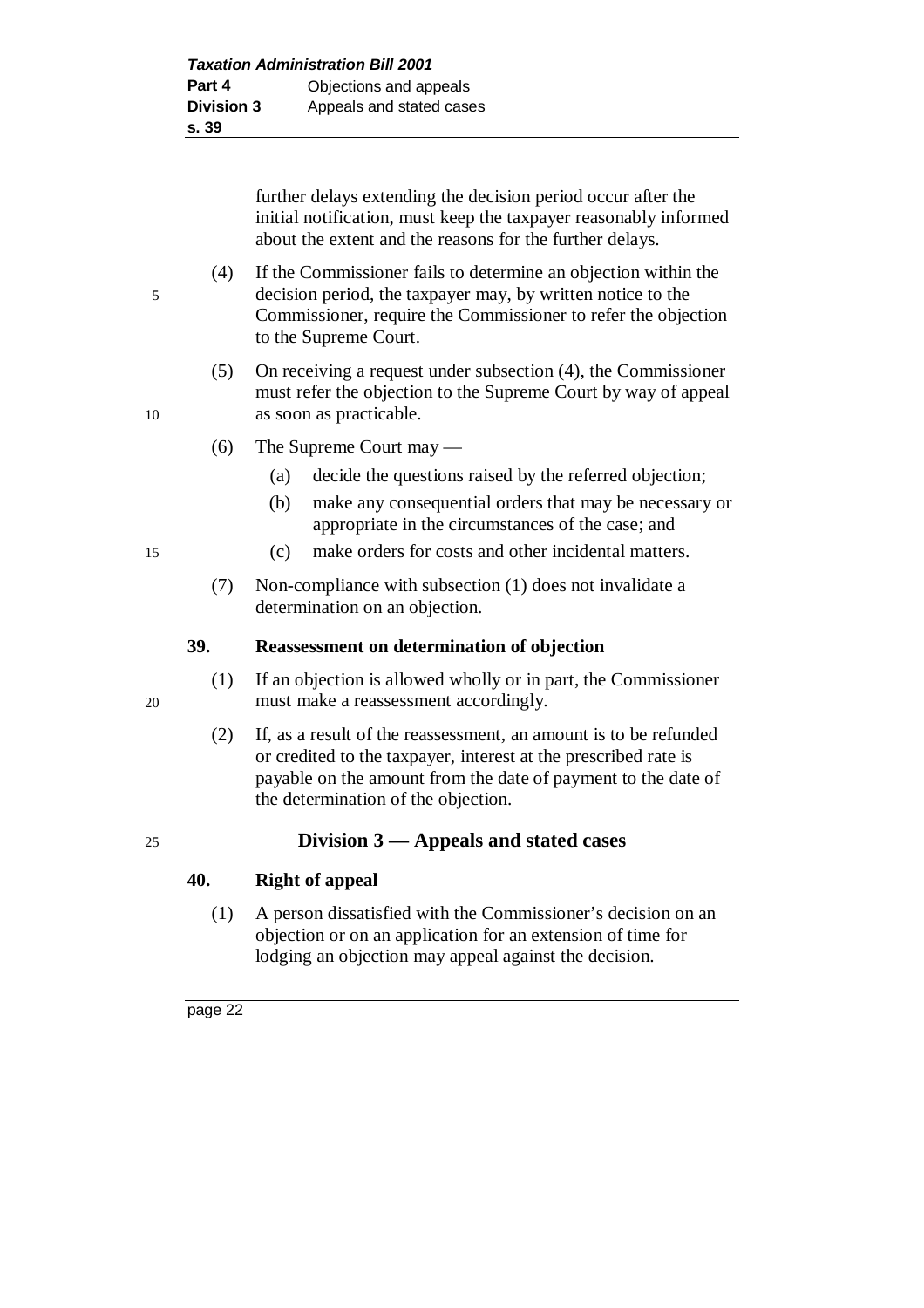further delays extending the decision period occur after the initial notification, must keep the taxpayer reasonably informed about the extent and the reasons for the further delays.

(4) If the Commissioner fails to determine an objection within the decision period, the taxpayer may, by written notice to the Commissioner, require the Commissioner to refer the objection to the Supreme Court.

(5) On receiving a request under subsection (4), the Commissioner must refer the objection to the Supreme Court by way of appeal as soon as practicable.

(6) The Supreme Court may —

(a) decide the questions raised by the referred objection;

(b) make any consequential orders that may be necessary or appropriate in the circumstances of the case; and

(c) make orders for costs and other incidental matters.

(7) Non-compliance with subsection (1) does not invalidate a determination on an objection.

**39. Reassessment on determination of objection**

(1) If an objection is allowed wholly or in part, the Commissioner must make a reassessment accordingly.

(2) If, as a result of the reassessment, an amount is to be refunded or credited to the taxpayer, interest at the prescribed rate is payable on the amount from the date of payment to the date of the determination of the objection.

## Division 3 — Appeals and stated cases

**40. Right of appeal**

(1) A person dissatisfied with the Commissioner's decision on an objection or on an application for an extension of time for lodging an objection may appeal against the decision.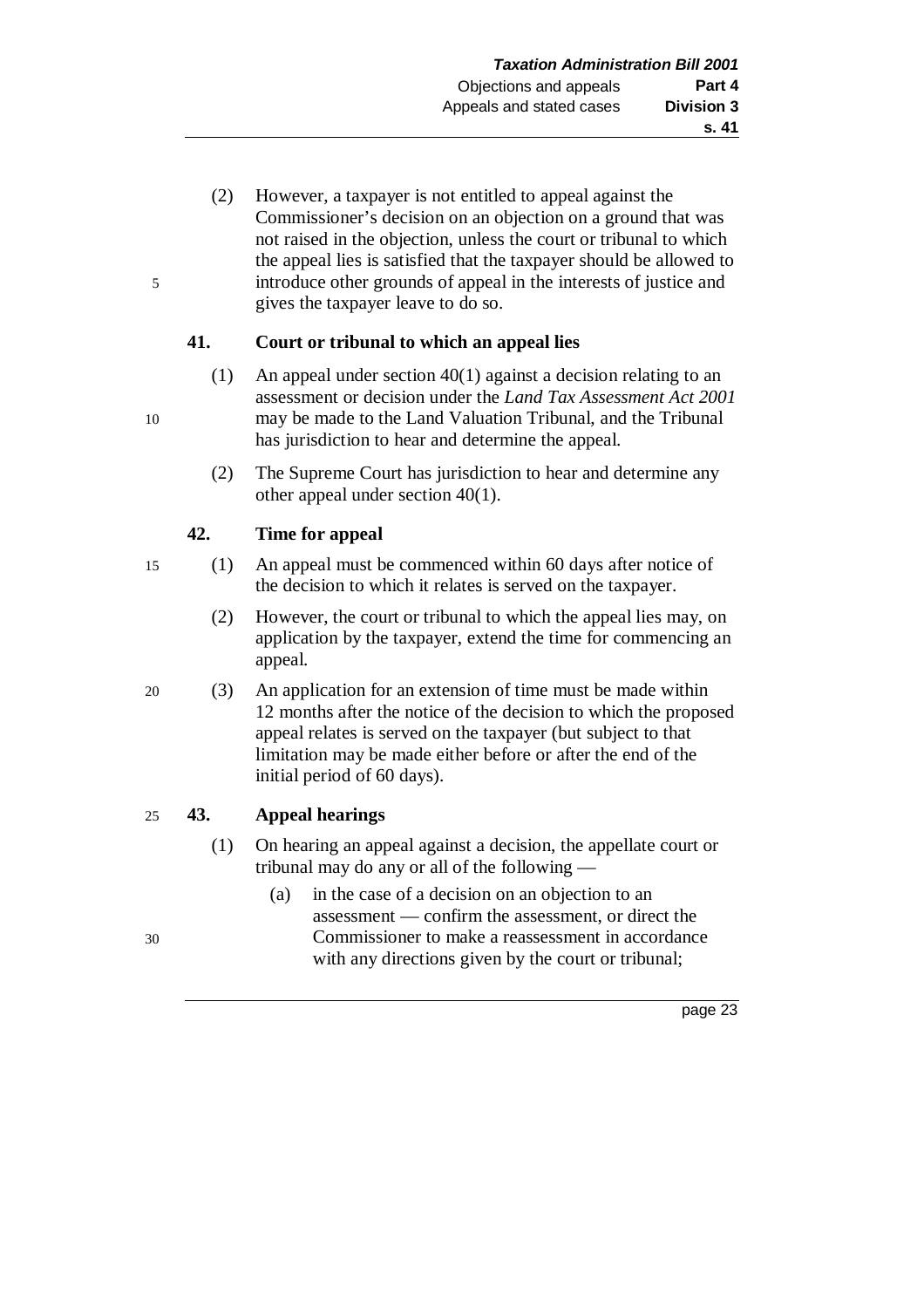(2) However, a taxpayer is not entitled to appeal against the Commissioner's decision on an objection on a ground that was not raised in the objection, unless the court or tribunal to which the appeal lies is satisfied that the taxpayer should be allowed to introduce other grounds of appeal in the interests of justice and gives the taxpayer leave to do so.

### 41. Court or tribunal to which an appeal lies

(1) An appeal under section 40(1) against a decision relating to an assessment or decision under the *Land Tax Assessment Act 2001* may be made to the Land Valuation Tribunal, and the Tribunal has jurisdiction to hear and determine the appeal.

(2) The Supreme Court has jurisdiction to hear and determine any other appeal under section 40(1).

### 42. Time for appeal

(1) An appeal must be commenced within 60 days after notice of the decision to which it relates is served on the taxpayer.

(2) However, the court or tribunal to which the appeal lies may, on application by the taxpayer, extend the time for commencing an appeal.

(3) An application for an extension of time must be made within 12 months after the notice of the decision to which the proposed appeal relates is served on the taxpayer (but subject to that limitation may be made either before or after the end of the initial period of 60 days).

### 43. Appeal hearings

(1) On hearing an appeal against a decision, the appellate court or tribunal may do any or all of the following —

(a) in the case of a decision on an objection to an assessment — confirm the assessment, or direct the Commissioner to make a reassessment in accordance with any directions given by the court or tribunal;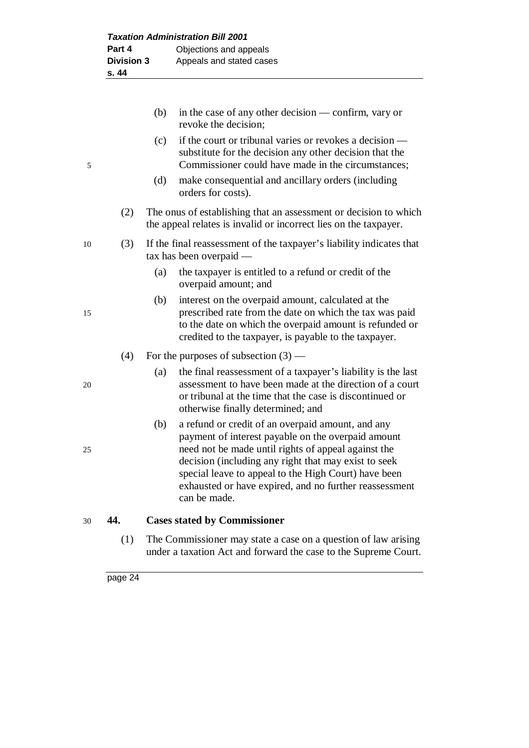(b) in the case of any other decision — confirm, vary or revoke the decision;

(c) if the court or tribunal varies or revokes a decision — substitute for the decision any other decision that the Commissioner could have made in the circumstances;

(d) make consequential and ancillary orders (including orders for costs).

(2) The onus of establishing that an assessment or decision to which the appeal relates is invalid or incorrect lies on the taxpayer.

(3) If the final reassessment of the taxpayer's liability indicates that tax has been overpaid —

(a) the taxpayer is entitled to a refund or credit of the overpaid amount; and

(b) interest on the overpaid amount, calculated at the prescribed rate from the date on which the tax was paid to the date on which the overpaid amount is refunded or credited to the taxpayer, is payable to the taxpayer.

(4) For the purposes of subsection (3) —

(a) the final reassessment of a taxpayer's liability is the last assessment to have been made at the direction of a court or tribunal at the time that the case is discontinued or otherwise finally determined; and

(b) a refund or credit of an overpaid amount, and any payment of interest payable on the overpaid amount need not be made until rights of appeal against the decision (including any right that may exist to seek special leave to appeal to the High Court) have been exhausted or have expired, and no further reassessment can be made.

**44. Cases stated by Commissioner**

(1) The Commissioner may state a case on a question of law arising under a taxation Act and forward the case to the Supreme Court.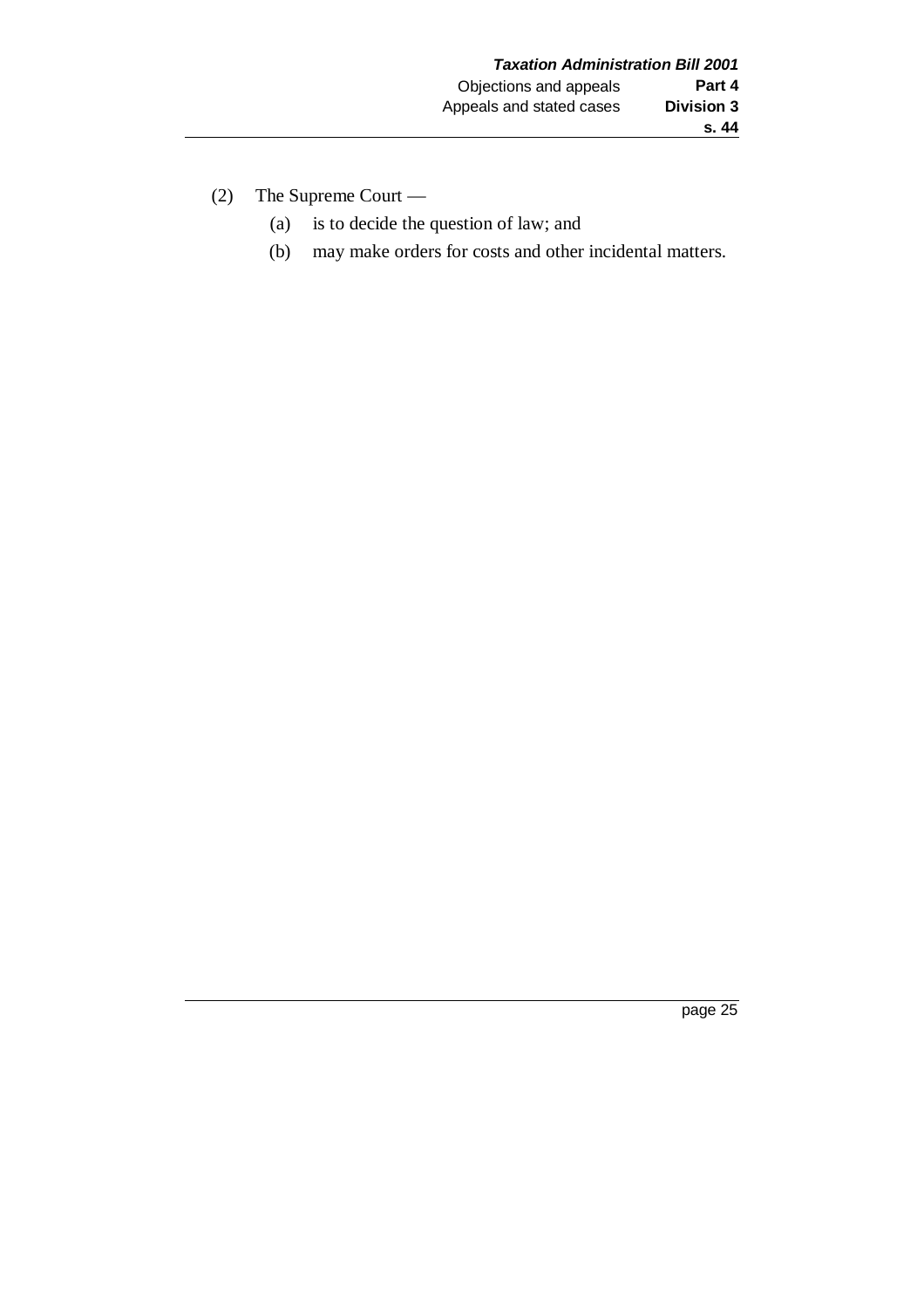(2) The Supreme Court —

  (a) is to decide the question of law; and

  (b) may make orders for costs and other incidental matters.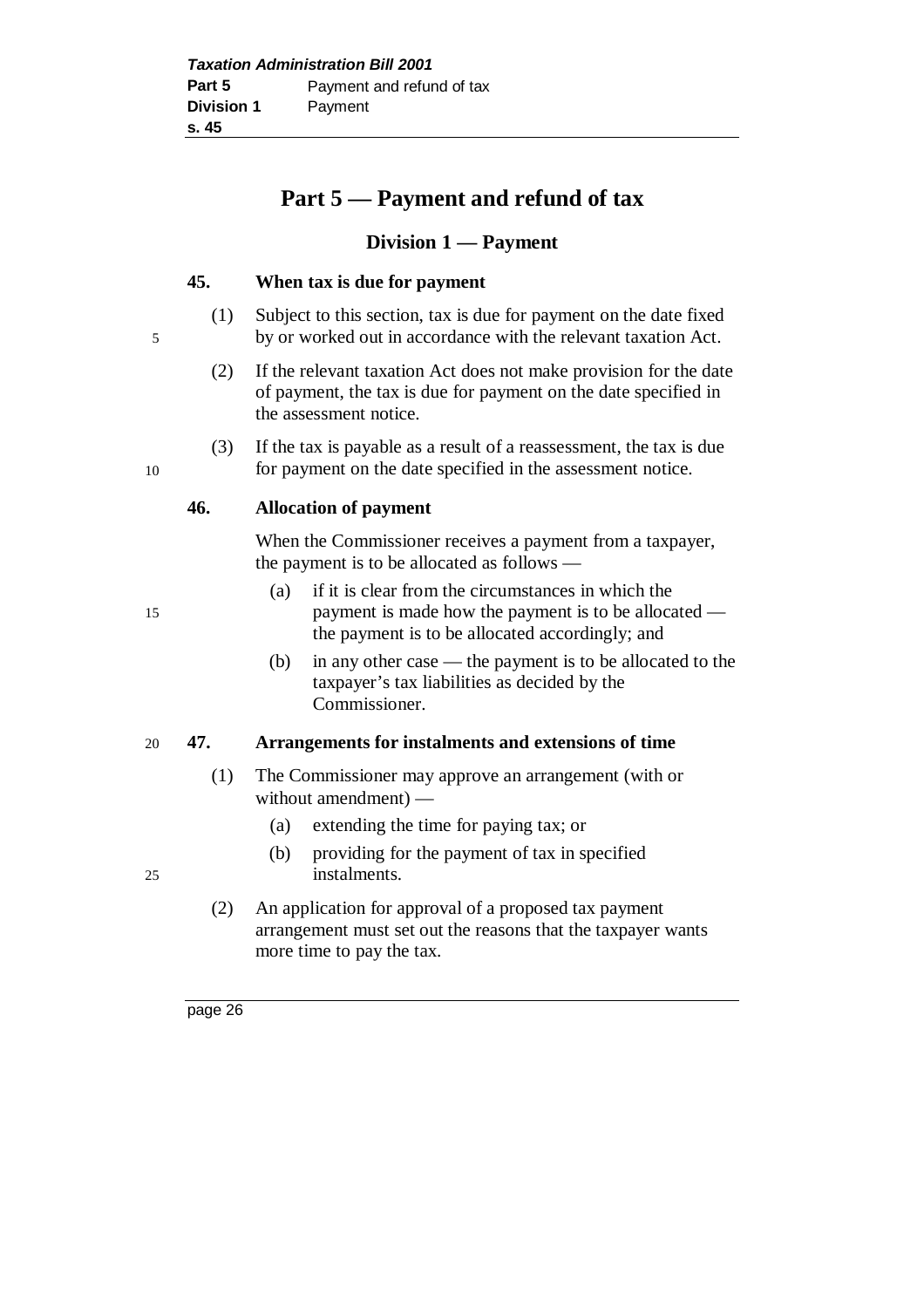# Part 5 — Payment and refund of tax

## Division 1 — Payment

### 45. When tax is due for payment

(1) Subject to this section, tax is due for payment on the date fixed by or worked out in accordance with the relevant taxation Act.

(2) If the relevant taxation Act does not make provision for the date of payment, the tax is due for payment on the date specified in the assessment notice.

(3) If the tax is payable as a result of a reassessment, the tax is due for payment on the date specified in the assessment notice.

### 46. Allocation of payment

When the Commissioner receives a payment from a taxpayer, the payment is to be allocated as follows —

- (a) if it is clear from the circumstances in which the payment is made how the payment is to be allocated — the payment is to be allocated accordingly; and
- (b) in any other case — the payment is to be allocated to the taxpayer's tax liabilities as decided by the Commissioner.

### 47. Arrangements for instalments and extensions of time

(1) The Commissioner may approve an arrangement (with or without amendment) —

- (a) extending the time for paying tax; or
- (b) providing for the payment of tax in specified instalments.

(2) An application for approval of a proposed tax payment arrangement must set out the reasons that the taxpayer wants more time to pay the tax.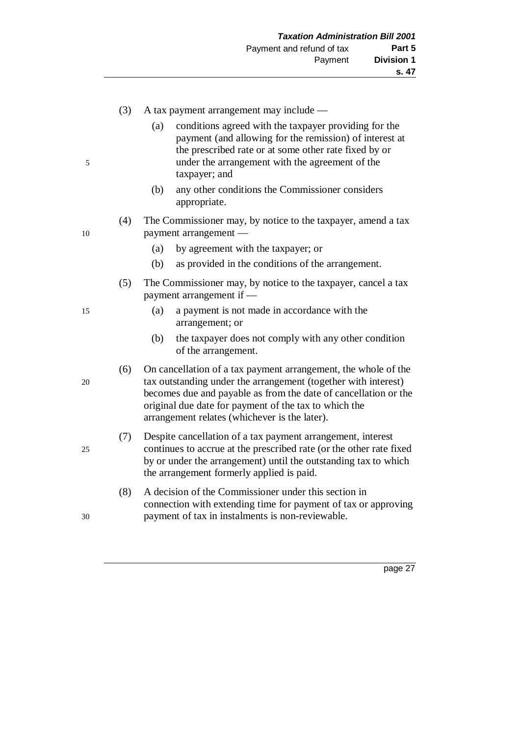(3) A tax payment arrangement may include —

(a) conditions agreed with the taxpayer providing for the payment (and allowing for the remission) of interest at the prescribed rate or at some other rate fixed by or under the arrangement with the agreement of the taxpayer; and

(b) any other conditions the Commissioner considers appropriate.

(4) The Commissioner may, by notice to the taxpayer, amend a tax payment arrangement —

(a) by agreement with the taxpayer; or

(b) as provided in the conditions of the arrangement.

(5) The Commissioner may, by notice to the taxpayer, cancel a tax payment arrangement if —

(a) a payment is not made in accordance with the arrangement; or

(b) the taxpayer does not comply with any other condition of the arrangement.

(6) On cancellation of a tax payment arrangement, the whole of the tax outstanding under the arrangement (together with interest) becomes due and payable as from the date of cancellation or the original due date for payment of the tax to which the arrangement relates (whichever is the later).

(7) Despite cancellation of a tax payment arrangement, interest continues to accrue at the prescribed rate (or the other rate fixed by or under the arrangement) until the outstanding tax to which the arrangement formerly applied is paid.

(8) A decision of the Commissioner under this section in connection with extending time for payment of tax or approving payment of tax in instalments is non-reviewable.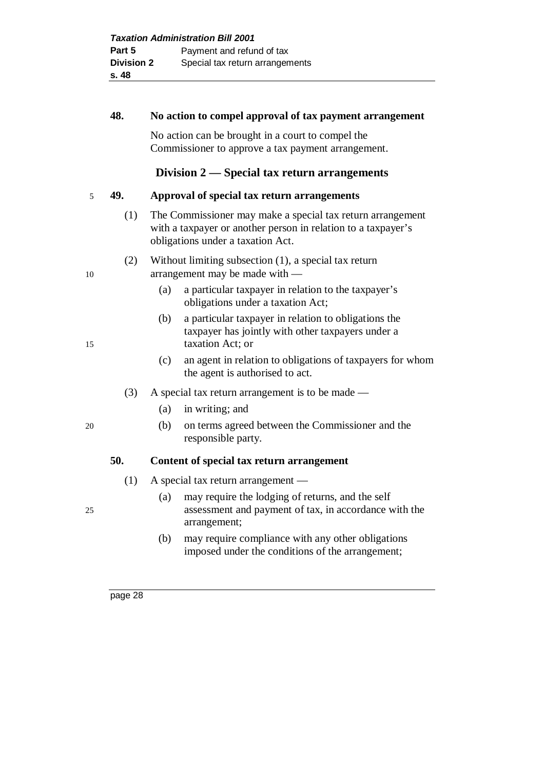**48. No action to compel approval of tax payment arrangement**

No action can be brought in a court to compel the Commissioner to approve a tax payment arrangement.

## Division 2 — Special tax return arrangements

**49. Approval of special tax return arrangements**

(1) The Commissioner may make a special tax return arrangement with a taxpayer or another person in relation to a taxpayer's obligations under a taxation Act.

(2) Without limiting subsection (1), a special tax return arrangement may be made with —

(a) a particular taxpayer in relation to the taxpayer's obligations under a taxation Act;

(b) a particular taxpayer in relation to obligations the taxpayer has jointly with other taxpayers under a taxation Act; or

(c) an agent in relation to obligations of taxpayers for whom the agent is authorised to act.

(3) A special tax return arrangement is to be made —

(a) in writing; and

(b) on terms agreed between the Commissioner and the responsible party.

**50. Content of special tax return arrangement**

(1) A special tax return arrangement —

(a) may require the lodging of returns, and the self assessment and payment of tax, in accordance with the arrangement;

(b) may require compliance with any other obligations imposed under the conditions of the arrangement;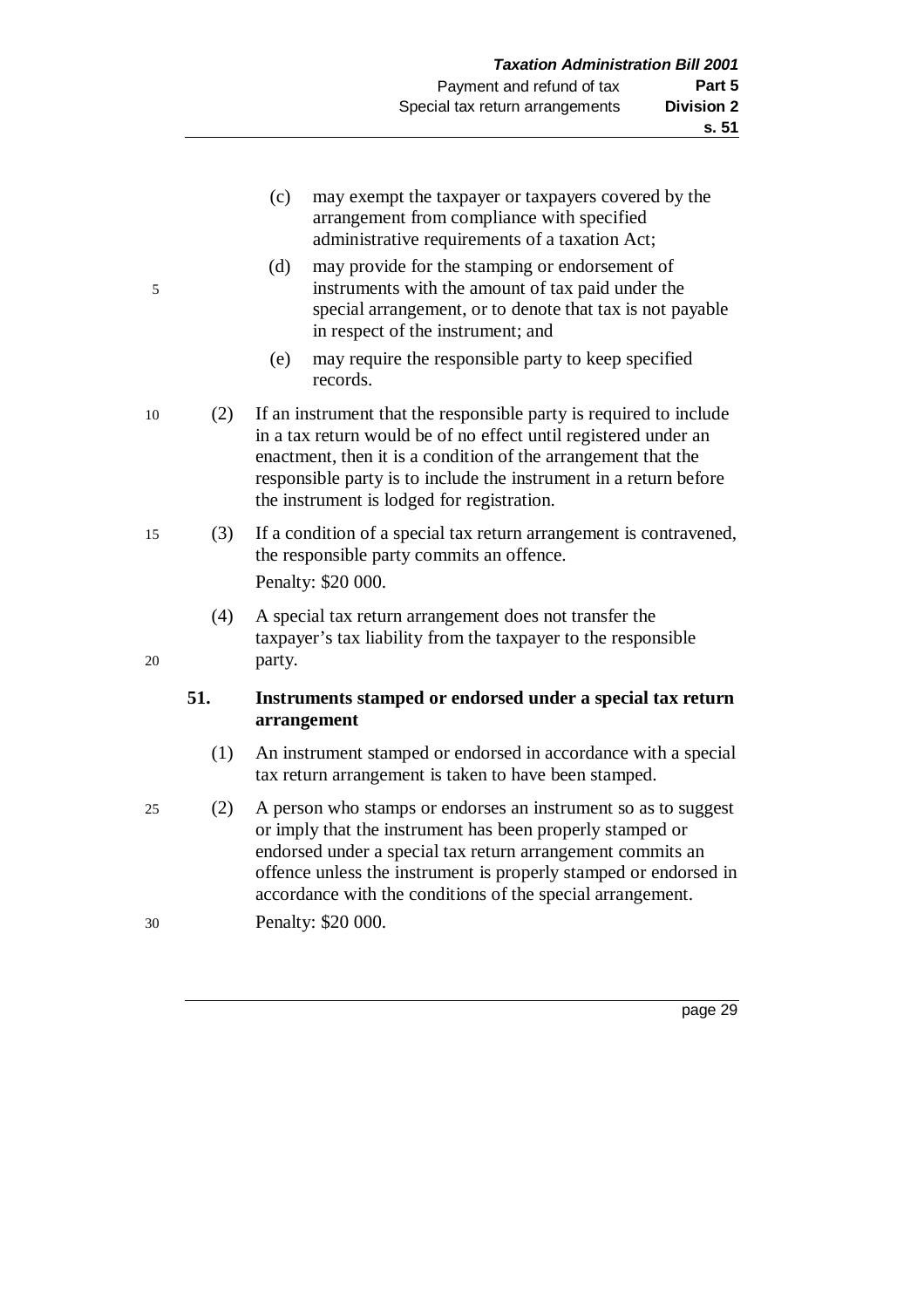(c) may exempt the taxpayer or taxpayers covered by the arrangement from compliance with specified administrative requirements of a taxation Act;

(d) may provide for the stamping or endorsement of instruments with the amount of tax paid under the special arrangement, or to denote that tax is not payable in respect of the instrument; and

(e) may require the responsible party to keep specified records.

(2) If an instrument that the responsible party is required to include in a tax return would be of no effect until registered under an enactment, then it is a condition of the arrangement that the responsible party is to include the instrument in a return before the instrument is lodged for registration.

(3) If a condition of a special tax return arrangement is contravened, the responsible party commits an offence.

Penalty: $20 000.

(4) A special tax return arrangement does not transfer the taxpayer's tax liability from the taxpayer to the responsible party.

### 51. Instruments stamped or endorsed under a special tax return arrangement

(1) An instrument stamped or endorsed in accordance with a special tax return arrangement is taken to have been stamped.

(2) A person who stamps or endorses an instrument so as to suggest or imply that the instrument has been properly stamped or endorsed under a special tax return arrangement commits an offence unless the instrument is properly stamped or endorsed in accordance with the conditions of the special arrangement.

Penalty: $20 000.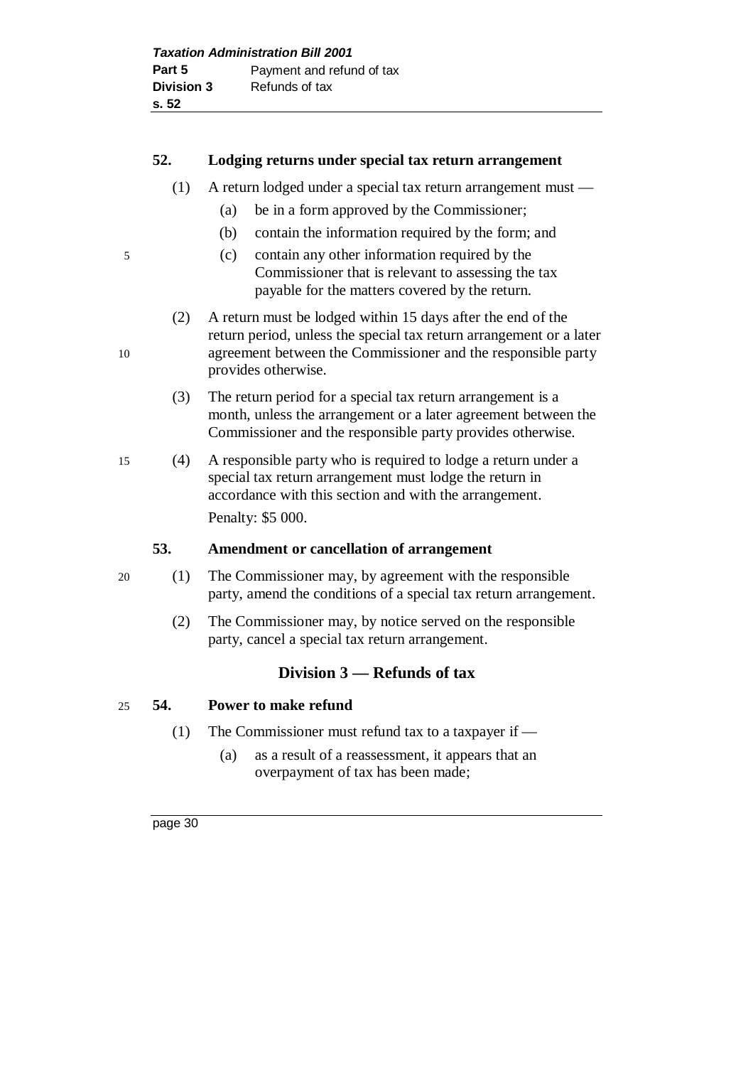### 52. Lodging returns under special tax return arrangement

(1) A return lodged under a special tax return arrangement must —

- (a) be in a form approved by the Commissioner;
- (b) contain the information required by the form; and
- (c) contain any other information required by the Commissioner that is relevant to assessing the tax payable for the matters covered by the return.

(2) A return must be lodged within 15 days after the end of the return period, unless the special tax return arrangement or a later agreement between the Commissioner and the responsible party provides otherwise.

(3) The return period for a special tax return arrangement is a month, unless the arrangement or a later agreement between the Commissioner and the responsible party provides otherwise.

(4) A responsible party who is required to lodge a return under a special tax return arrangement must lodge the return in accordance with this section and with the arrangement.

Penalty: $5 000.

### 53. Amendment or cancellation of arrangement

(1) The Commissioner may, by agreement with the responsible party, amend the conditions of a special tax return arrangement.

(2) The Commissioner may, by notice served on the responsible party, cancel a special tax return arrangement.

## Division 3 — Refunds of tax

### 54. Power to make refund

(1) The Commissioner must refund tax to a taxpayer if —

- (a) as a result of a reassessment, it appears that an overpayment of tax has been made;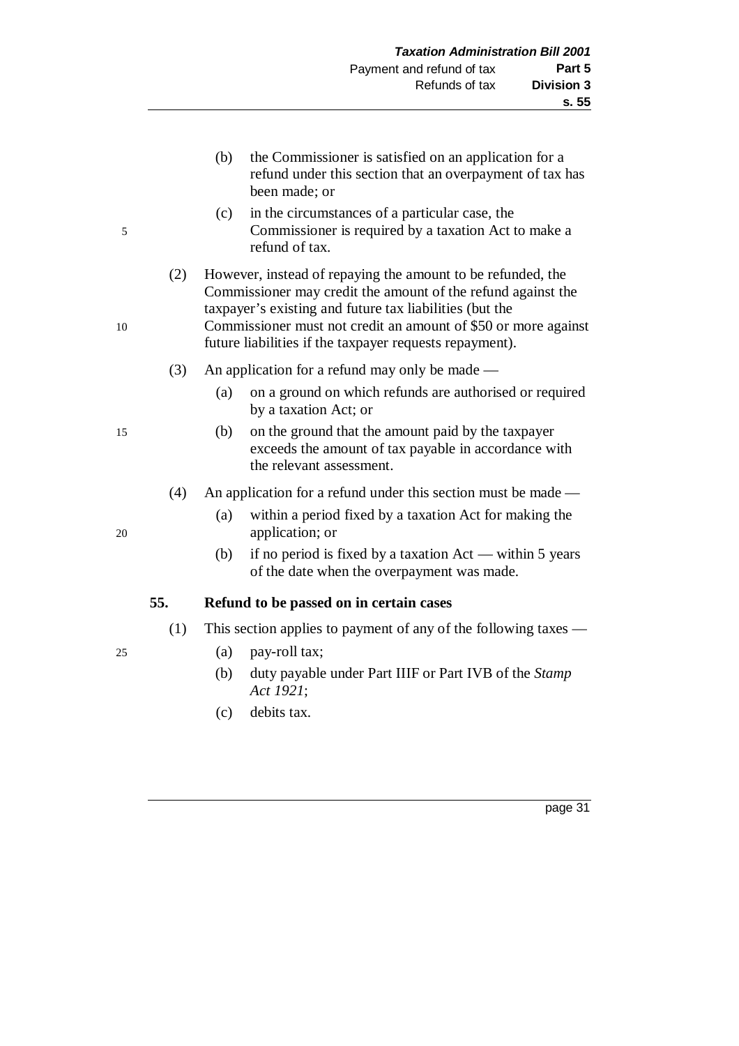(b) the Commissioner is satisfied on an application for a refund under this section that an overpayment of tax has been made; or

(c) in the circumstances of a particular case, the Commissioner is required by a taxation Act to make a refund of tax.

(2) However, instead of repaying the amount to be refunded, the Commissioner may credit the amount of the refund against the taxpayer's existing and future tax liabilities (but the Commissioner must not credit an amount of $50 or more against future liabilities if the taxpayer requests repayment).

(3) An application for a refund may only be made —

(a) on a ground on which refunds are authorised or required by a taxation Act; or

(b) on the ground that the amount paid by the taxpayer exceeds the amount of tax payable in accordance with the relevant assessment.

(4) An application for a refund under this section must be made —

(a) within a period fixed by a taxation Act for making the application; or

(b) if no period is fixed by a taxation Act — within 5 years of the date when the overpayment was made.

### 55. Refund to be passed on in certain cases

(1) This section applies to payment of any of the following taxes —

(a) pay-roll tax;

(b) duty payable under Part IIIF or Part IVB of the *Stamp Act 1921*;

(c) debits tax.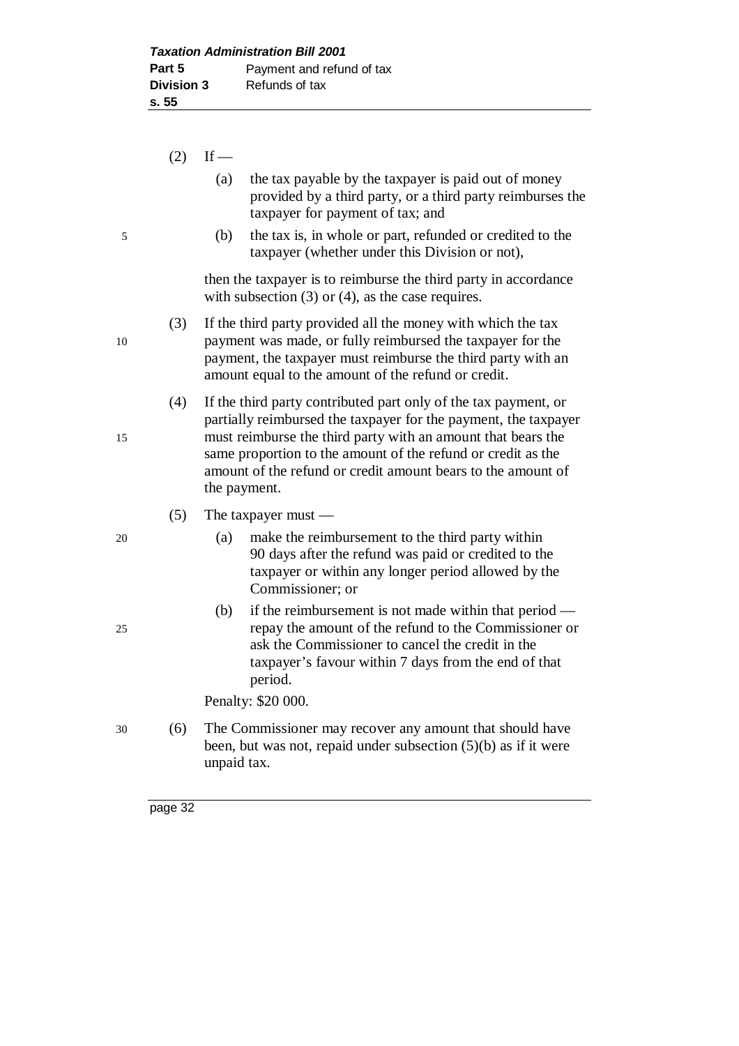(2) If —

(a) the tax payable by the taxpayer is paid out of money provided by a third party, or a third party reimburses the taxpayer for payment of tax; and

(b) the tax is, in whole or part, refunded or credited to the taxpayer (whether under this Division or not),

then the taxpayer is to reimburse the third party in accordance with subsection (3) or (4), as the case requires.

(3) If the third party provided all the money with which the tax payment was made, or fully reimbursed the taxpayer for the payment, the taxpayer must reimburse the third party with an amount equal to the amount of the refund or credit.

(4) If the third party contributed part only of the tax payment, or partially reimbursed the taxpayer for the payment, the taxpayer must reimburse the third party with an amount that bears the same proportion to the amount of the refund or credit as the amount of the refund or credit amount bears to the amount of the payment.

(5) The taxpayer must —

(a) make the reimbursement to the third party within 90 days after the refund was paid or credited to the taxpayer or within any longer period allowed by the Commissioner; or

(b) if the reimbursement is not made within that period — repay the amount of the refund to the Commissioner or ask the Commissioner to cancel the credit in the taxpayer's favour within 7 days from the end of that period.

Penalty: $20 000.

(6) The Commissioner may recover any amount that should have been, but was not, repaid under subsection (5)(b) as if it were unpaid tax.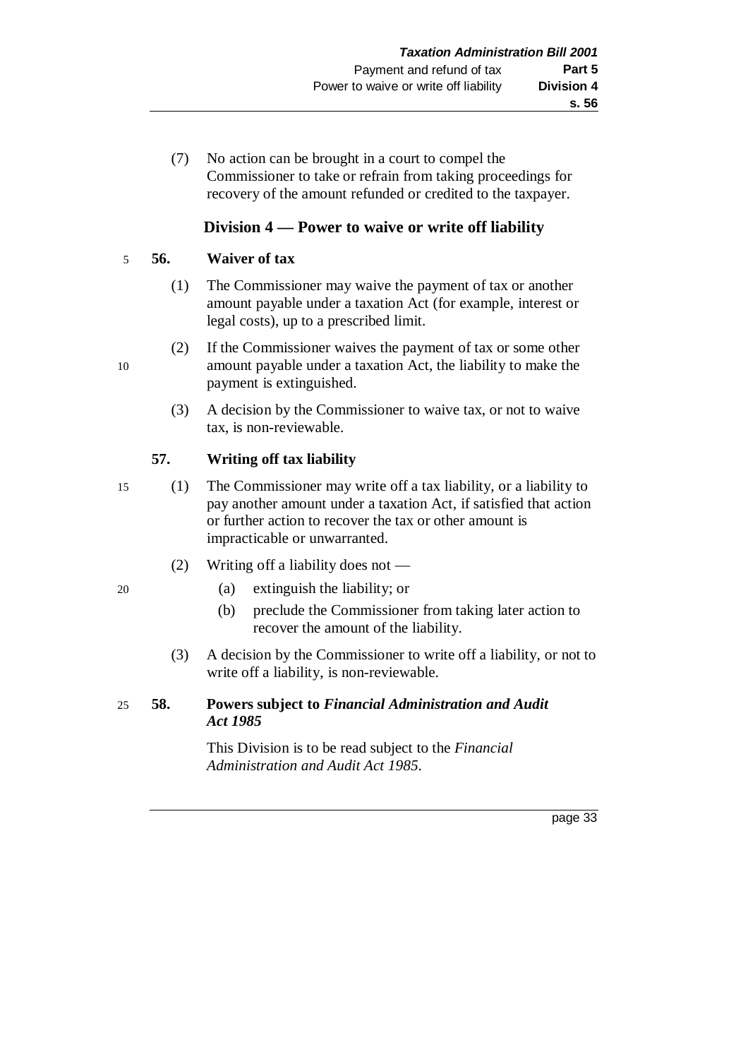(7) No action can be brought in a court to compel the Commissioner to take or refrain from taking proceedings for recovery of the amount refunded or credited to the taxpayer.

## Division 4 — Power to waive or write off liability

### 56. Waiver of tax

(1) The Commissioner may waive the payment of tax or another amount payable under a taxation Act (for example, interest or legal costs), up to a prescribed limit.

(2) If the Commissioner waives the payment of tax or some other amount payable under a taxation Act, the liability to make the payment is extinguished.

(3) A decision by the Commissioner to waive tax, or not to waive tax, is non-reviewable.

### 57. Writing off tax liability

(1) The Commissioner may write off a tax liability, or a liability to pay another amount under a taxation Act, if satisfied that action or further action to recover the tax or other amount is impracticable or unwarranted.

(2) Writing off a liability does not —

(a) extinguish the liability; or

(b) preclude the Commissioner from taking later action to recover the amount of the liability.

(3) A decision by the Commissioner to write off a liability, or not to write off a liability, is non-reviewable.

### 58. Powers subject to *Financial Administration and Audit Act 1985*

This Division is to be read subject to the *Financial Administration and Audit Act 1985*.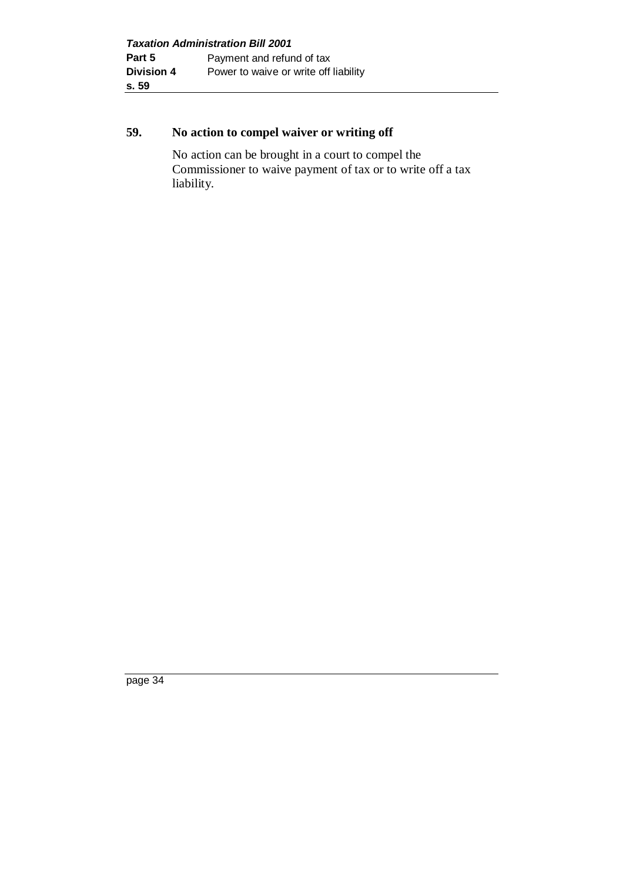## 59. No action to compel waiver or writing off

No action can be brought in a court to compel the Commissioner to waive payment of tax or to write off a tax liability.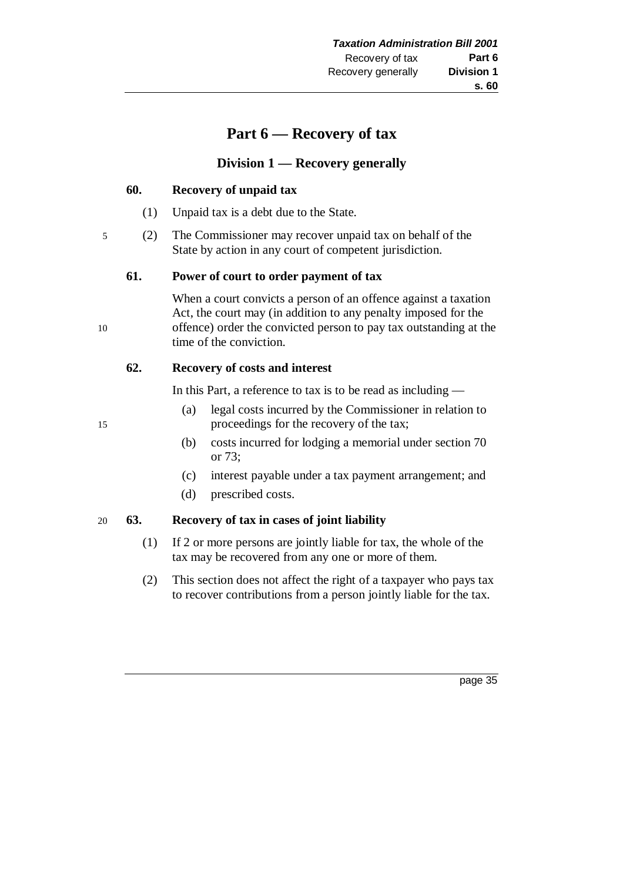# Part 6 — Recovery of tax

## Division 1 — Recovery generally

### 60. Recovery of unpaid tax

(1) Unpaid tax is a debt due to the State.

(2) The Commissioner may recover unpaid tax on behalf of the State by action in any court of competent jurisdiction.

### 61. Power of court to order payment of tax

When a court convicts a person of an offence against a taxation Act, the court may (in addition to any penalty imposed for the offence) order the convicted person to pay tax outstanding at the time of the conviction.

### 62. Recovery of costs and interest

In this Part, a reference to tax is to be read as including —

(a) legal costs incurred by the Commissioner in relation to proceedings for the recovery of the tax;

(b) costs incurred for lodging a memorial under section 70 or 73;

(c) interest payable under a tax payment arrangement; and

(d) prescribed costs.

### 63. Recovery of tax in cases of joint liability

(1) If 2 or more persons are jointly liable for tax, the whole of the tax may be recovered from any one or more of them.

(2) This section does not affect the right of a taxpayer who pays tax to recover contributions from a person jointly liable for the tax.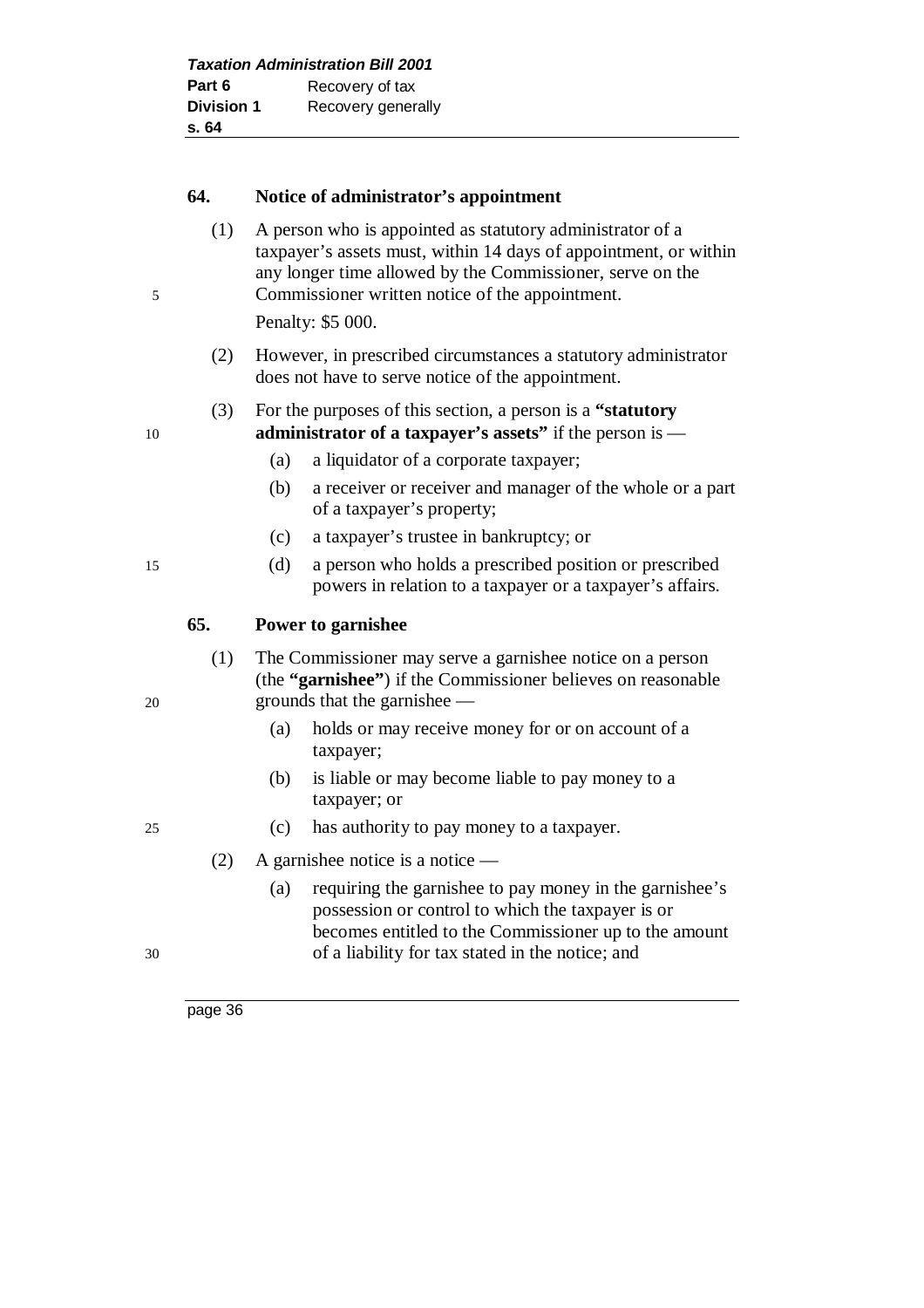## 64. Notice of administrator's appointment

(1) A person who is appointed as statutory administrator of a taxpayer's assets must, within 14 days of appointment, or within any longer time allowed by the Commissioner, serve on the Commissioner written notice of the appointment.

Penalty: $5 000.

(2) However, in prescribed circumstances a statutory administrator does not have to serve notice of the appointment.

(3) For the purposes of this section, a person is a **"statutory administrator of a taxpayer's assets"** if the person is —

- (a) a liquidator of a corporate taxpayer;
- (b) a receiver or receiver and manager of the whole or a part of a taxpayer's property;
- (c) a taxpayer's trustee in bankruptcy; or
- (d) a person who holds a prescribed position or prescribed powers in relation to a taxpayer or a taxpayer's affairs.

## 65. Power to garnishee

(1) The Commissioner may serve a garnishee notice on a person (the **"garnishee"**) if the Commissioner believes on reasonable grounds that the garnishee —

- (a) holds or may receive money for or on account of a taxpayer;
- (b) is liable or may become liable to pay money to a taxpayer; or
- (c) has authority to pay money to a taxpayer.

(2) A garnishee notice is a notice —

- (a) requiring the garnishee to pay money in the garnishee's possession or control to which the taxpayer is or becomes entitled to the Commissioner up to the amount of a liability for tax stated in the notice; and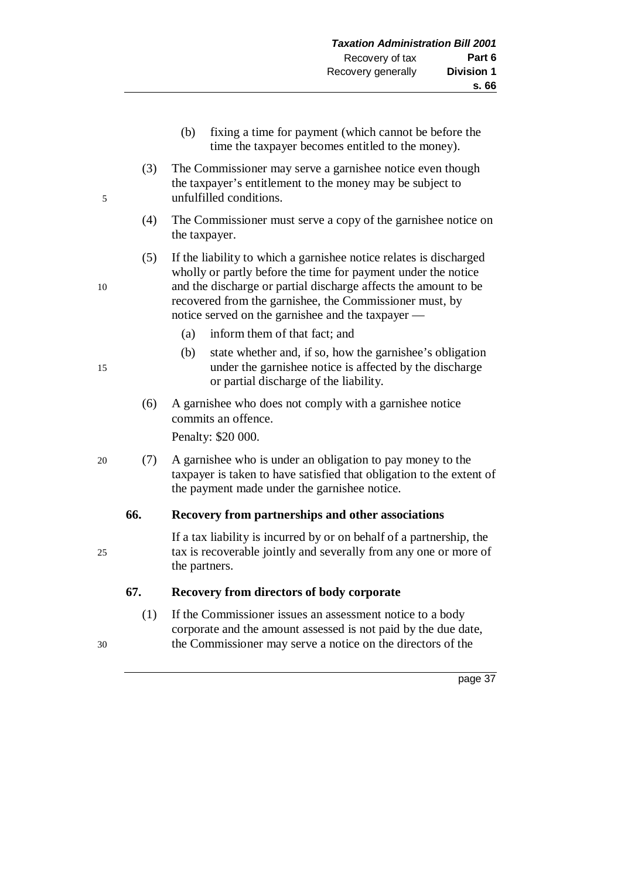(b) fixing a time for payment (which cannot be before the time the taxpayer becomes entitled to the money).

(3) The Commissioner may serve a garnishee notice even though the taxpayer's entitlement to the money may be subject to unfulfilled conditions.

(4) The Commissioner must serve a copy of the garnishee notice on the taxpayer.

(5) If the liability to which a garnishee notice relates is discharged wholly or partly before the time for payment under the notice and the discharge or partial discharge affects the amount to be recovered from the garnishee, the Commissioner must, by notice served on the garnishee and the taxpayer —

(a) inform them of that fact; and

(b) state whether and, if so, how the garnishee's obligation under the garnishee notice is affected by the discharge or partial discharge of the liability.

(6) A garnishee who does not comply with a garnishee notice commits an offence.

Penalty: $20 000.

(7) A garnishee who is under an obligation to pay money to the taxpayer is taken to have satisfied that obligation to the extent of the payment made under the garnishee notice.

### 66. Recovery from partnerships and other associations

If a tax liability is incurred by or on behalf of a partnership, the tax is recoverable jointly and severally from any one or more of the partners.

### 67. Recovery from directors of body corporate

(1) If the Commissioner issues an assessment notice to a body corporate and the amount assessed is not paid by the due date, the Commissioner may serve a notice on the directors of the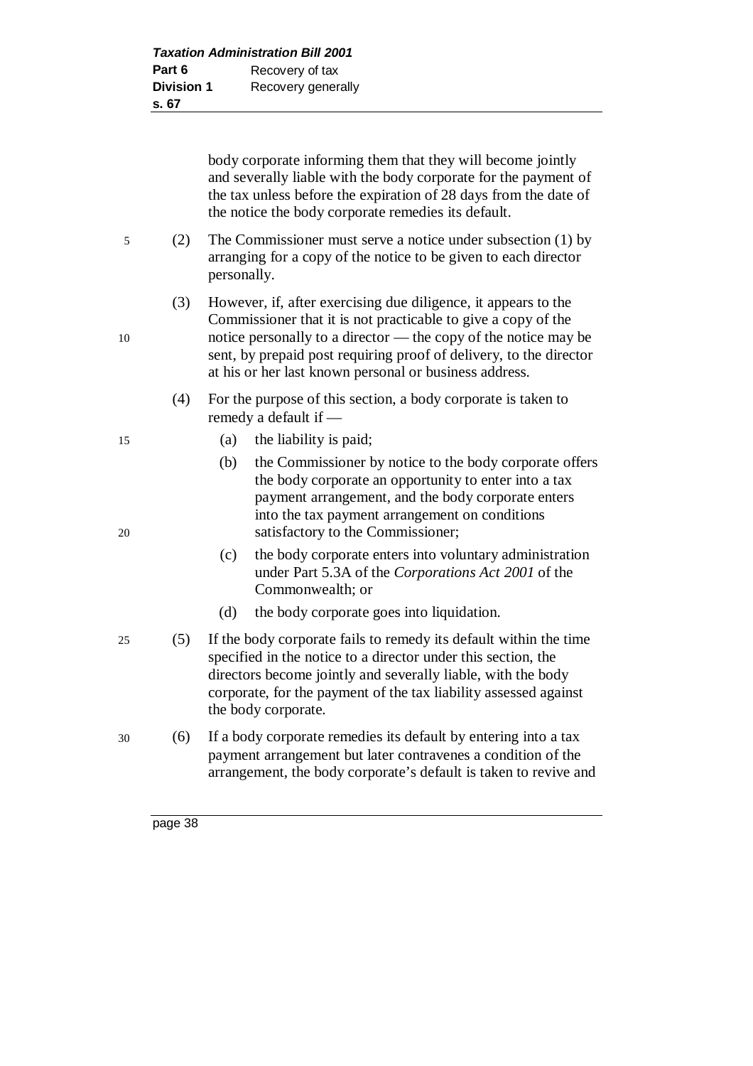body corporate informing them that they will become jointly and severally liable with the body corporate for the payment of the tax unless before the expiration of 28 days from the date of the notice the body corporate remedies its default.

(2) The Commissioner must serve a notice under subsection (1) by arranging for a copy of the notice to be given to each director personally.

(3) However, if, after exercising due diligence, it appears to the Commissioner that it is not practicable to give a copy of the notice personally to a director — the copy of the notice may be sent, by prepaid post requiring proof of delivery, to the director at his or her last known personal or business address.

(4) For the purpose of this section, a body corporate is taken to remedy a default if —

(a) the liability is paid;

(b) the Commissioner by notice to the body corporate offers the body corporate an opportunity to enter into a tax payment arrangement, and the body corporate enters into the tax payment arrangement on conditions satisfactory to the Commissioner;

(c) the body corporate enters into voluntary administration under Part 5.3A of the *Corporations Act 2001* of the Commonwealth; or

(d) the body corporate goes into liquidation.

(5) If the body corporate fails to remedy its default within the time specified in the notice to a director under this section, the directors become jointly and severally liable, with the body corporate, for the payment of the tax liability assessed against the body corporate.

(6) If a body corporate remedies its default by entering into a tax payment arrangement but later contravenes a condition of the arrangement, the body corporate's default is taken to revive and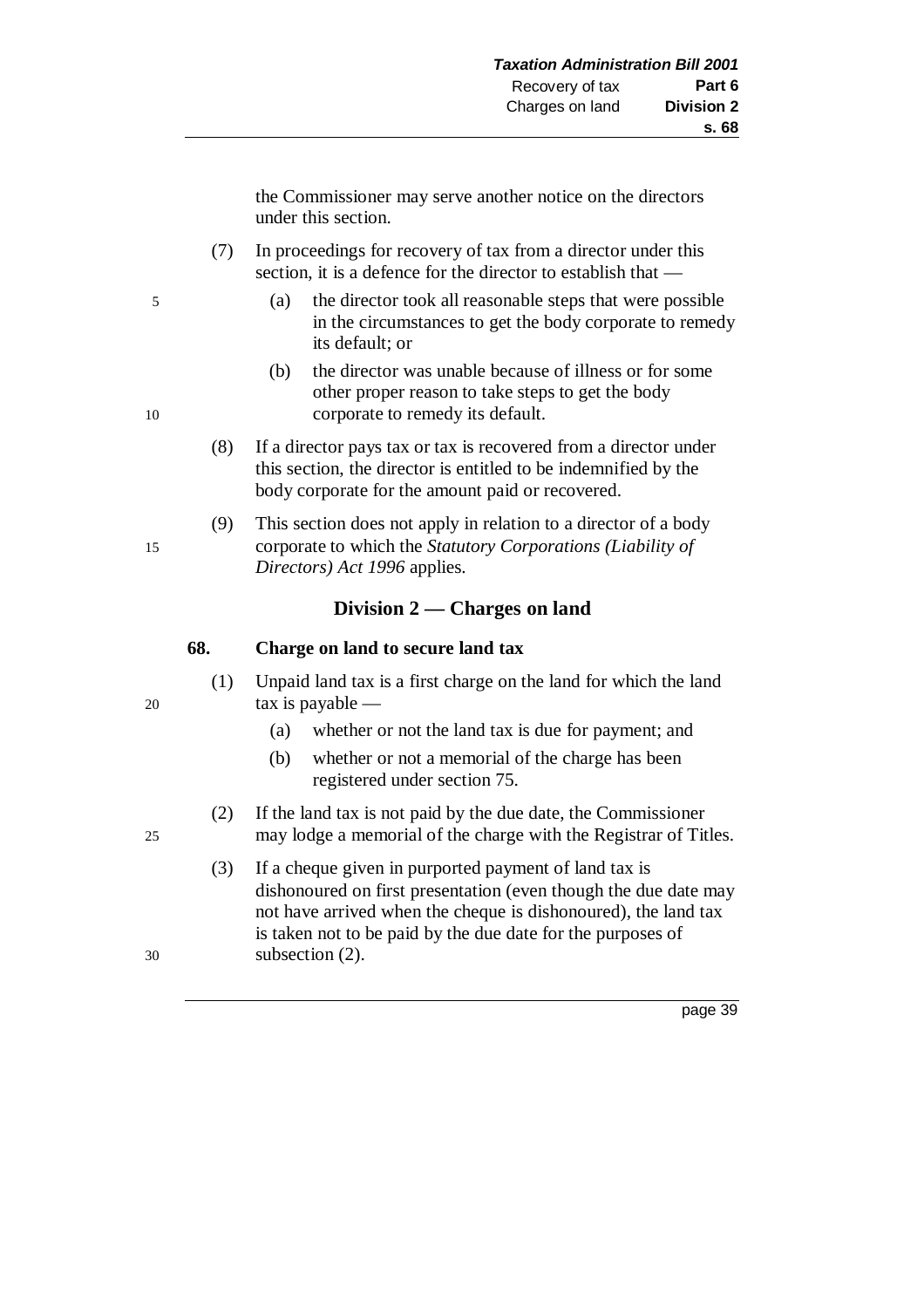the Commissioner may serve another notice on the directors under this section.

(7) In proceedings for recovery of tax from a director under this section, it is a defence for the director to establish that —

(a) the director took all reasonable steps that were possible in the circumstances to get the body corporate to remedy its default; or

(b) the director was unable because of illness or for some other proper reason to take steps to get the body corporate to remedy its default.

(8) If a director pays tax or tax is recovered from a director under this section, the director is entitled to be indemnified by the body corporate for the amount paid or recovered.

(9) This section does not apply in relation to a director of a body corporate to which the *Statutory Corporations (Liability of Directors) Act 1996* applies.

## Division 2 — Charges on land

### 68. Charge on land to secure land tax

(1) Unpaid land tax is a first charge on the land for which the land tax is payable —

(a) whether or not the land tax is due for payment; and

(b) whether or not a memorial of the charge has been registered under section 75.

(2) If the land tax is not paid by the due date, the Commissioner may lodge a memorial of the charge with the Registrar of Titles.

(3) If a cheque given in purported payment of land tax is dishonoured on first presentation (even though the due date may not have arrived when the cheque is dishonoured), the land tax is taken not to be paid by the due date for the purposes of subsection (2).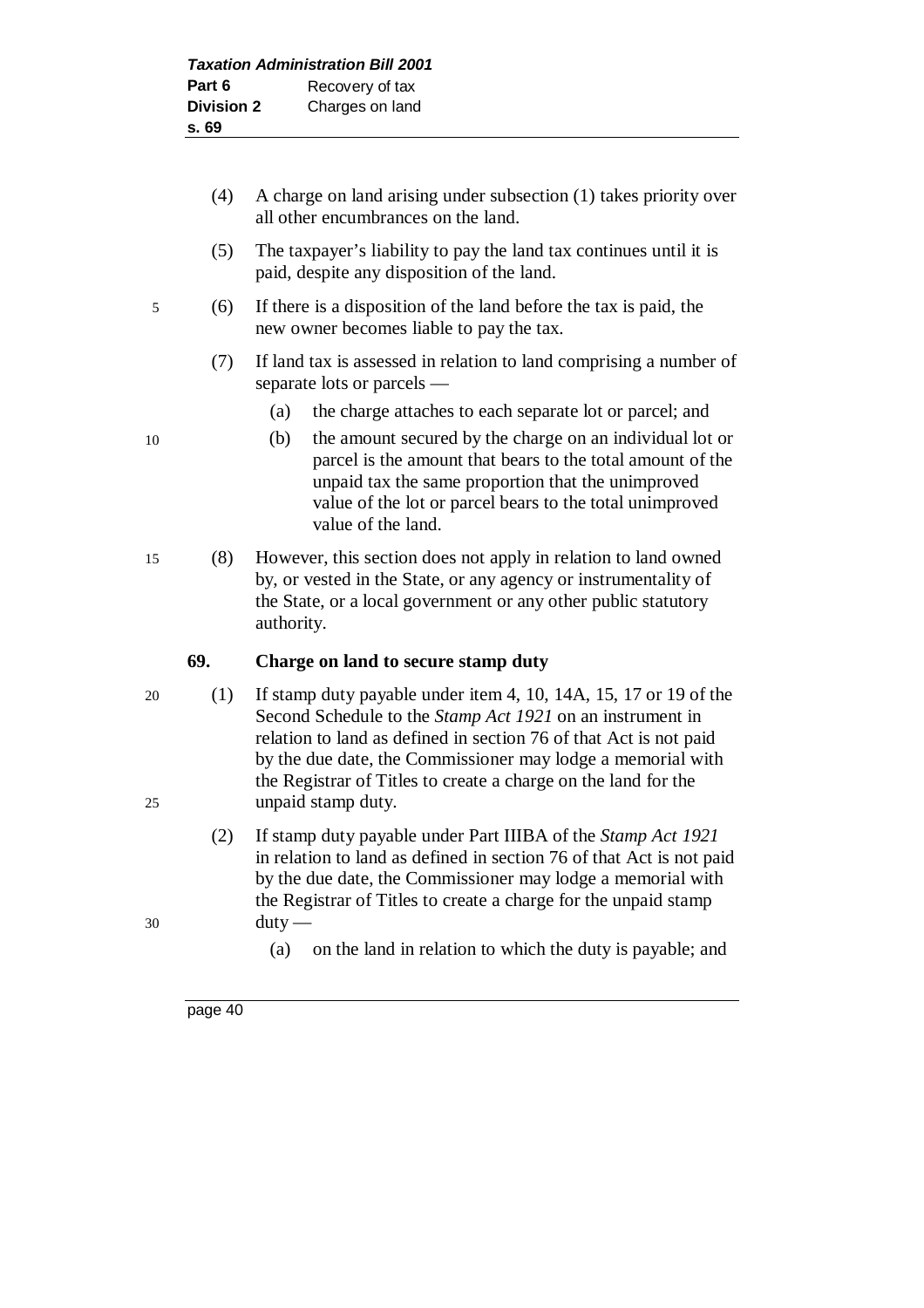(4) A charge on land arising under subsection (1) takes priority over all other encumbrances on the land.

(5) The taxpayer's liability to pay the land tax continues until it is paid, despite any disposition of the land.

(6) If there is a disposition of the land before the tax is paid, the new owner becomes liable to pay the tax.

(7) If land tax is assessed in relation to land comprising a number of separate lots or parcels —

(a) the charge attaches to each separate lot or parcel; and

(b) the amount secured by the charge on an individual lot or parcel is the amount that bears to the total amount of the unpaid tax the same proportion that the unimproved value of the lot or parcel bears to the total unimproved value of the land.

(8) However, this section does not apply in relation to land owned by, or vested in the State, or any agency or instrumentality of the State, or a local government or any other public statutory authority.

**69. Charge on land to secure stamp duty**

(1) If stamp duty payable under item 4, 10, 14A, 15, 17 or 19 of the Second Schedule to the *Stamp Act 1921* on an instrument in relation to land as defined in section 76 of that Act is not paid by the due date, the Commissioner may lodge a memorial with the Registrar of Titles to create a charge on the land for the unpaid stamp duty.

(2) If stamp duty payable under Part IIIBA of the *Stamp Act 1921* in relation to land as defined in section 76 of that Act is not paid by the due date, the Commissioner may lodge a memorial with the Registrar of Titles to create a charge for the unpaid stamp duty —

(a) on the land in relation to which the duty is payable; and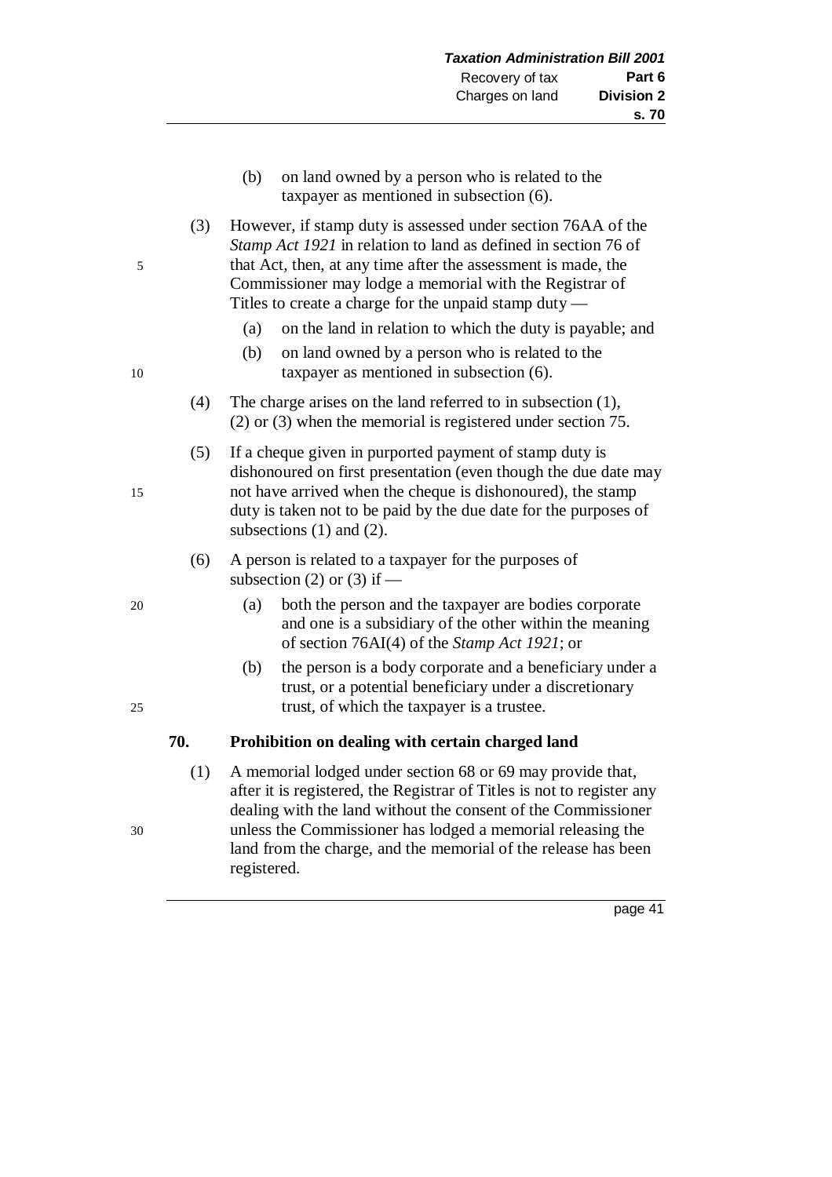(b) on land owned by a person who is related to the taxpayer as mentioned in subsection (6).

(3) However, if stamp duty is assessed under section 76AA of the *Stamp Act 1921* in relation to land as defined in section 76 of that Act, then, at any time after the assessment is made, the Commissioner may lodge a memorial with the Registrar of Titles to create a charge for the unpaid stamp duty —

(a) on the land in relation to which the duty is payable; and

(b) on land owned by a person who is related to the taxpayer as mentioned in subsection (6).

(4) The charge arises on the land referred to in subsection (1), (2) or (3) when the memorial is registered under section 75.

(5) If a cheque given in purported payment of stamp duty is dishonoured on first presentation (even though the due date may not have arrived when the cheque is dishonoured), the stamp duty is taken not to be paid by the due date for the purposes of subsections (1) and (2).

(6) A person is related to a taxpayer for the purposes of subsection (2) or (3) if —

(a) both the person and the taxpayer are bodies corporate and one is a subsidiary of the other within the meaning of section 76AI(4) of the *Stamp Act 1921*; or

(b) the person is a body corporate and a beneficiary under a trust, or a potential beneficiary under a discretionary trust, of which the taxpayer is a trustee.

## 70. Prohibition on dealing with certain charged land

(1) A memorial lodged under section 68 or 69 may provide that, after it is registered, the Registrar of Titles is not to register any dealing with the land without the consent of the Commissioner unless the Commissioner has lodged a memorial releasing the land from the charge, and the memorial of the release has been registered.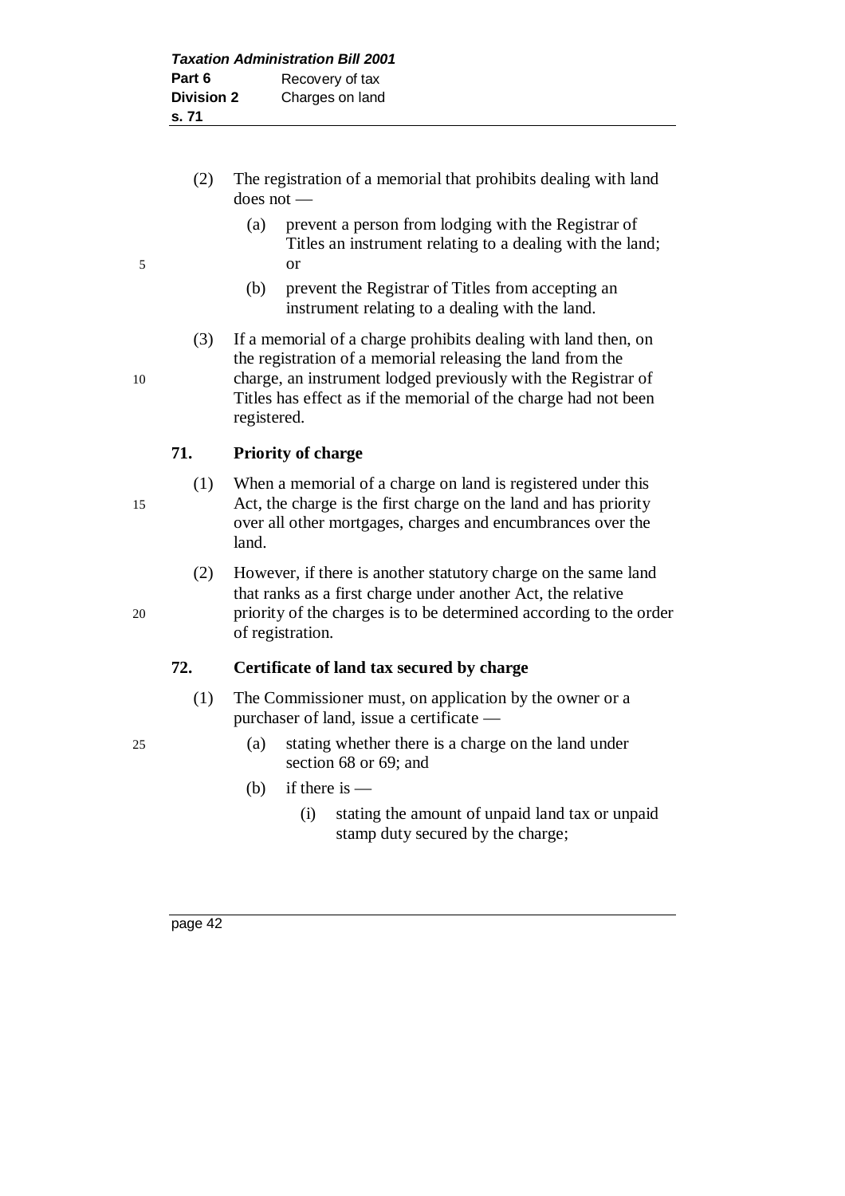(2) The registration of a memorial that prohibits dealing with land does not —

(a) prevent a person from lodging with the Registrar of Titles an instrument relating to a dealing with the land; or

(b) prevent the Registrar of Titles from accepting an instrument relating to a dealing with the land.

(3) If a memorial of a charge prohibits dealing with land then, on the registration of a memorial releasing the land from the charge, an instrument lodged previously with the Registrar of Titles has effect as if the memorial of the charge had not been registered.

### 71. Priority of charge

(1) When a memorial of a charge on land is registered under this Act, the charge is the first charge on the land and has priority over all other mortgages, charges and encumbrances over the land.

(2) However, if there is another statutory charge on the same land that ranks as a first charge under another Act, the relative priority of the charges is to be determined according to the order of registration.

### 72. Certificate of land tax secured by charge

(1) The Commissioner must, on application by the owner or a purchaser of land, issue a certificate —

(a) stating whether there is a charge on the land under section 68 or 69; and

(b) if there is —

(i) stating the amount of unpaid land tax or unpaid stamp duty secured by the charge;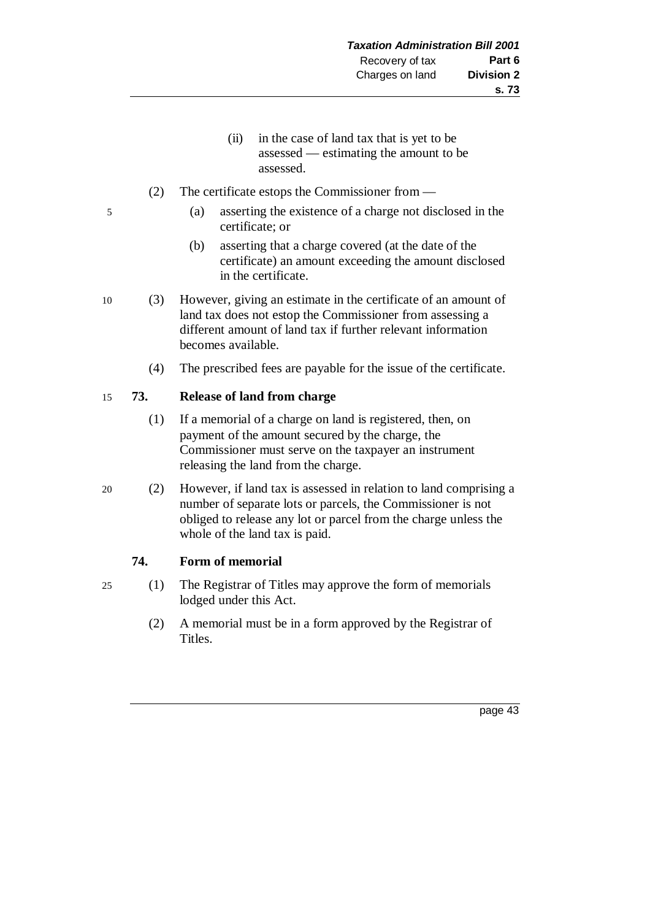(ii) in the case of land tax that is yet to be assessed — estimating the amount to be assessed.

(2) The certificate estops the Commissioner from —

(a) asserting the existence of a charge not disclosed in the certificate; or

(b) asserting that a charge covered (at the date of the certificate) an amount exceeding the amount disclosed in the certificate.

(3) However, giving an estimate in the certificate of an amount of land tax does not estop the Commissioner from assessing a different amount of land tax if further relevant information becomes available.

(4) The prescribed fees are payable for the issue of the certificate.

### 73. Release of land from charge

(1) If a memorial of a charge on land is registered, then, on payment of the amount secured by the charge, the Commissioner must serve on the taxpayer an instrument releasing the land from the charge.

(2) However, if land tax is assessed in relation to land comprising a number of separate lots or parcels, the Commissioner is not obliged to release any lot or parcel from the charge unless the whole of the land tax is paid.

### 74. Form of memorial

(1) The Registrar of Titles may approve the form of memorials lodged under this Act.

(2) A memorial must be in a form approved by the Registrar of Titles.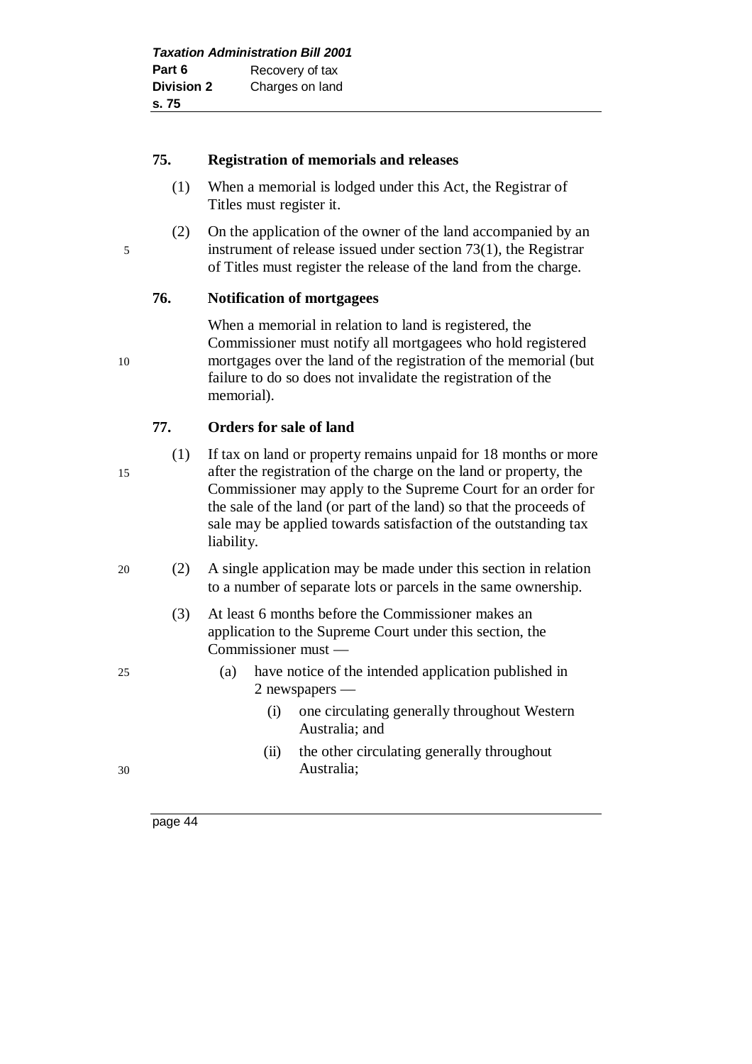### 75. Registration of memorials and releases

(1) When a memorial is lodged under this Act, the Registrar of Titles must register it.

(2) On the application of the owner of the land accompanied by an instrument of release issued under section 73(1), the Registrar of Titles must register the release of the land from the charge.

### 76. Notification of mortgagees

When a memorial in relation to land is registered, the Commissioner must notify all mortgagees who hold registered mortgages over the land of the registration of the memorial (but failure to do so does not invalidate the registration of the memorial).

### 77. Orders for sale of land

(1) If tax on land or property remains unpaid for 18 months or more after the registration of the charge on the land or property, the Commissioner may apply to the Supreme Court for an order for the sale of the land (or part of the land) so that the proceeds of sale may be applied towards satisfaction of the outstanding tax liability.

(2) A single application may be made under this section in relation to a number of separate lots or parcels in the same ownership.

(3) At least 6 months before the Commissioner makes an application to the Supreme Court under this section, the Commissioner must —

- (a) have notice of the intended application published in 2 newspapers —
  - (i) one circulating generally throughout Western Australia; and
  - (ii) the other circulating generally throughout Australia;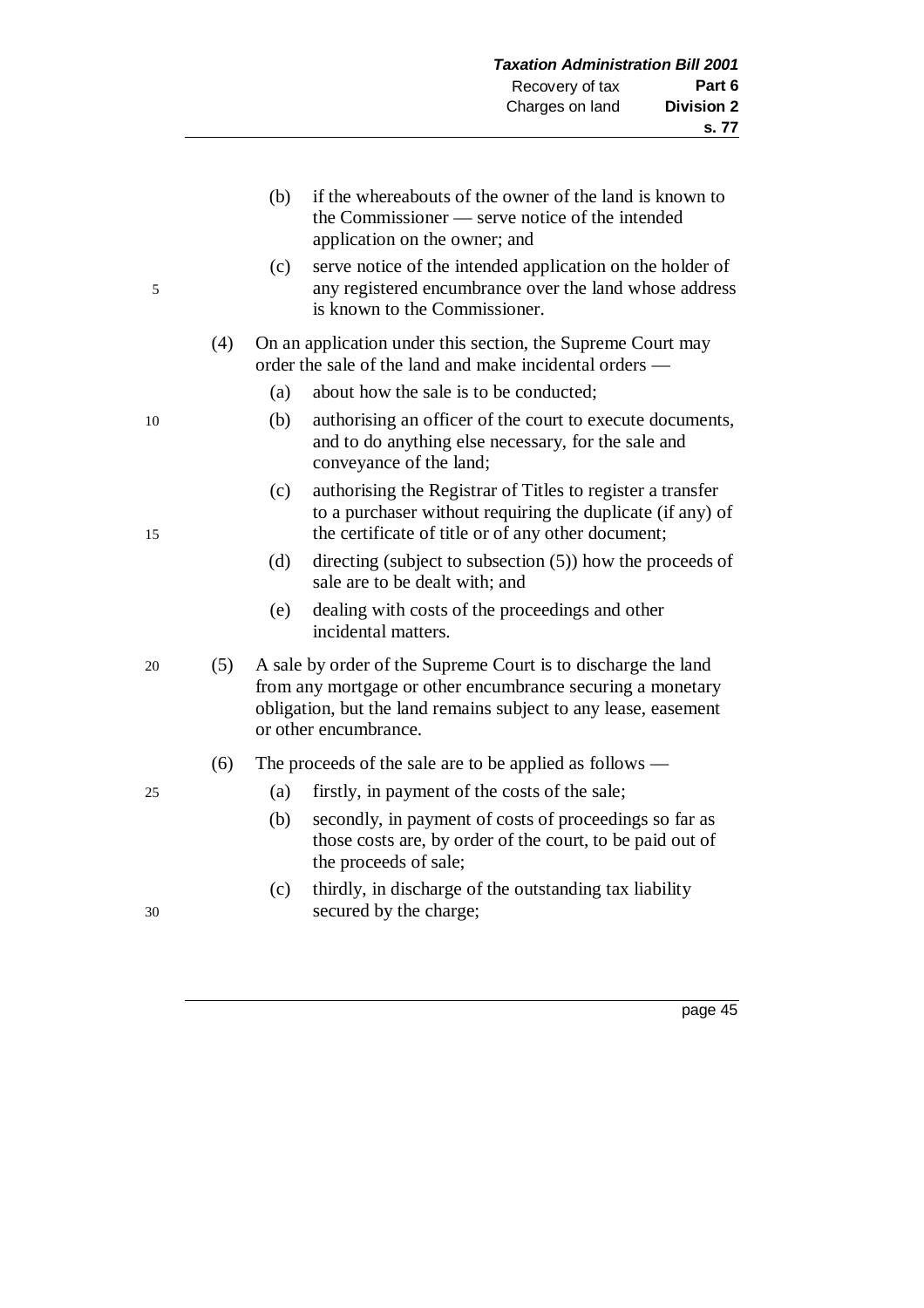(b) if the whereabouts of the owner of the land is known to the Commissioner — serve notice of the intended application on the owner; and

(c) serve notice of the intended application on the holder of any registered encumbrance over the land whose address is known to the Commissioner.

(4) On an application under this section, the Supreme Court may order the sale of the land and make incidental orders —

(a) about how the sale is to be conducted;

(b) authorising an officer of the court to execute documents, and to do anything else necessary, for the sale and conveyance of the land;

(c) authorising the Registrar of Titles to register a transfer to a purchaser without requiring the duplicate (if any) of the certificate of title or of any other document;

(d) directing (subject to subsection (5)) how the proceeds of sale are to be dealt with; and

(e) dealing with costs of the proceedings and other incidental matters.

(5) A sale by order of the Supreme Court is to discharge the land from any mortgage or other encumbrance securing a monetary obligation, but the land remains subject to any lease, easement or other encumbrance.

(6) The proceeds of the sale are to be applied as follows —

(a) firstly, in payment of the costs of the sale;

(b) secondly, in payment of costs of proceedings so far as those costs are, by order of the court, to be paid out of the proceeds of sale;

(c) thirdly, in discharge of the outstanding tax liability secured by the charge;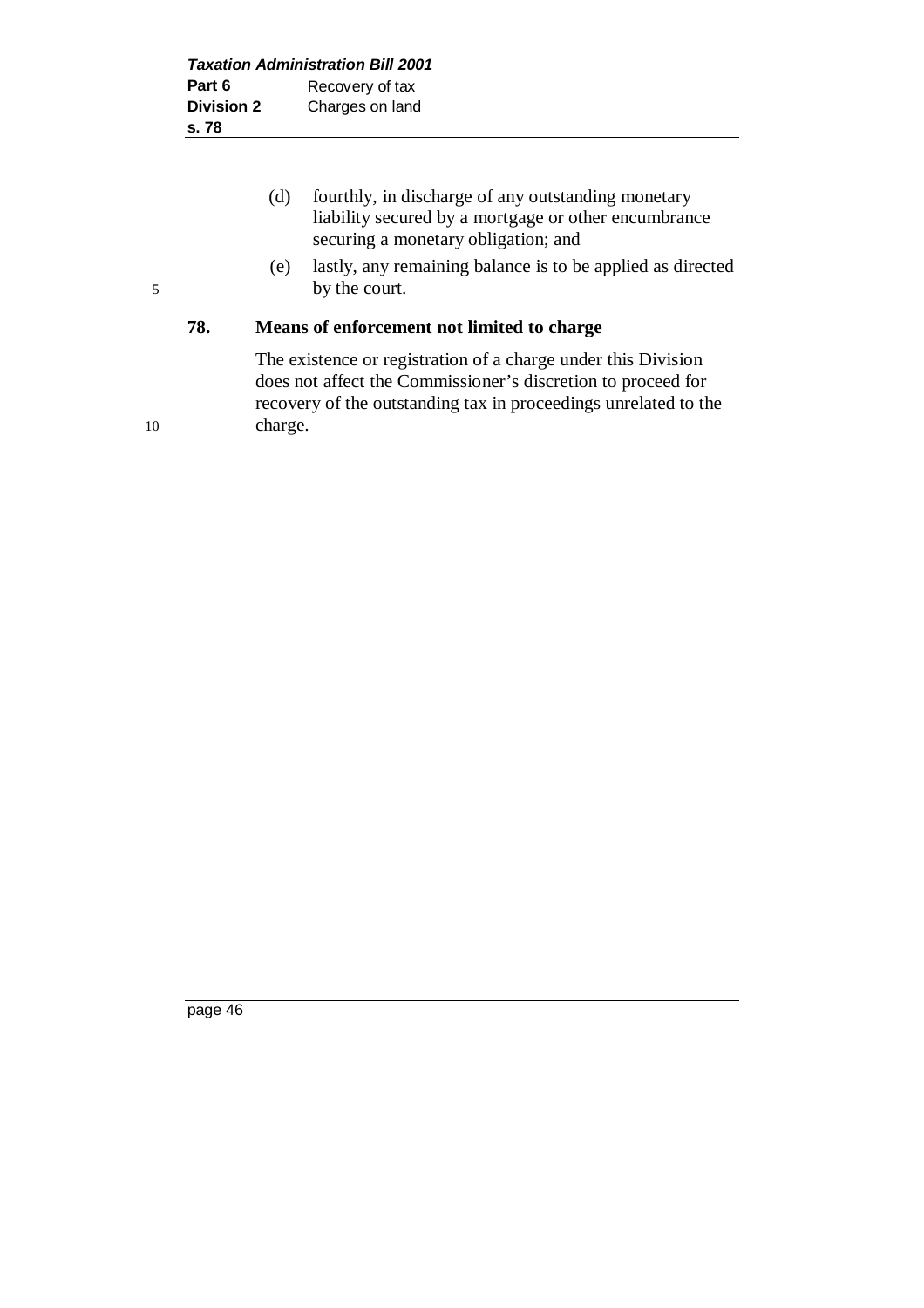(d) fourthly, in discharge of any outstanding monetary liability secured by a mortgage or other encumbrance securing a monetary obligation; and

(e) lastly, any remaining balance is to be applied as directed by the court.

### 78. Means of enforcement not limited to charge

The existence or registration of a charge under this Division does not affect the Commissioner's discretion to proceed for recovery of the outstanding tax in proceedings unrelated to the charge.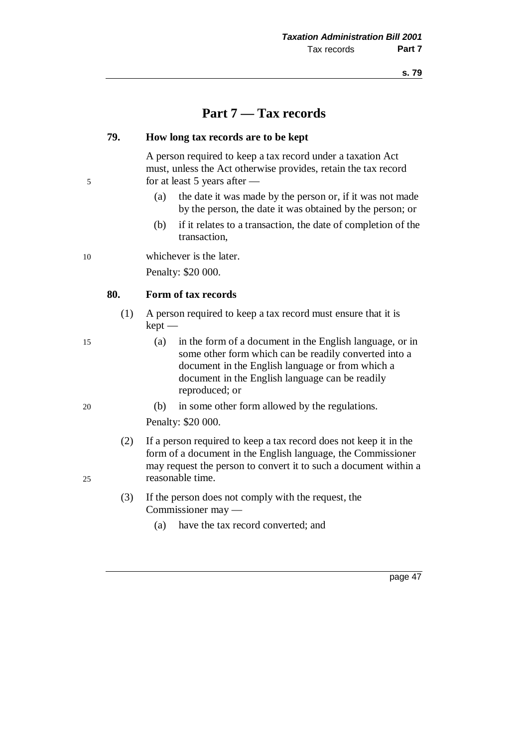# Part 7 — Tax records

### 79. How long tax records are to be kept

A person required to keep a tax record under a taxation Act must, unless the Act otherwise provides, retain the tax record for at least 5 years after —

- (a) the date it was made by the person or, if it was not made by the person, the date it was obtained by the person; or
- (b) if it relates to a transaction, the date of completion of the transaction,

whichever is the later.

Penalty: $20 000.

### 80. Form of tax records

(1) A person required to keep a tax record must ensure that it is kept —

- (a) in the form of a document in the English language, or in some other form which can be readily converted into a document in the English language or from which a document in the English language can be readily reproduced; or
- (b) in some other form allowed by the regulations.

Penalty: $20 000.

(2) If a person required to keep a tax record does not keep it in the form of a document in the English language, the Commissioner may request the person to convert it to such a document within a reasonable time.

(3) If the person does not comply with the request, the Commissioner may —

- (a) have the tax record converted; and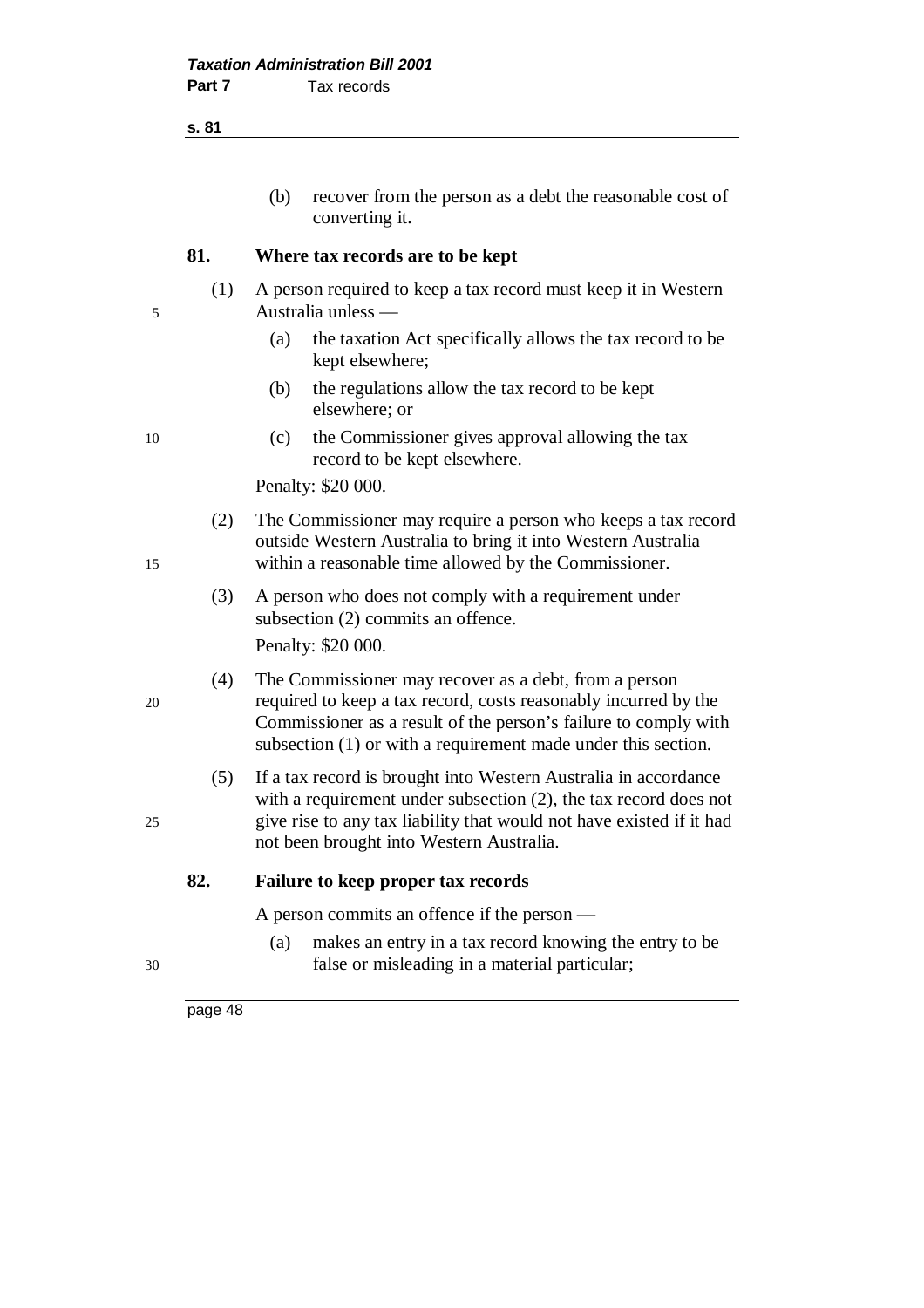(b) recover from the person as a debt the reasonable cost of converting it.

**81. Where tax records are to be kept**

(1) A person required to keep a tax record must keep it in Western Australia unless —

(a) the taxation Act specifically allows the tax record to be kept elsewhere;

(b) the regulations allow the tax record to be kept elsewhere; or

(c) the Commissioner gives approval allowing the tax record to be kept elsewhere.

Penalty: $20 000.

(2) The Commissioner may require a person who keeps a tax record outside Western Australia to bring it into Western Australia within a reasonable time allowed by the Commissioner.

(3) A person who does not comply with a requirement under subsection (2) commits an offence.

Penalty: $20 000.

(4) The Commissioner may recover as a debt, from a person required to keep a tax record, costs reasonably incurred by the Commissioner as a result of the person's failure to comply with subsection (1) or with a requirement made under this section.

(5) If a tax record is brought into Western Australia in accordance with a requirement under subsection (2), the tax record does not give rise to any tax liability that would not have existed if it had not been brought into Western Australia.

**82. Failure to keep proper tax records**

A person commits an offence if the person —

(a) makes an entry in a tax record knowing the entry to be false or misleading in a material particular;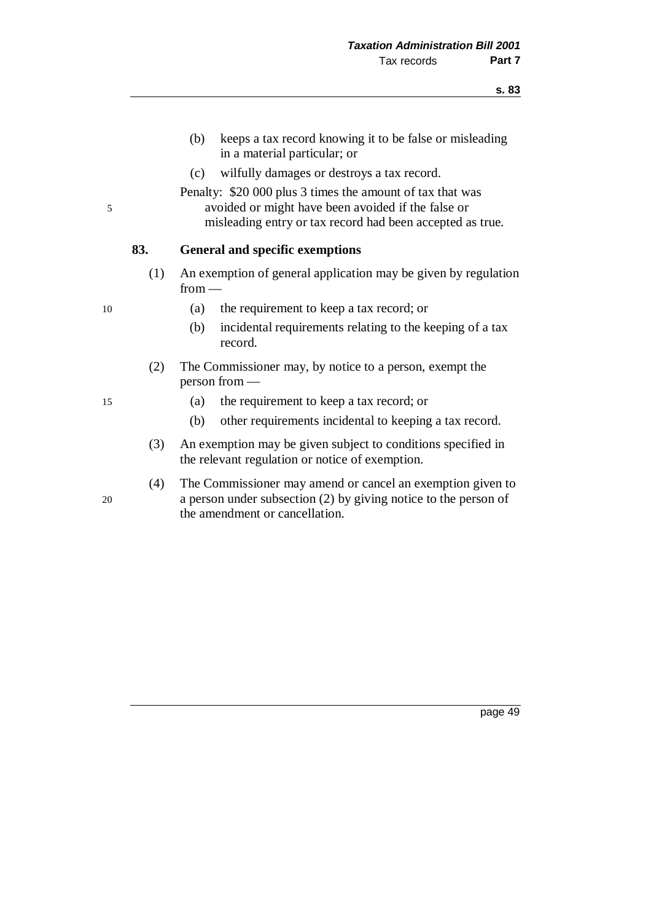(b) keeps a tax record knowing it to be false or misleading in a material particular; or

(c) wilfully damages or destroys a tax record.

Penalty: $20 000 plus 3 times the amount of tax that was avoided or might have been avoided if the false or misleading entry or tax record had been accepted as true.

### 83. General and specific exemptions

(1) An exemption of general application may be given by regulation from —

(a) the requirement to keep a tax record; or

(b) incidental requirements relating to the keeping of a tax record.

(2) The Commissioner may, by notice to a person, exempt the person from —

(a) the requirement to keep a tax record; or

(b) other requirements incidental to keeping a tax record.

(3) An exemption may be given subject to conditions specified in the relevant regulation or notice of exemption.

(4) The Commissioner may amend or cancel an exemption given to a person under subsection (2) by giving notice to the person of the amendment or cancellation.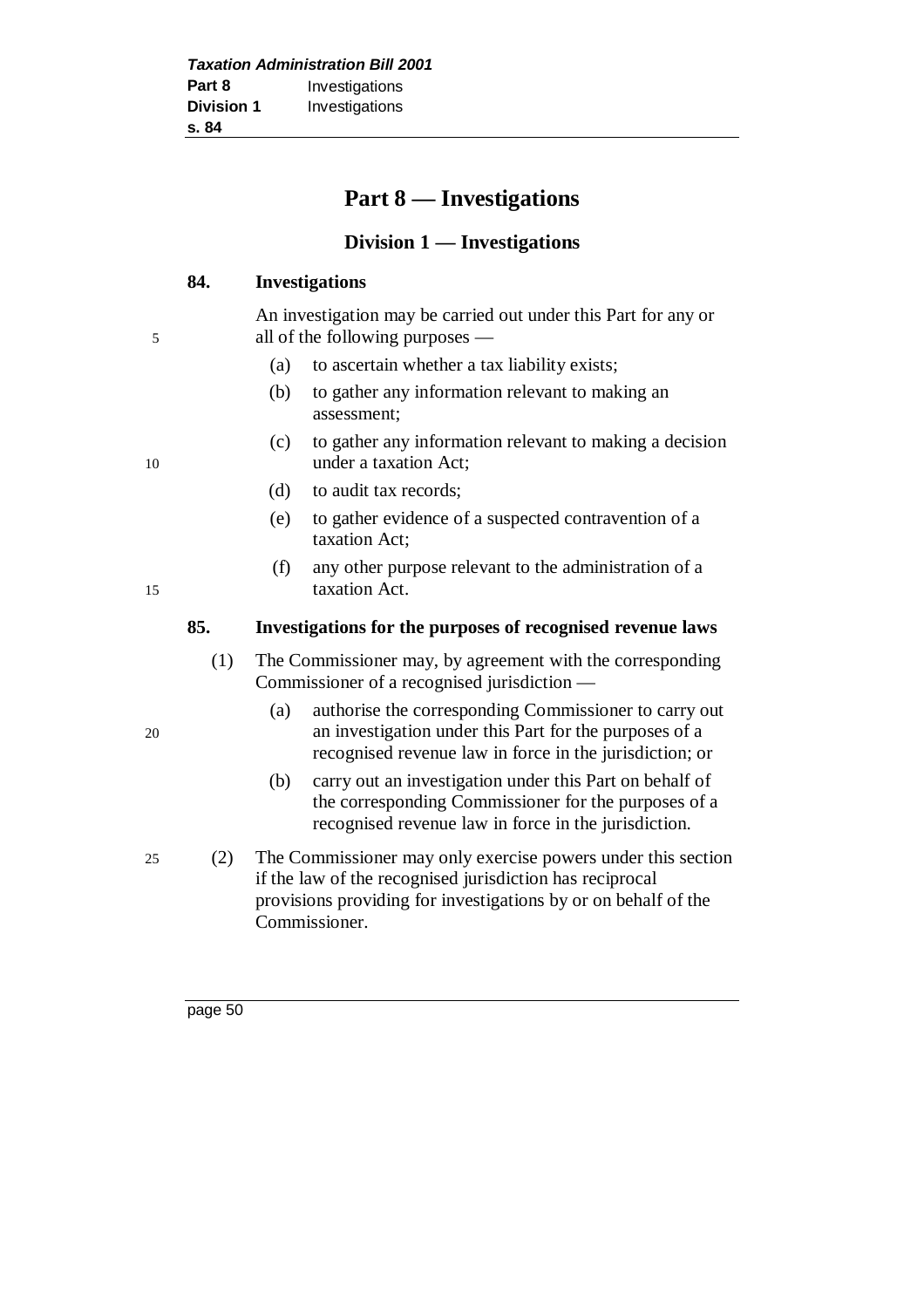# Part 8 — Investigations

## Division 1 — Investigations

### 84. Investigations

An investigation may be carried out under this Part for any or all of the following purposes —

- (a) to ascertain whether a tax liability exists;
- (b) to gather any information relevant to making an assessment;
- (c) to gather any information relevant to making a decision under a taxation Act;
- (d) to audit tax records;
- (e) to gather evidence of a suspected contravention of a taxation Act;
- (f) any other purpose relevant to the administration of a taxation Act.

### 85. Investigations for the purposes of recognised revenue laws

(1) The Commissioner may, by agreement with the corresponding Commissioner of a recognised jurisdiction —

- (a) authorise the corresponding Commissioner to carry out an investigation under this Part for the purposes of a recognised revenue law in force in the jurisdiction; or
- (b) carry out an investigation under this Part on behalf of the corresponding Commissioner for the purposes of a recognised revenue law in force in the jurisdiction.

(2) The Commissioner may only exercise powers under this section if the law of the recognised jurisdiction has reciprocal provisions providing for investigations by or on behalf of the Commissioner.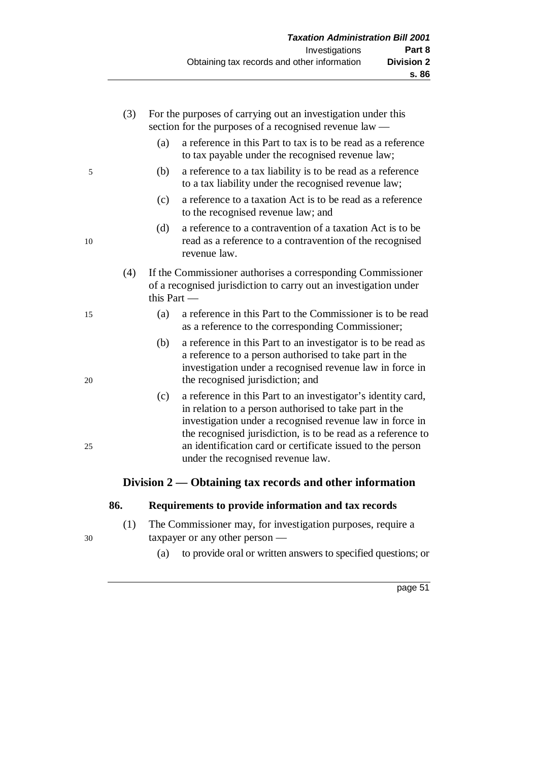(3) For the purposes of carrying out an investigation under this section for the purposes of a recognised revenue law —

(a) a reference in this Part to tax is to be read as a reference to tax payable under the recognised revenue law;

(b) a reference to a tax liability is to be read as a reference to a tax liability under the recognised revenue law;

(c) a reference to a taxation Act is to be read as a reference to the recognised revenue law; and

(d) a reference to a contravention of a taxation Act is to be read as a reference to a contravention of the recognised revenue law.

(4) If the Commissioner authorises a corresponding Commissioner of a recognised jurisdiction to carry out an investigation under this Part —

(a) a reference in this Part to the Commissioner is to be read as a reference to the corresponding Commissioner;

(b) a reference in this Part to an investigator is to be read as a reference to a person authorised to take part in the investigation under a recognised revenue law in force in the recognised jurisdiction; and

(c) a reference in this Part to an investigator's identity card, in relation to a person authorised to take part in the investigation under a recognised revenue law in force in the recognised jurisdiction, is to be read as a reference to an identification card or certificate issued to the person under the recognised revenue law.

## Division 2 — Obtaining tax records and other information

### 86. Requirements to provide information and tax records

(1) The Commissioner may, for investigation purposes, require a taxpayer or any other person —

(a) to provide oral or written answers to specified questions; or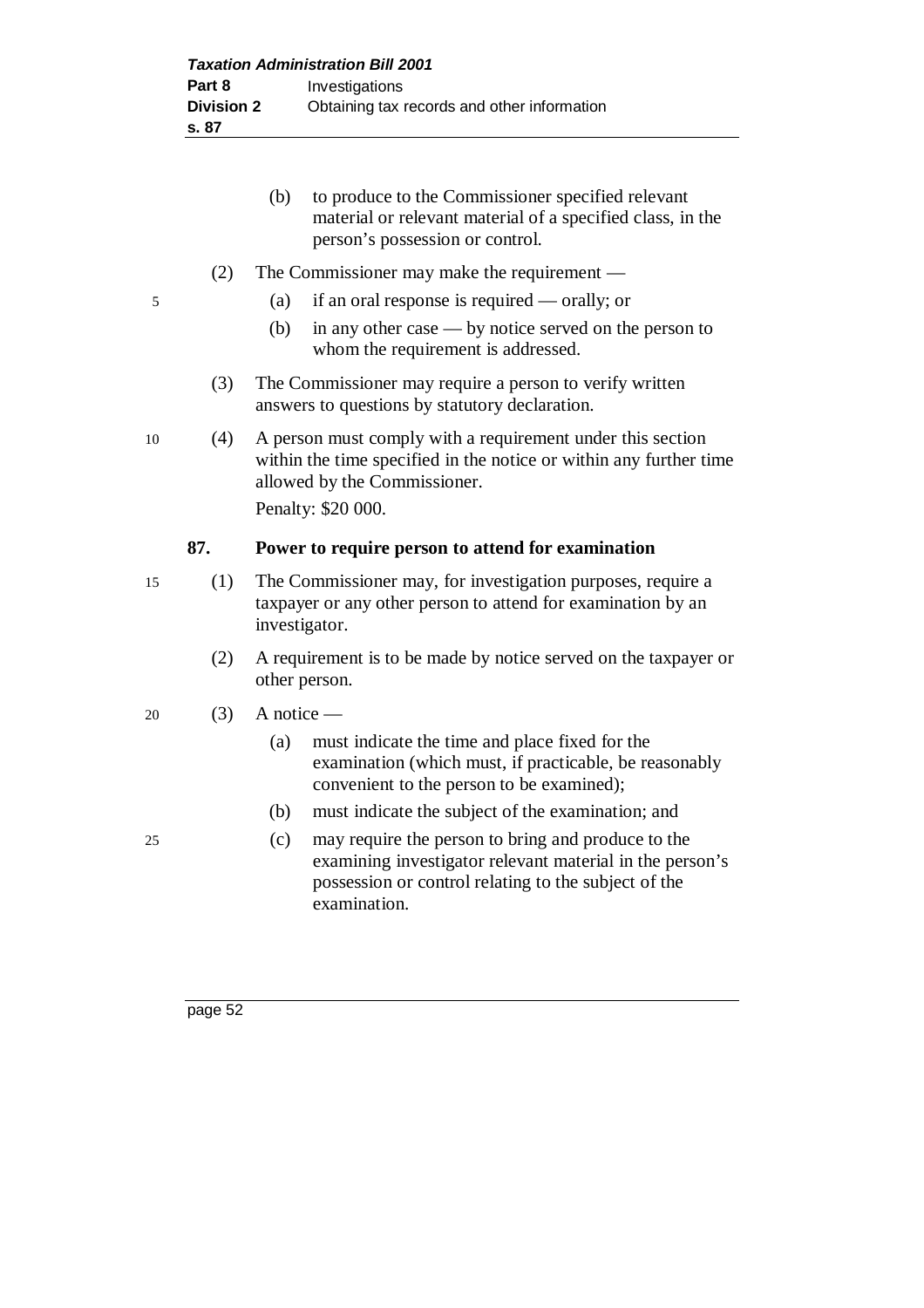(b) to produce to the Commissioner specified relevant material or relevant material of a specified class, in the person's possession or control.

(2) The Commissioner may make the requirement —

(a) if an oral response is required — orally; or

(b) in any other case — by notice served on the person to whom the requirement is addressed.

(3) The Commissioner may require a person to verify written answers to questions by statutory declaration.

(4) A person must comply with a requirement under this section within the time specified in the notice or within any further time allowed by the Commissioner.

Penalty: $20 000.

**87. Power to require person to attend for examination**

(1) The Commissioner may, for investigation purposes, require a taxpayer or any other person to attend for examination by an investigator.

(2) A requirement is to be made by notice served on the taxpayer or other person.

(3) A notice —

(a) must indicate the time and place fixed for the examination (which must, if practicable, be reasonably convenient to the person to be examined);

(b) must indicate the subject of the examination; and

(c) may require the person to bring and produce to the examining investigator relevant material in the person's possession or control relating to the subject of the examination.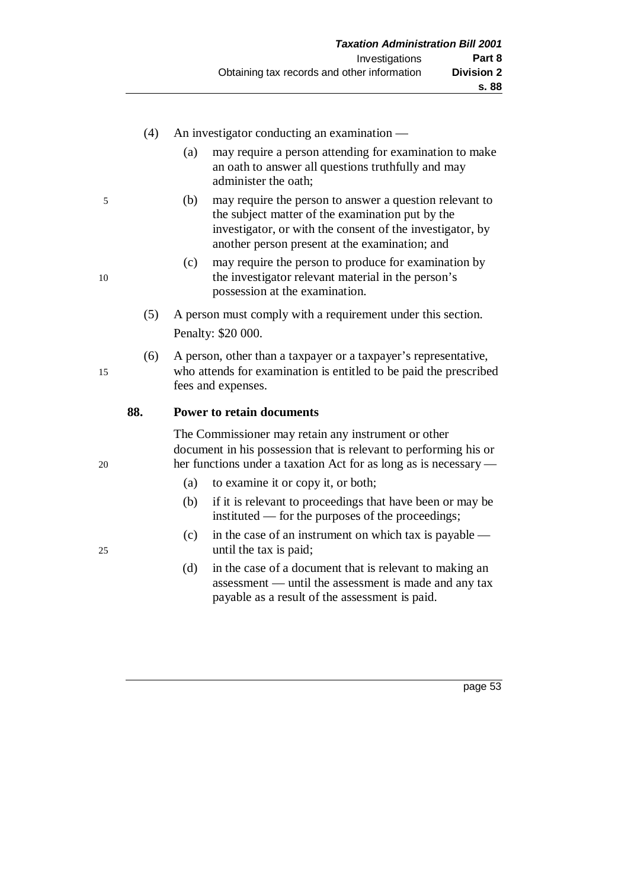(4) An investigator conducting an examination —

(a) may require a person attending for examination to make an oath to answer all questions truthfully and may administer the oath;

(b) may require the person to answer a question relevant to the subject matter of the examination put by the investigator, or with the consent of the investigator, by another person present at the examination; and

(c) may require the person to produce for examination by the investigator relevant material in the person's possession at the examination.

(5) A person must comply with a requirement under this section.

Penalty: $20 000.

(6) A person, other than a taxpayer or a taxpayer's representative, who attends for examination is entitled to be paid the prescribed fees and expenses.

**88. Power to retain documents**

The Commissioner may retain any instrument or other document in his possession that is relevant to performing his or her functions under a taxation Act for as long as is necessary —

(a) to examine it or copy it, or both;

(b) if it is relevant to proceedings that have been or may be instituted — for the purposes of the proceedings;

(c) in the case of an instrument on which tax is payable — until the tax is paid;

(d) in the case of a document that is relevant to making an assessment — until the assessment is made and any tax payable as a result of the assessment is paid.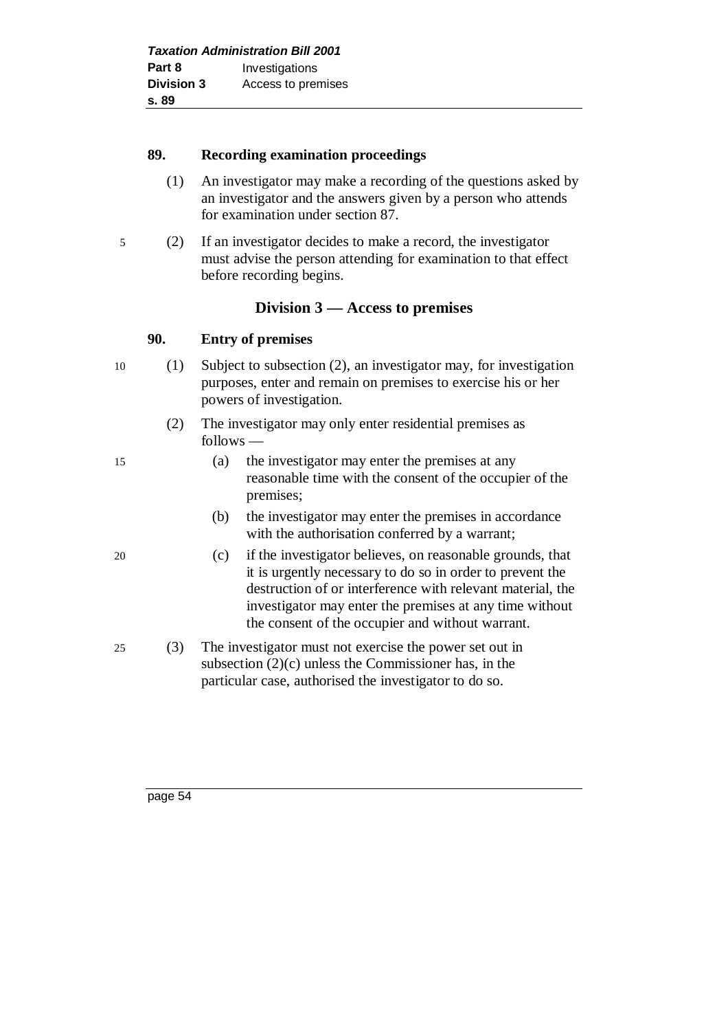### 89. Recording examination proceedings

(1) An investigator may make a recording of the questions asked by an investigator and the answers given by a person who attends for examination under section 87.

(2) If an investigator decides to make a record, the investigator must advise the person attending for examination to that effect before recording begins.

## Division 3 — Access to premises

### 90. Entry of premises

(1) Subject to subsection (2), an investigator may, for investigation purposes, enter and remain on premises to exercise his or her powers of investigation.

(2) The investigator may only enter residential premises as follows —

- (a) the investigator may enter the premises at any reasonable time with the consent of the occupier of the premises;
- (b) the investigator may enter the premises in accordance with the authorisation conferred by a warrant;
- (c) if the investigator believes, on reasonable grounds, that it is urgently necessary to do so in order to prevent the destruction of or interference with relevant material, the investigator may enter the premises at any time without the consent of the occupier and without warrant.

(3) The investigator must not exercise the power set out in subsection (2)(c) unless the Commissioner has, in the particular case, authorised the investigator to do so.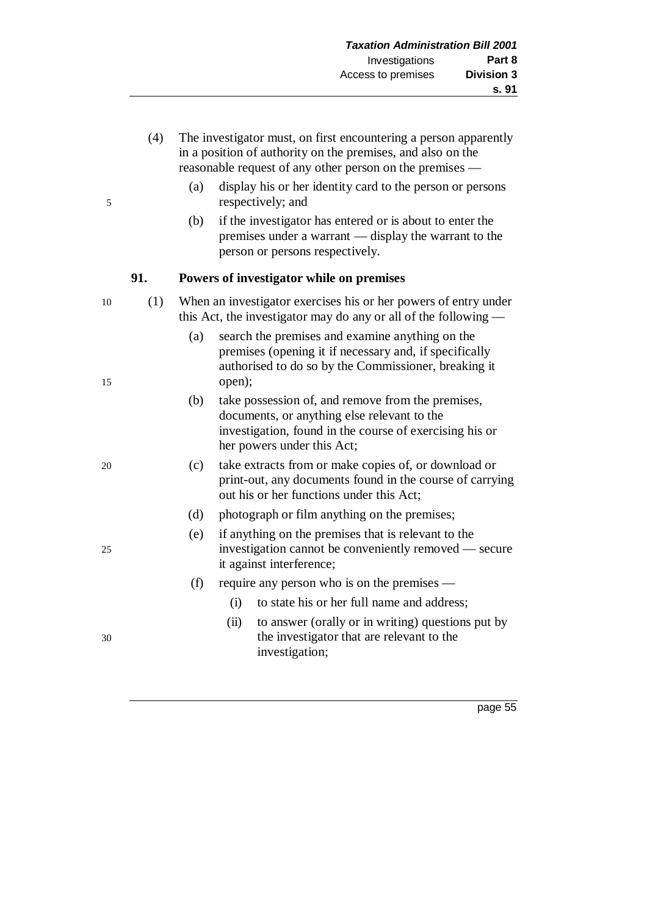(4) The investigator must, on first encountering a person apparently in a position of authority on the premises, and also on the reasonable request of any other person on the premises —

   (a) display his or her identity card to the person or persons respectively; and

   (b) if the investigator has entered or is about to enter the premises under a warrant — display the warrant to the person or persons respectively.

**91. Powers of investigator while on premises**

(1) When an investigator exercises his or her powers of entry under this Act, the investigator may do any or all of the following —

   (a) search the premises and examine anything on the premises (opening it if necessary and, if specifically authorised to do so by the Commissioner, breaking it open);

   (b) take possession of, and remove from the premises, documents, or anything else relevant to the investigation, found in the course of exercising his or her powers under this Act;

   (c) take extracts from or make copies of, or download or print-out, any documents found in the course of carrying out his or her functions under this Act;

   (d) photograph or film anything on the premises;

   (e) if anything on the premises that is relevant to the investigation cannot be conveniently removed — secure it against interference;

   (f) require any person who is on the premises —

      (i) to state his or her full name and address;

      (ii) to answer (orally or in writing) questions put by the investigator that are relevant to the investigation;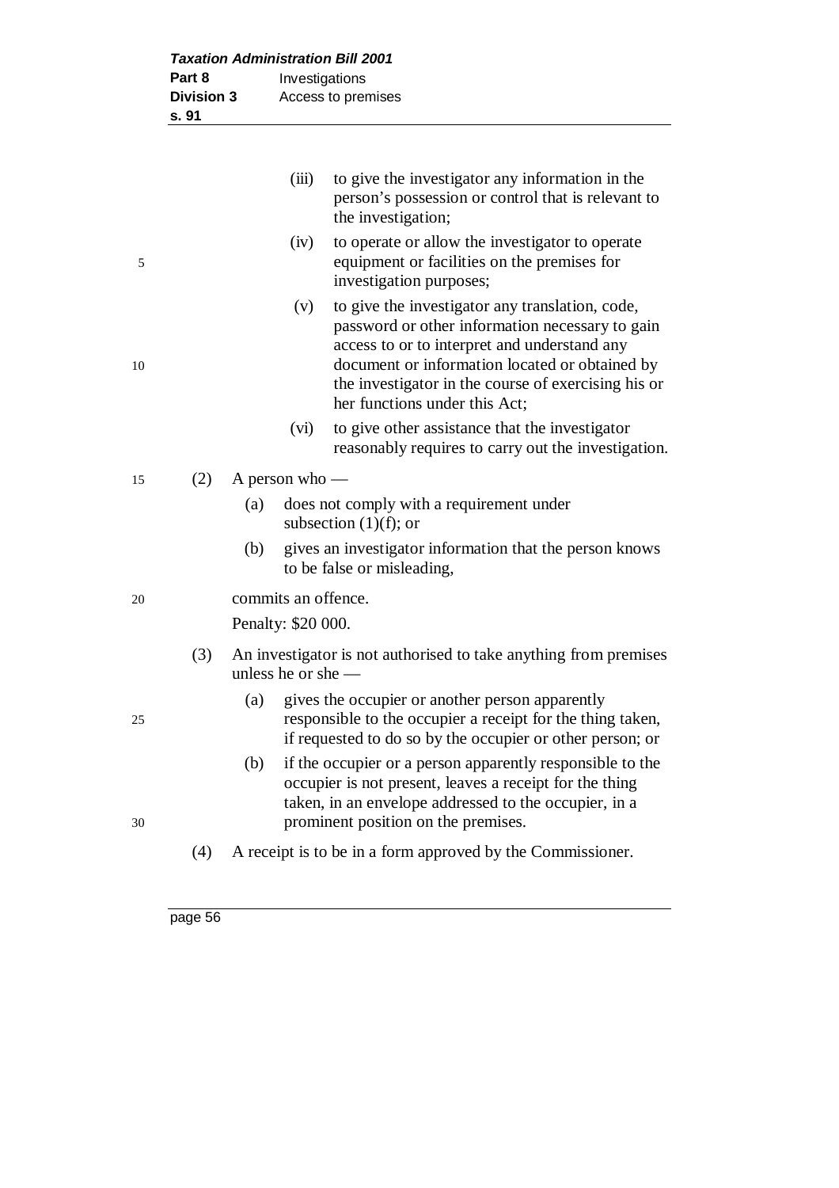(iii) to give the investigator any information in the person's possession or control that is relevant to the investigation;

(iv) to operate or allow the investigator to operate equipment or facilities on the premises for investigation purposes;

(v) to give the investigator any translation, code, password or other information necessary to gain access to or to interpret and understand any document or information located or obtained by the investigator in the course of exercising his or her functions under this Act;

(vi) to give other assistance that the investigator reasonably requires to carry out the investigation.

(2) A person who —

(a) does not comply with a requirement under subsection (1)(f); or

(b) gives an investigator information that the person knows to be false or misleading,

commits an offence.

Penalty: $20 000.

(3) An investigator is not authorised to take anything from premises unless he or she —

(a) gives the occupier or another person apparently responsible to the occupier a receipt for the thing taken, if requested to do so by the occupier or other person; or

(b) if the occupier or a person apparently responsible to the occupier is not present, leaves a receipt for the thing taken, in an envelope addressed to the occupier, in a prominent position on the premises.

(4) A receipt is to be in a form approved by the Commissioner.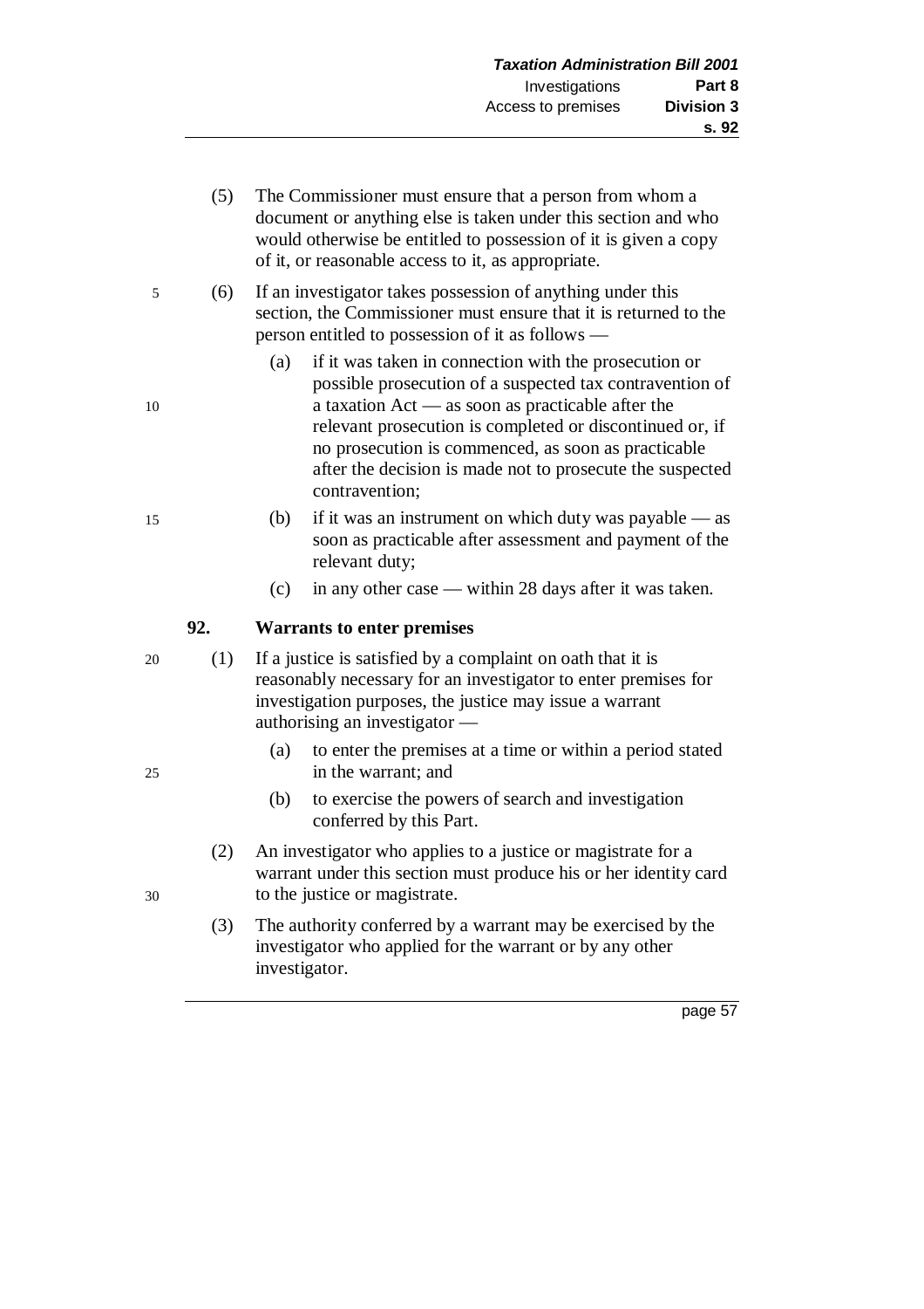(5) The Commissioner must ensure that a person from whom a document or anything else is taken under this section and who would otherwise be entitled to possession of it is given a copy of it, or reasonable access to it, as appropriate.

(6) If an investigator takes possession of anything under this section, the Commissioner must ensure that it is returned to the person entitled to possession of it as follows —

- (a) if it was taken in connection with the prosecution or possible prosecution of a suspected tax contravention of a taxation Act — as soon as practicable after the relevant prosecution is completed or discontinued or, if no prosecution is commenced, as soon as practicable after the decision is made not to prosecute the suspected contravention;
- (b) if it was an instrument on which duty was payable — as soon as practicable after assessment and payment of the relevant duty;
- (c) in any other case — within 28 days after it was taken.

### 92. Warrants to enter premises

(1) If a justice is satisfied by a complaint on oath that it is reasonably necessary for an investigator to enter premises for investigation purposes, the justice may issue a warrant authorising an investigator —

- (a) to enter the premises at a time or within a period stated in the warrant; and
- (b) to exercise the powers of search and investigation conferred by this Part.

(2) An investigator who applies to a justice or magistrate for a warrant under this section must produce his or her identity card to the justice or magistrate.

(3) The authority conferred by a warrant may be exercised by the investigator who applied for the warrant or by any other investigator.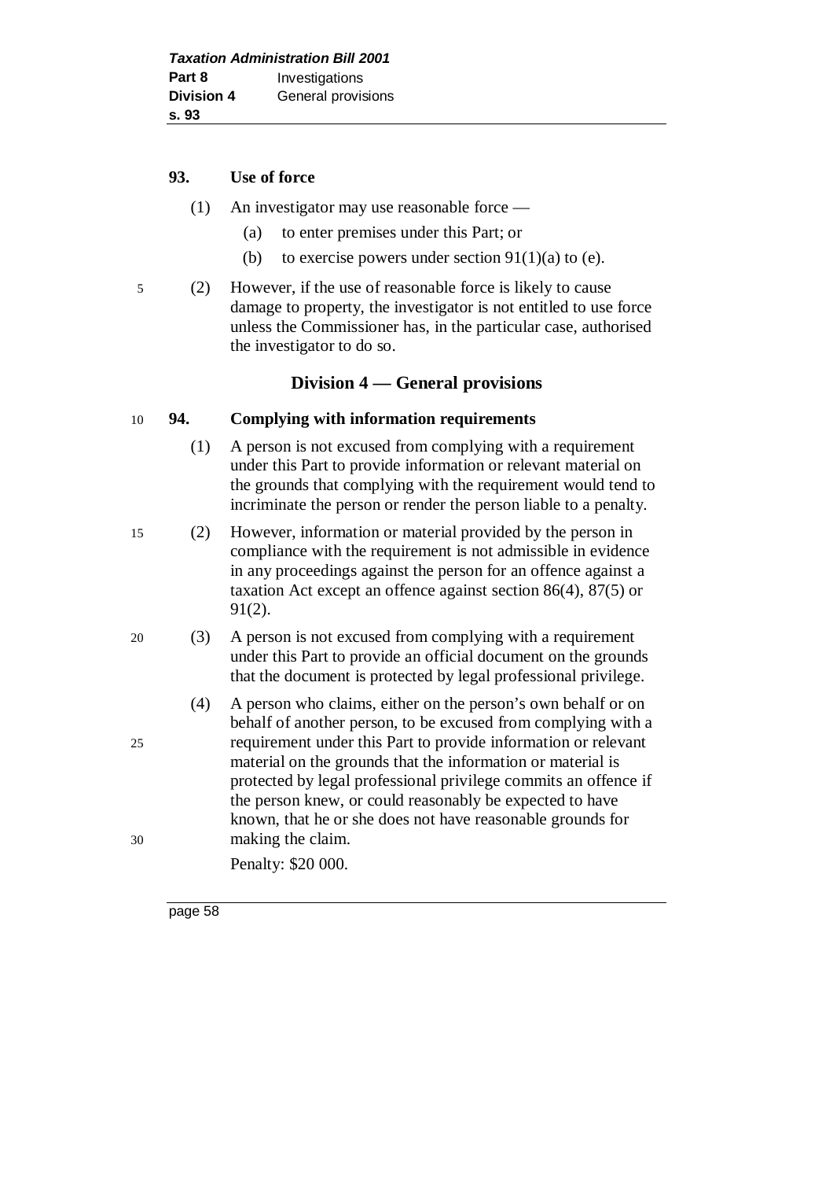### 93. Use of force

(1) An investigator may use reasonable force —

(a) to enter premises under this Part; or

(b) to exercise powers under section 91(1)(a) to (e).

(2) However, if the use of reasonable force is likely to cause damage to property, the investigator is not entitled to use force unless the Commissioner has, in the particular case, authorised the investigator to do so.

## Division 4 — General provisions

### 94. Complying with information requirements

(1) A person is not excused from complying with a requirement under this Part to provide information or relevant material on the grounds that complying with the requirement would tend to incriminate the person or render the person liable to a penalty.

(2) However, information or material provided by the person in compliance with the requirement is not admissible in evidence in any proceedings against the person for an offence against a taxation Act except an offence against section 86(4), 87(5) or 91(2).

(3) A person is not excused from complying with a requirement under this Part to provide an official document on the grounds that the document is protected by legal professional privilege.

(4) A person who claims, either on the person's own behalf or on behalf of another person, to be excused from complying with a requirement under this Part to provide information or relevant material on the grounds that the information or material is protected by legal professional privilege commits an offence if the person knew, or could reasonably be expected to have known, that he or she does not have reasonable grounds for making the claim.

Penalty: $20 000.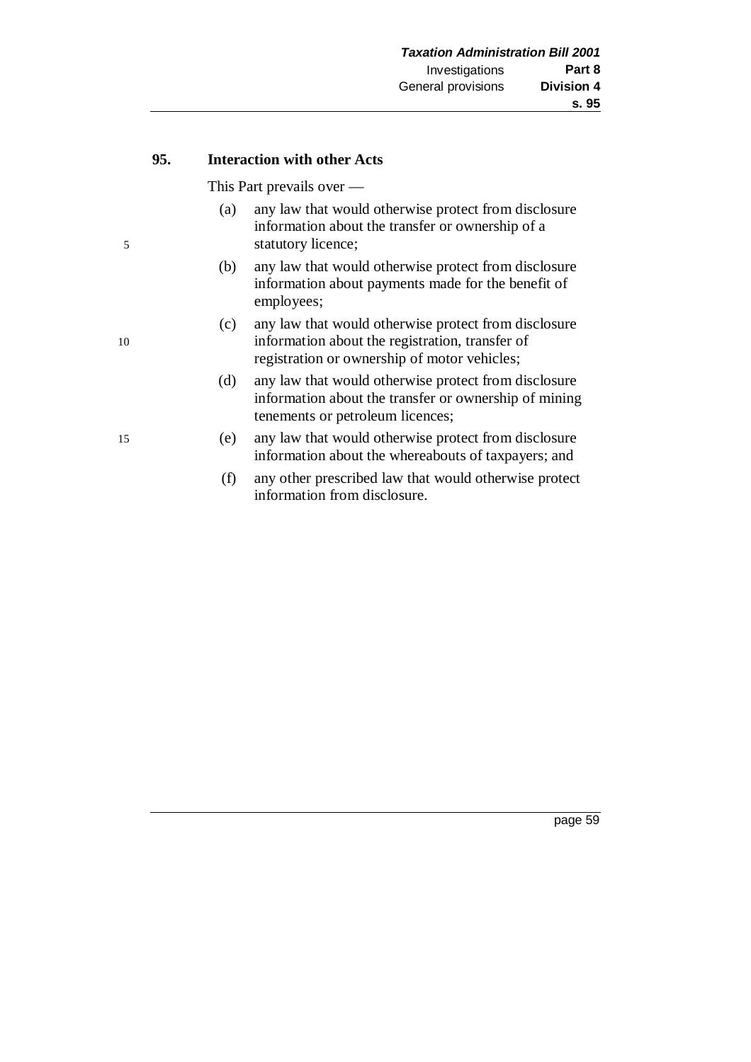## 95. Interaction with other Acts

This Part prevails over —

(a) any law that would otherwise protect from disclosure information about the transfer or ownership of a statutory licence;

(b) any law that would otherwise protect from disclosure information about payments made for the benefit of employees;

(c) any law that would otherwise protect from disclosure information about the registration, transfer of registration or ownership of motor vehicles;

(d) any law that would otherwise protect from disclosure information about the transfer or ownership of mining tenements or petroleum licences;

(e) any law that would otherwise protect from disclosure information about the whereabouts of taxpayers; and

(f) any other prescribed law that would otherwise protect information from disclosure.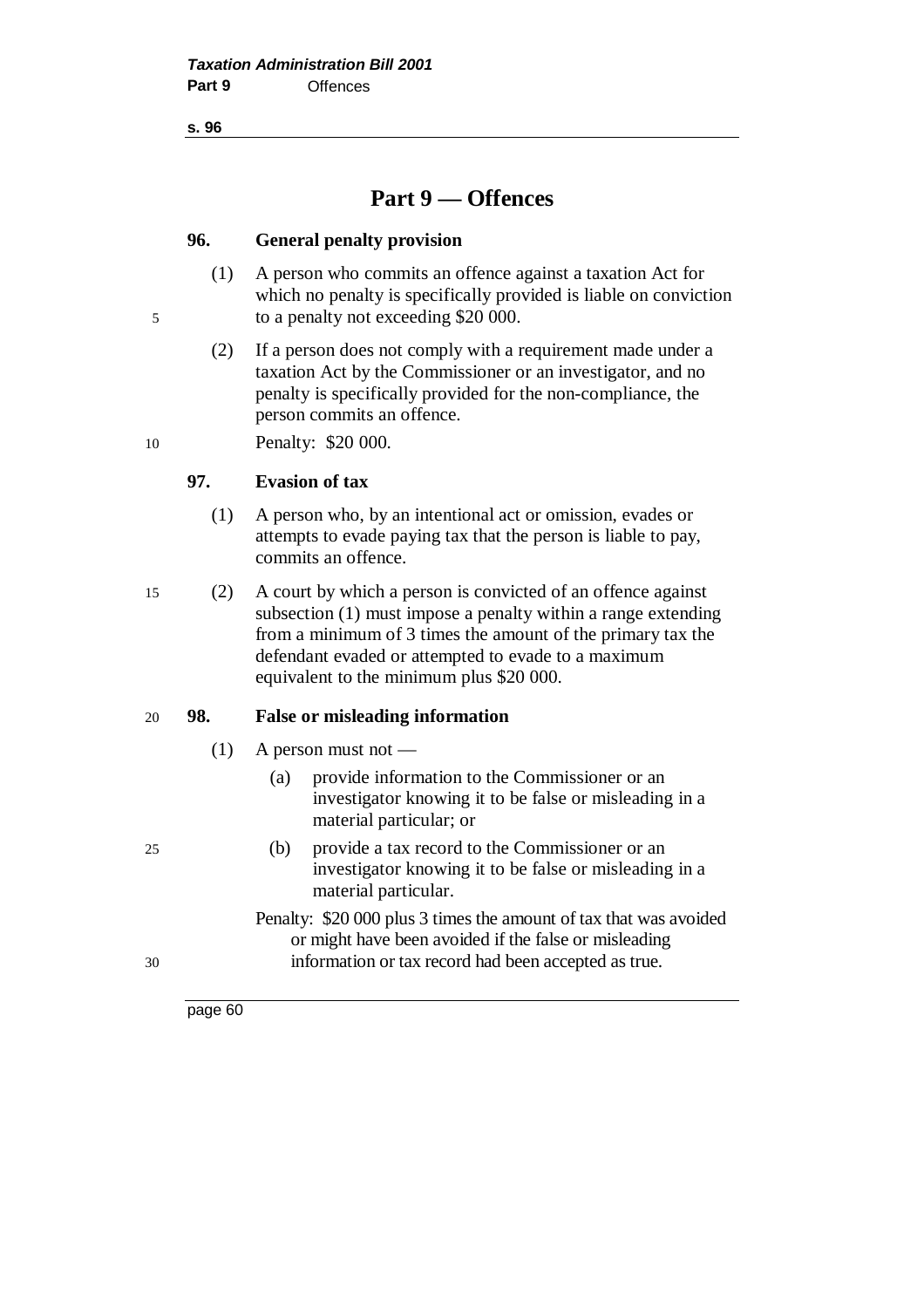## Part 9 — Offences

### 96. General penalty provision

(1) A person who commits an offence against a taxation Act for which no penalty is specifically provided is liable on conviction to a penalty not exceeding $20 000.

(2) If a person does not comply with a requirement made under a taxation Act by the Commissioner or an investigator, and no penalty is specifically provided for the non-compliance, the person commits an offence.

Penalty: $20 000.

### 97. Evasion of tax

(1) A person who, by an intentional act or omission, evades or attempts to evade paying tax that the person is liable to pay, commits an offence.

(2) A court by which a person is convicted of an offence against subsection (1) must impose a penalty within a range extending from a minimum of 3 times the amount of the primary tax the defendant evaded or attempted to evade to a maximum equivalent to the minimum plus $20 000.

### 98. False or misleading information

(1) A person must not —

(a) provide information to the Commissioner or an investigator knowing it to be false or misleading in a material particular; or

(b) provide a tax record to the Commissioner or an investigator knowing it to be false or misleading in a material particular.

Penalty: $20 000 plus 3 times the amount of tax that was avoided or might have been avoided if the false or misleading information or tax record had been accepted as true.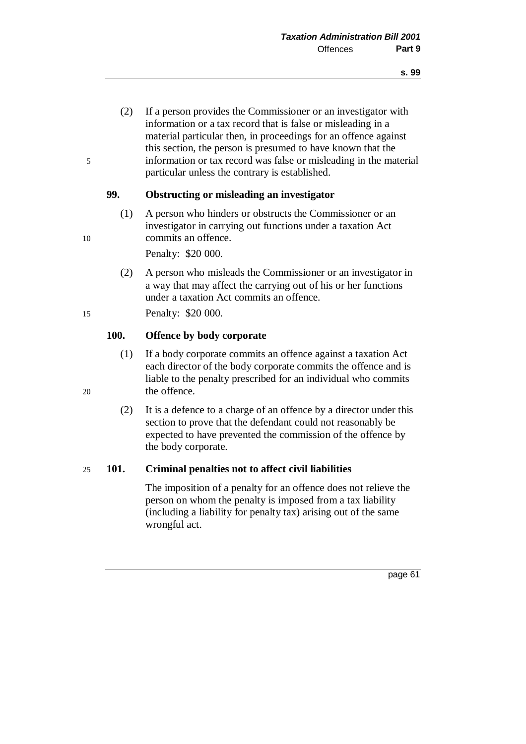(2) If a person provides the Commissioner or an investigator with information or a tax record that is false or misleading in a material particular then, in proceedings for an offence against this section, the person is presumed to have known that the information or tax record was false or misleading in the material particular unless the contrary is established.

### 99. Obstructing or misleading an investigator

(1) A person who hinders or obstructs the Commissioner or an investigator in carrying out functions under a taxation Act commits an offence.

Penalty: $20 000.

(2) A person who misleads the Commissioner or an investigator in a way that may affect the carrying out of his or her functions under a taxation Act commits an offence.

Penalty: $20 000.

### 100. Offence by body corporate

(1) If a body corporate commits an offence against a taxation Act each director of the body corporate commits the offence and is liable to the penalty prescribed for an individual who commits the offence.

(2) It is a defence to a charge of an offence by a director under this section to prove that the defendant could not reasonably be expected to have prevented the commission of the offence by the body corporate.

### 101. Criminal penalties not to affect civil liabilities

The imposition of a penalty for an offence does not relieve the person on whom the penalty is imposed from a tax liability (including a liability for penalty tax) arising out of the same wrongful act.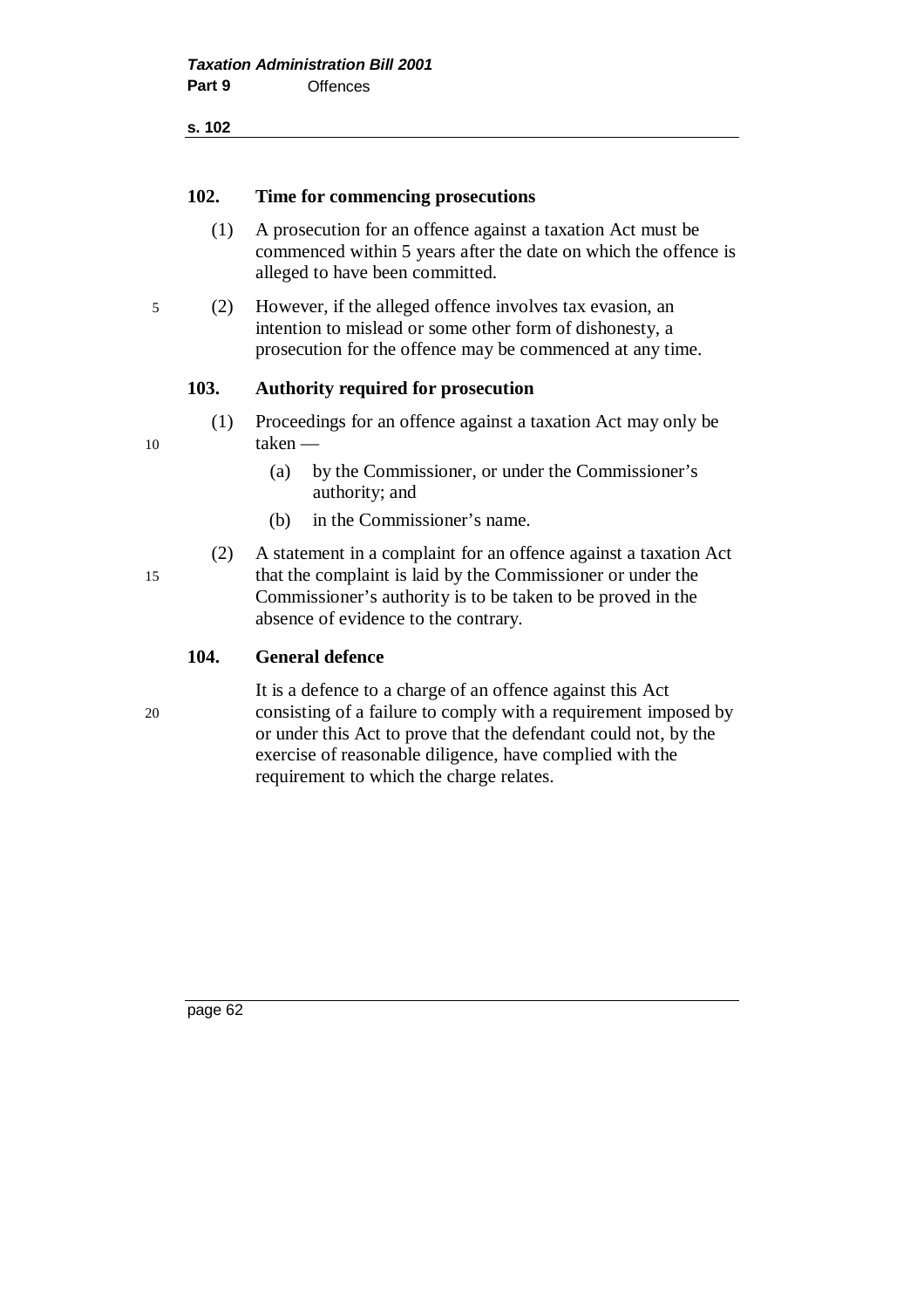## 102. Time for commencing prosecutions

(1) A prosecution for an offence against a taxation Act must be commenced within 5 years after the date on which the offence is alleged to have been committed.

(2) However, if the alleged offence involves tax evasion, an intention to mislead or some other form of dishonesty, a prosecution for the offence may be commenced at any time.

## 103. Authority required for prosecution

(1) Proceedings for an offence against a taxation Act may only be taken —

- (a) by the Commissioner, or under the Commissioner's authority; and
- (b) in the Commissioner's name.

(2) A statement in a complaint for an offence against a taxation Act that the complaint is laid by the Commissioner or under the Commissioner's authority is to be taken to be proved in the absence of evidence to the contrary.

## 104. General defence

It is a defence to a charge of an offence against this Act consisting of a failure to comply with a requirement imposed by or under this Act to prove that the defendant could not, by the exercise of reasonable diligence, have complied with the requirement to which the charge relates.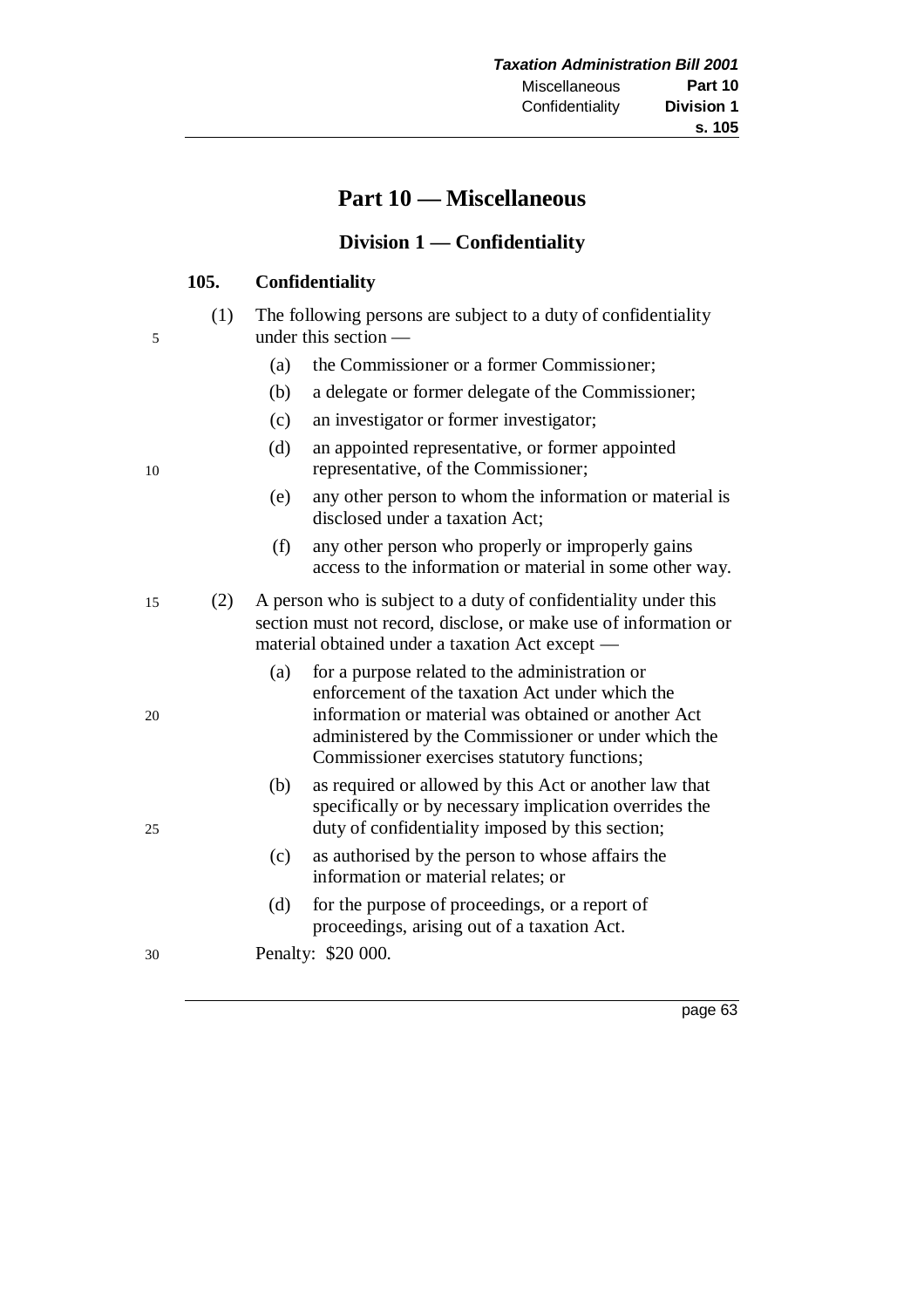# Part 10 — Miscellaneous

## Division 1 — Confidentiality

### 105. Confidentiality

(1) The following persons are subject to a duty of confidentiality under this section —

- (a) the Commissioner or a former Commissioner;
- (b) a delegate or former delegate of the Commissioner;
- (c) an investigator or former investigator;
- (d) an appointed representative, or former appointed representative, of the Commissioner;
- (e) any other person to whom the information or material is disclosed under a taxation Act;
- (f) any other person who properly or improperly gains access to the information or material in some other way.

(2) A person who is subject to a duty of confidentiality under this section must not record, disclose, or make use of information or material obtained under a taxation Act except —

- (a) for a purpose related to the administration or enforcement of the taxation Act under which the information or material was obtained or another Act administered by the Commissioner or under which the Commissioner exercises statutory functions;
- (b) as required or allowed by this Act or another law that specifically or by necessary implication overrides the duty of confidentiality imposed by this section;
- (c) as authorised by the person to whose affairs the information or material relates; or
- (d) for the purpose of proceedings, or a report of proceedings, arising out of a taxation Act.

Penalty: $20 000.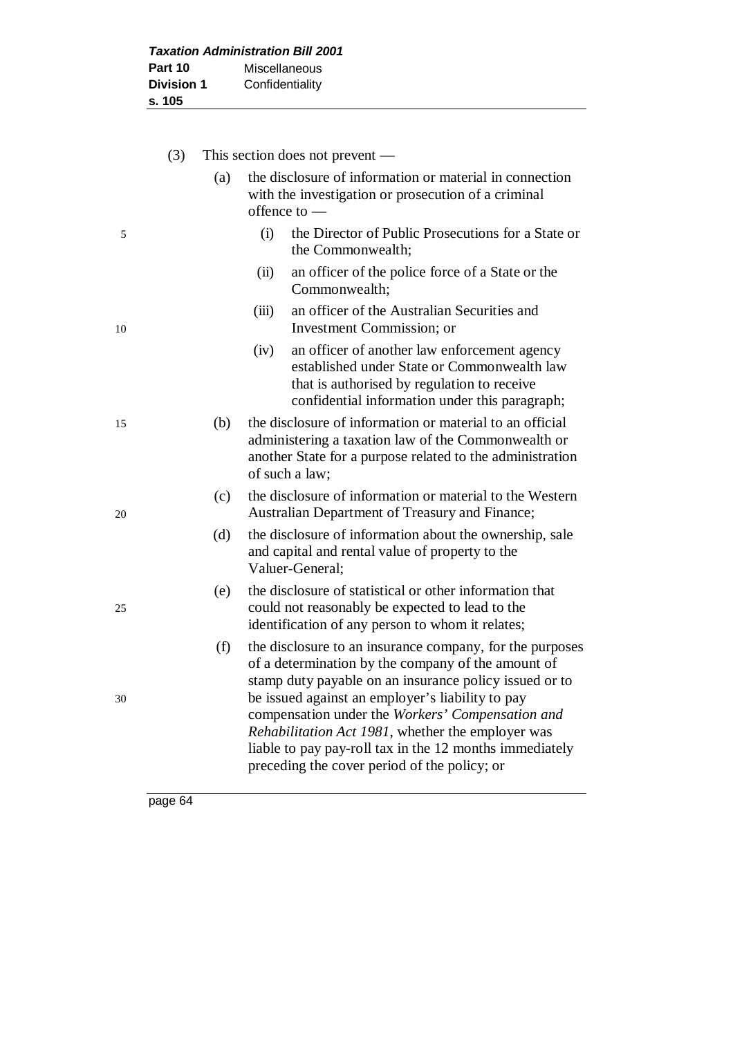(3) This section does not prevent —

(a) the disclosure of information or material in connection with the investigation or prosecution of a criminal offence to —

(i) the Director of Public Prosecutions for a State or the Commonwealth;

(ii) an officer of the police force of a State or the Commonwealth;

(iii) an officer of the Australian Securities and Investment Commission; or

(iv) an officer of another law enforcement agency established under State or Commonwealth law that is authorised by regulation to receive confidential information under this paragraph;

(b) the disclosure of information or material to an official administering a taxation law of the Commonwealth or another State for a purpose related to the administration of such a law;

(c) the disclosure of information or material to the Western Australian Department of Treasury and Finance;

(d) the disclosure of information about the ownership, sale and capital and rental value of property to the Valuer-General;

(e) the disclosure of statistical or other information that could not reasonably be expected to lead to the identification of any person to whom it relates;

(f) the disclosure to an insurance company, for the purposes of a determination by the company of the amount of stamp duty payable on an insurance policy issued or to be issued against an employer's liability to pay compensation under the *Workers' Compensation and Rehabilitation Act 1981*, whether the employer was liable to pay pay-roll tax in the 12 months immediately preceding the cover period of the policy; or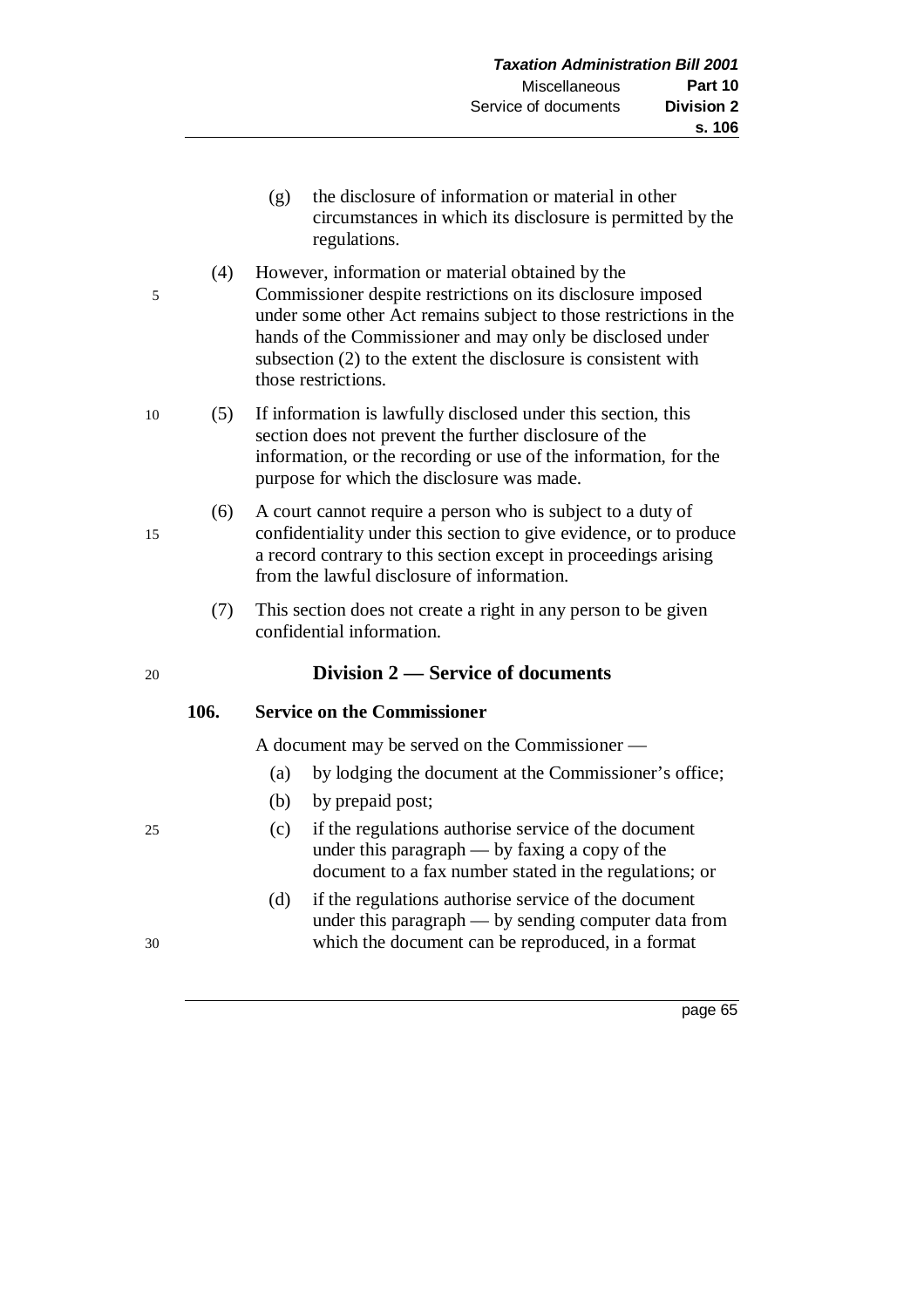(g) the disclosure of information or material in other circumstances in which its disclosure is permitted by the regulations.

(4) However, information or material obtained by the Commissioner despite restrictions on its disclosure imposed under some other Act remains subject to those restrictions in the hands of the Commissioner and may only be disclosed under subsection (2) to the extent the disclosure is consistent with those restrictions.

(5) If information is lawfully disclosed under this section, this section does not prevent the further disclosure of the information, or the recording or use of the information, for the purpose for which the disclosure was made.

(6) A court cannot require a person who is subject to a duty of confidentiality under this section to give evidence, or to produce a record contrary to this section except in proceedings arising from the lawful disclosure of information.

(7) This section does not create a right in any person to be given confidential information.

## Division 2 — Service of documents

### 106. Service on the Commissioner

A document may be served on the Commissioner —

(a) by lodging the document at the Commissioner's office;

(b) by prepaid post;

(c) if the regulations authorise service of the document under this paragraph — by faxing a copy of the document to a fax number stated in the regulations; or

(d) if the regulations authorise service of the document under this paragraph — by sending computer data from which the document can be reproduced, in a format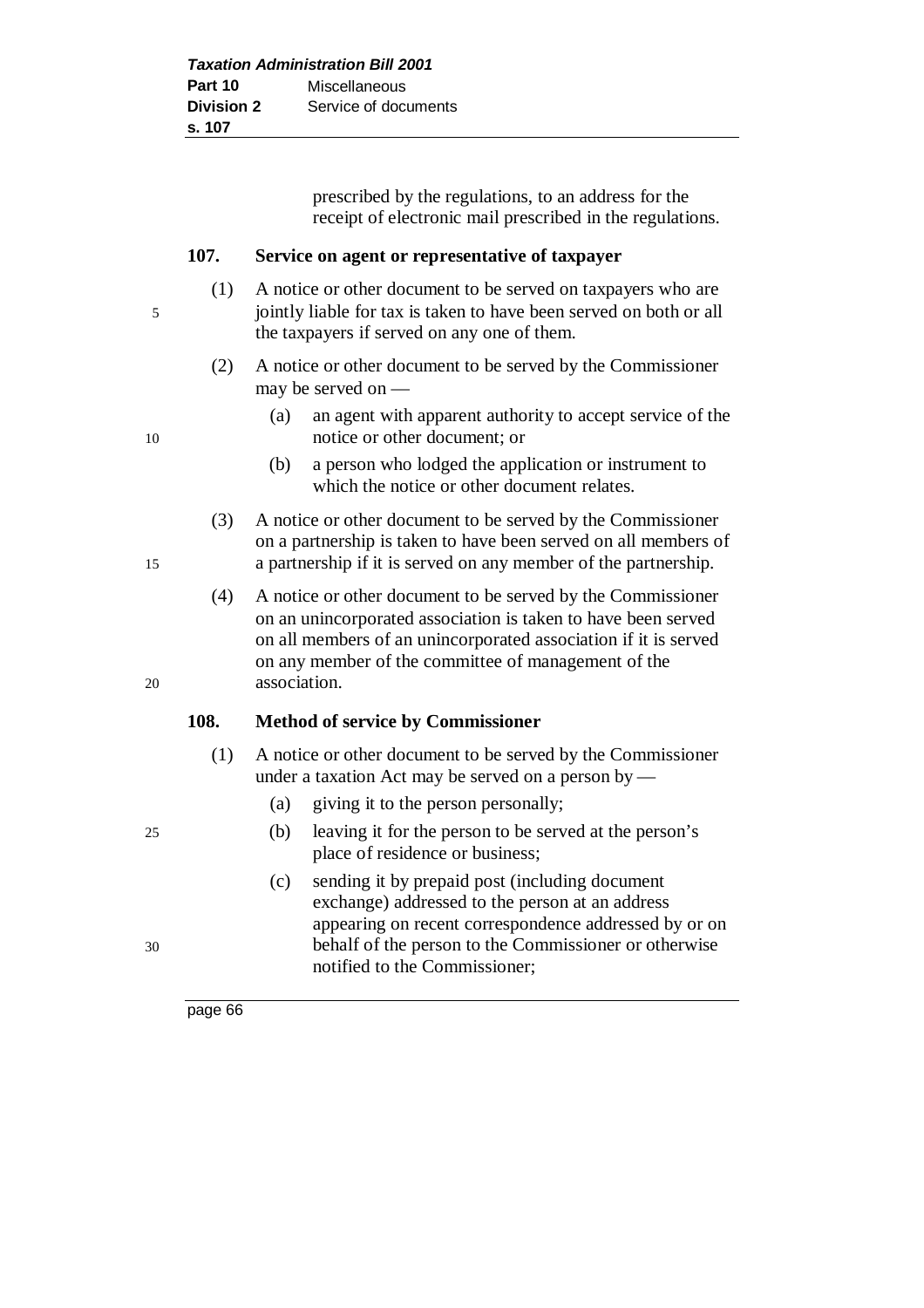prescribed by the regulations, to an address for the receipt of electronic mail prescribed in the regulations.

### 107. Service on agent or representative of taxpayer

(1) A notice or other document to be served on taxpayers who are jointly liable for tax is taken to have been served on both or all the taxpayers if served on any one of them.

(2) A notice or other document to be served by the Commissioner may be served on —

- (a) an agent with apparent authority to accept service of the notice or other document; or
- (b) a person who lodged the application or instrument to which the notice or other document relates.

(3) A notice or other document to be served by the Commissioner on a partnership is taken to have been served on all members of a partnership if it is served on any member of the partnership.

(4) A notice or other document to be served by the Commissioner on an unincorporated association is taken to have been served on all members of an unincorporated association if it is served on any member of the committee of management of the association.

### 108. Method of service by Commissioner

(1) A notice or other document to be served by the Commissioner under a taxation Act may be served on a person by —

- (a) giving it to the person personally;
- (b) leaving it for the person to be served at the person's place of residence or business;
- (c) sending it by prepaid post (including document exchange) addressed to the person at an address appearing on recent correspondence addressed by or on behalf of the person to the Commissioner or otherwise notified to the Commissioner;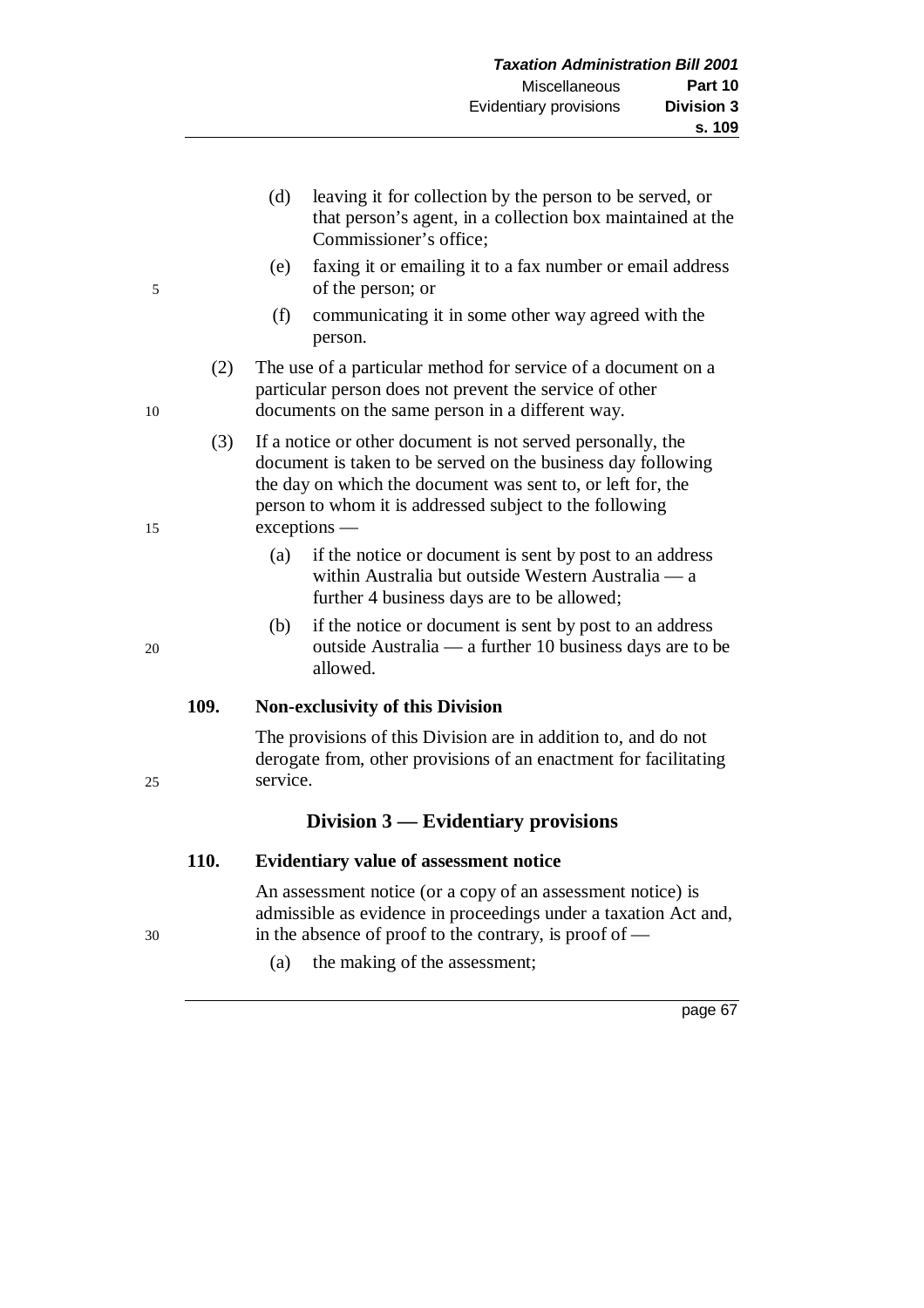(d) leaving it for collection by the person to be served, or that person's agent, in a collection box maintained at the Commissioner's office;

(e) faxing it or emailing it to a fax number or email address of the person; or

(f) communicating it in some other way agreed with the person.

(2) The use of a particular method for service of a document on a particular person does not prevent the service of other documents on the same person in a different way.

(3) If a notice or other document is not served personally, the document is taken to be served on the business day following the day on which the document was sent to, or left for, the person to whom it is addressed subject to the following exceptions —

(a) if the notice or document is sent by post to an address within Australia but outside Western Australia — a further 4 business days are to be allowed;

(b) if the notice or document is sent by post to an address outside Australia — a further 10 business days are to be allowed.

**109. Non-exclusivity of this Division**

The provisions of this Division are in addition to, and do not derogate from, other provisions of an enactment for facilitating service.

## Division 3 — Evidentiary provisions

**110. Evidentiary value of assessment notice**

An assessment notice (or a copy of an assessment notice) is admissible as evidence in proceedings under a taxation Act and, in the absence of proof to the contrary, is proof of —

(a) the making of the assessment;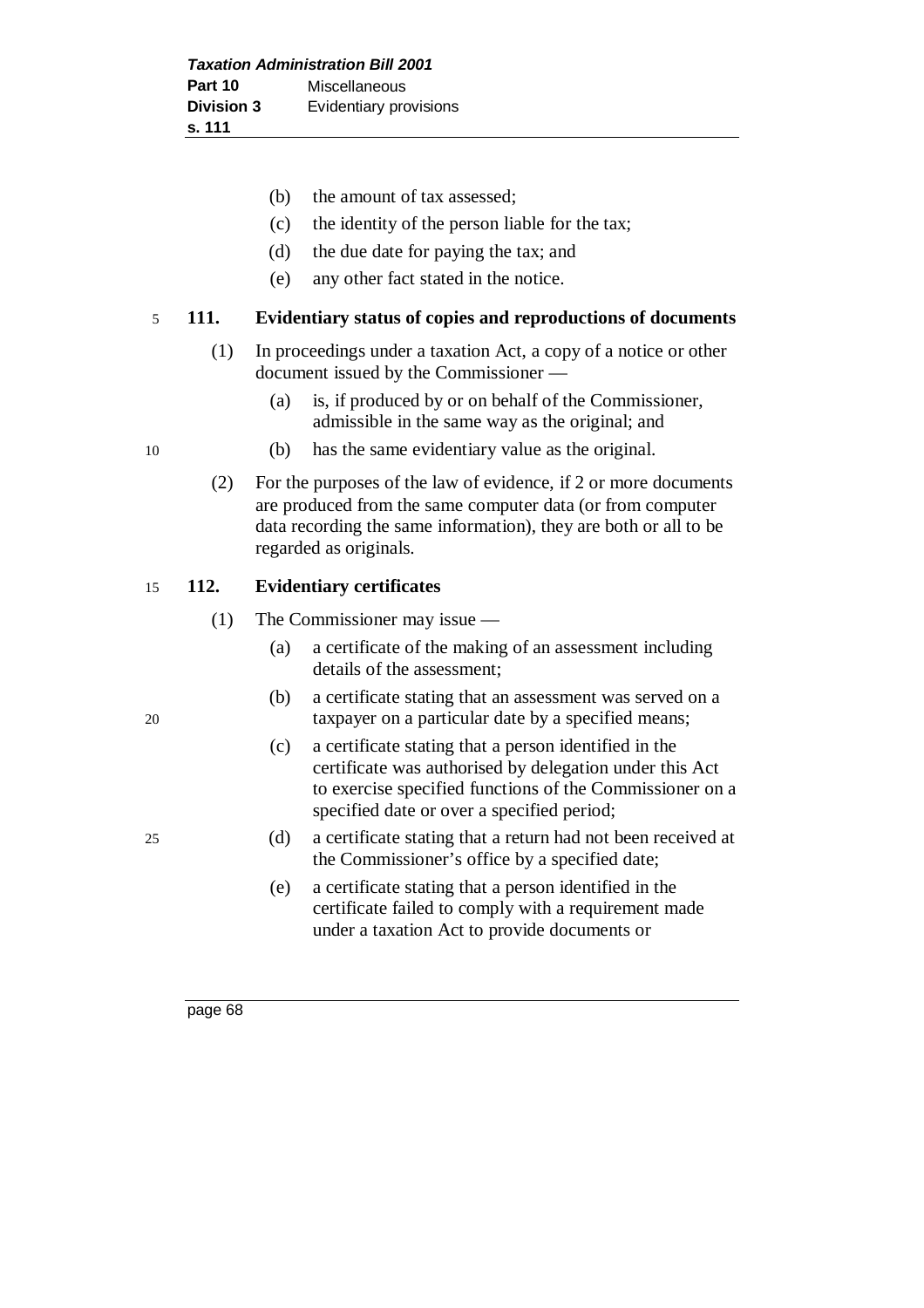(b) the amount of tax assessed;

(c) the identity of the person liable for the tax;

(d) the due date for paying the tax; and

(e) any other fact stated in the notice.

### 111. Evidentiary status of copies and reproductions of documents

(1) In proceedings under a taxation Act, a copy of a notice or other document issued by the Commissioner —

(a) is, if produced by or on behalf of the Commissioner, admissible in the same way as the original; and

(b) has the same evidentiary value as the original.

(2) For the purposes of the law of evidence, if 2 or more documents are produced from the same computer data (or from computer data recording the same information), they are both or all to be regarded as originals.

### 112. Evidentiary certificates

(1) The Commissioner may issue —

(a) a certificate of the making of an assessment including details of the assessment;

(b) a certificate stating that an assessment was served on a taxpayer on a particular date by a specified means;

(c) a certificate stating that a person identified in the certificate was authorised by delegation under this Act to exercise specified functions of the Commissioner on a specified date or over a specified period;

(d) a certificate stating that a return had not been received at the Commissioner's office by a specified date;

(e) a certificate stating that a person identified in the certificate failed to comply with a requirement made under a taxation Act to provide documents or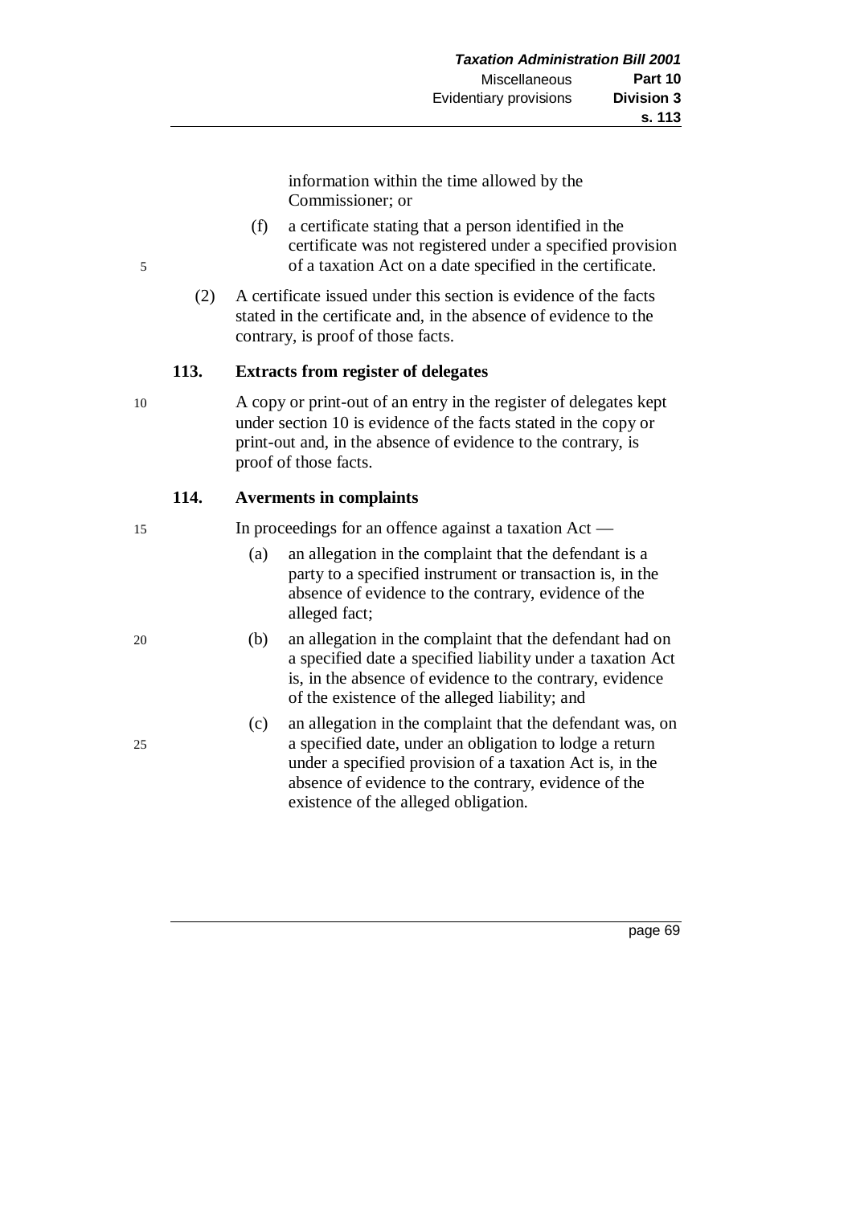information within the time allowed by the Commissioner; or

(f) a certificate stating that a person identified in the certificate was not registered under a specified provision of a taxation Act on a date specified in the certificate.

(2) A certificate issued under this section is evidence of the facts stated in the certificate and, in the absence of evidence to the contrary, is proof of those facts.

### 113. Extracts from register of delegates

A copy or print-out of an entry in the register of delegates kept under section 10 is evidence of the facts stated in the copy or print-out and, in the absence of evidence to the contrary, is proof of those facts.

### 114. Averments in complaints

In proceedings for an offence against a taxation Act —

(a) an allegation in the complaint that the defendant is a party to a specified instrument or transaction is, in the absence of evidence to the contrary, evidence of the alleged fact;

(b) an allegation in the complaint that the defendant had on a specified date a specified liability under a taxation Act is, in the absence of evidence to the contrary, evidence of the existence of the alleged liability; and

(c) an allegation in the complaint that the defendant was, on a specified date, under an obligation to lodge a return under a specified provision of a taxation Act is, in the absence of evidence to the contrary, evidence of the existence of the alleged obligation.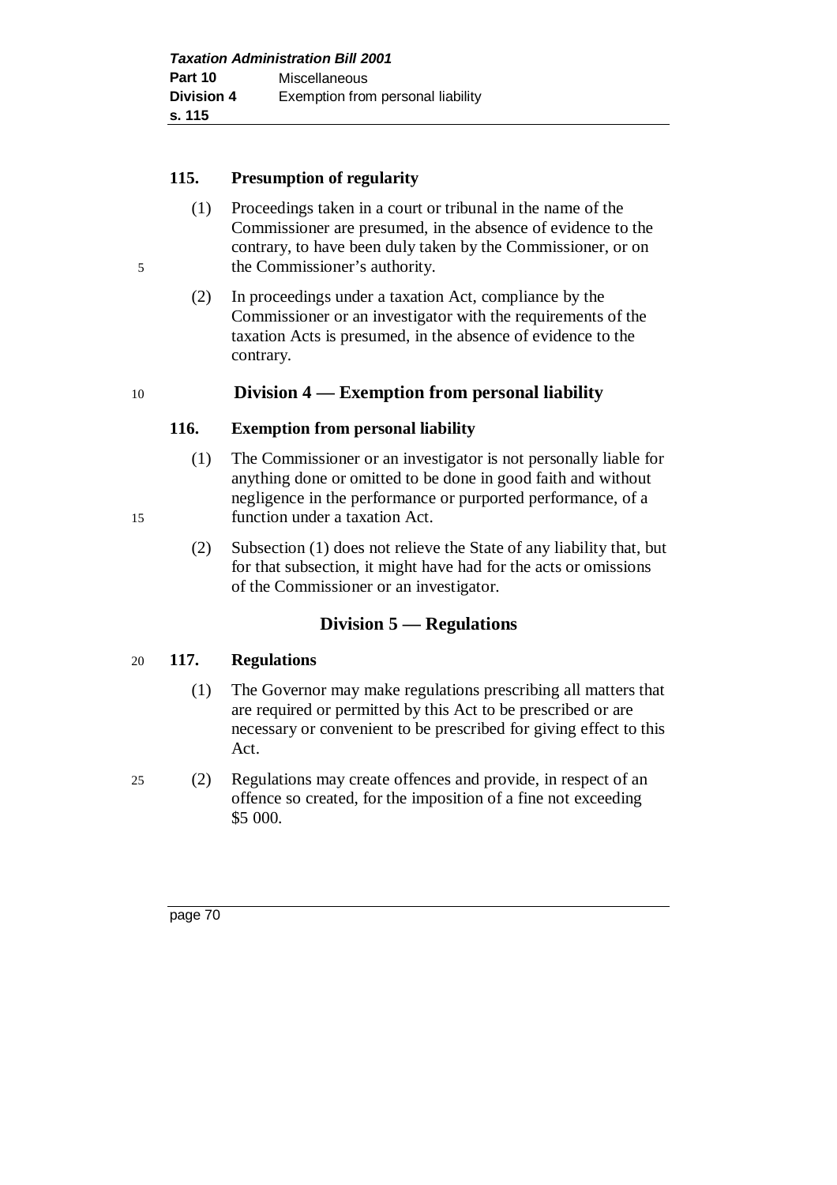### 115. Presumption of regularity

(1) Proceedings taken in a court or tribunal in the name of the Commissioner are presumed, in the absence of evidence to the contrary, to have been duly taken by the Commissioner, or on the Commissioner's authority.

(2) In proceedings under a taxation Act, compliance by the Commissioner or an investigator with the requirements of the taxation Acts is presumed, in the absence of evidence to the contrary.

## Division 4 — Exemption from personal liability

### 116. Exemption from personal liability

(1) The Commissioner or an investigator is not personally liable for anything done or omitted to be done in good faith and without negligence in the performance or purported performance, of a function under a taxation Act.

(2) Subsection (1) does not relieve the State of any liability that, but for that subsection, it might have had for the acts or omissions of the Commissioner or an investigator.

## Division 5 — Regulations

### 117. Regulations

(1) The Governor may make regulations prescribing all matters that are required or permitted by this Act to be prescribed or are necessary or convenient to be prescribed for giving effect to this Act.

(2) Regulations may create offences and provide, in respect of an offence so created, for the imposition of a fine not exceeding $5 000.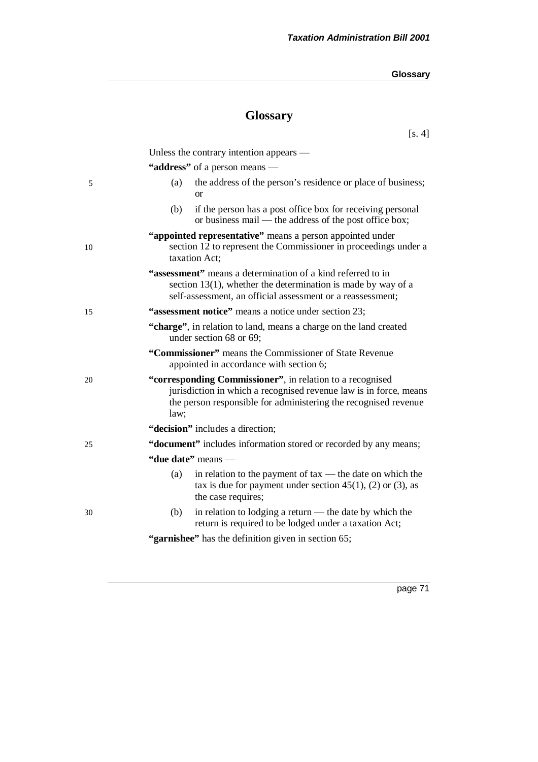# Glossary

[s. 4]

Unless the contrary intention appears —

**"address"** of a person means —

(a) the address of the person's residence or place of business; or

(b) if the person has a post office box for receiving personal or business mail — the address of the post office box;

**"appointed representative"** means a person appointed under section 12 to represent the Commissioner in proceedings under a taxation Act;

**"assessment"** means a determination of a kind referred to in section 13(1), whether the determination is made by way of a self-assessment, an official assessment or a reassessment;

**"assessment notice"** means a notice under section 23;

**"charge"**, in relation to land, means a charge on the land created under section 68 or 69;

**"Commissioner"** means the Commissioner of State Revenue appointed in accordance with section 6;

**"corresponding Commissioner"**, in relation to a recognised jurisdiction in which a recognised revenue law is in force, means the person responsible for administering the recognised revenue law;

**"decision"** includes a direction;

**"document"** includes information stored or recorded by any means;

**"due date"** means —

(a) in relation to the payment of tax — the date on which the tax is due for payment under section 45(1), (2) or (3), as the case requires;

(b) in relation to lodging a return — the date by which the return is required to be lodged under a taxation Act;

**"garnishee"** has the definition given in section 65;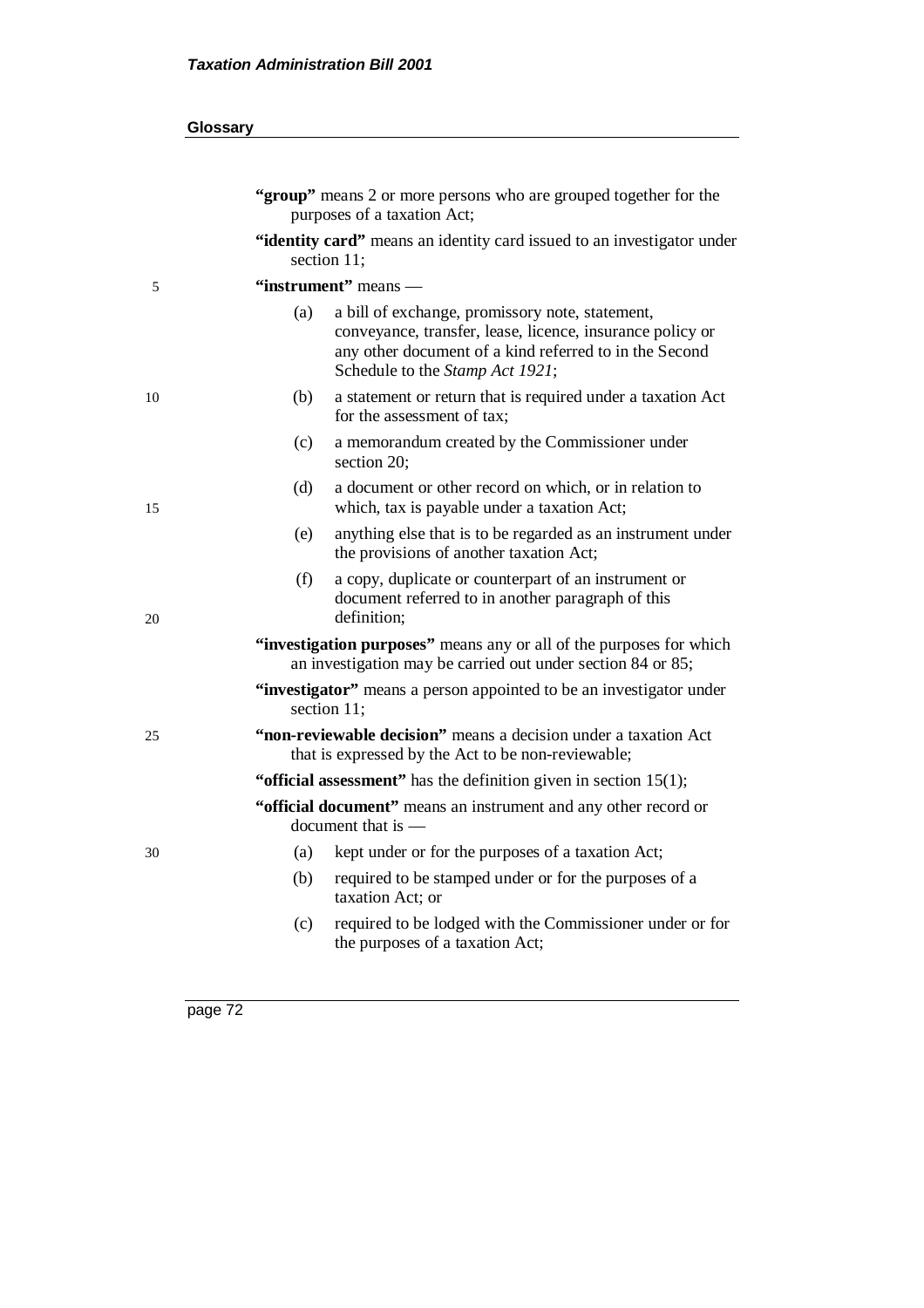"**group**" means 2 or more persons who are grouped together for the purposes of a taxation Act;

"**identity card**" means an identity card issued to an investigator under section 11;

"**instrument**" means —

(a) a bill of exchange, promissory note, statement, conveyance, transfer, lease, licence, insurance policy or any other document of a kind referred to in the Second Schedule to the *Stamp Act 1921*;

(b) a statement or return that is required under a taxation Act for the assessment of tax;

(c) a memorandum created by the Commissioner under section 20;

(d) a document or other record on which, or in relation to which, tax is payable under a taxation Act;

(e) anything else that is to be regarded as an instrument under the provisions of another taxation Act;

(f) a copy, duplicate or counterpart of an instrument or document referred to in another paragraph of this definition;

"**investigation purposes**" means any or all of the purposes for which an investigation may be carried out under section 84 or 85;

"**investigator**" means a person appointed to be an investigator under section 11;

"**non-reviewable decision**" means a decision under a taxation Act that is expressed by the Act to be non-reviewable;

"**official assessment**" has the definition given in section 15(1);

"**official document**" means an instrument and any other record or document that is —

(a) kept under or for the purposes of a taxation Act;

(b) required to be stamped under or for the purposes of a taxation Act; or

(c) required to be lodged with the Commissioner under or for the purposes of a taxation Act;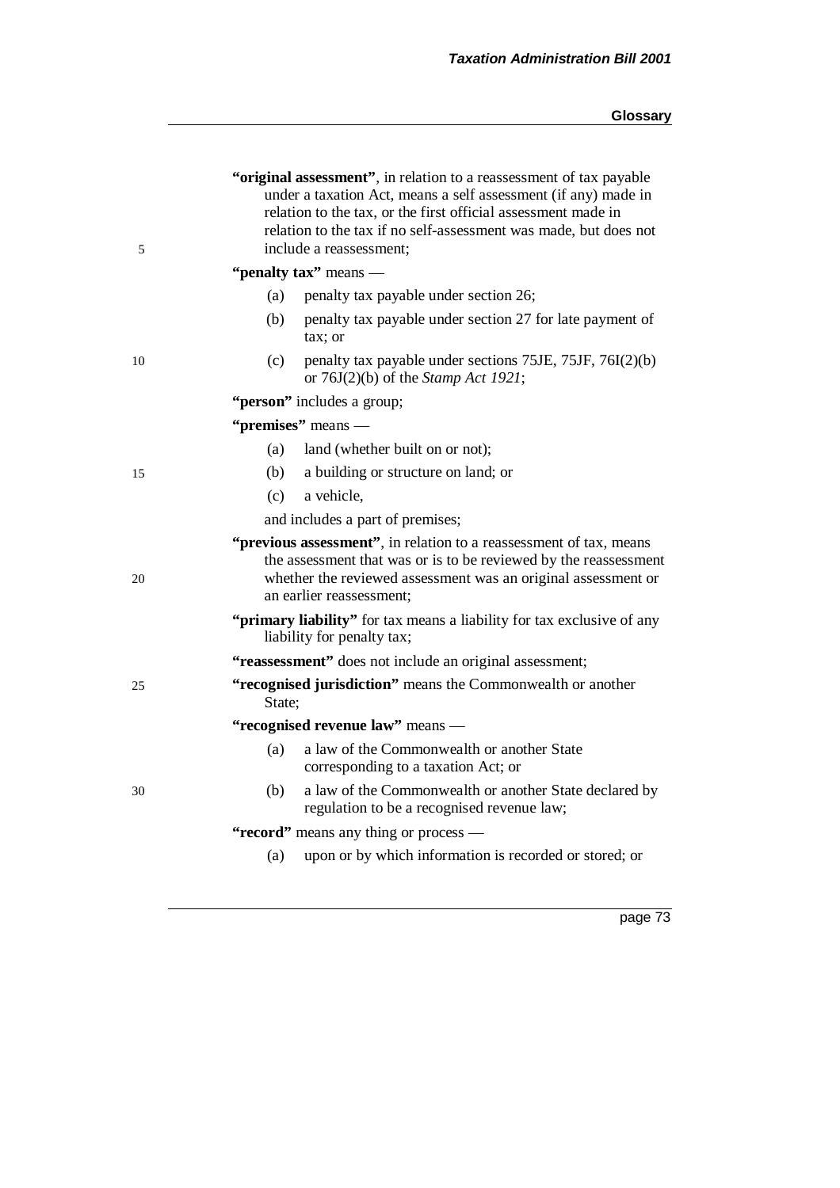**"original assessment"**, in relation to a reassessment of tax payable under a taxation Act, means a self assessment (if any) made in relation to the tax, or the first official assessment made in relation to the tax if no self-assessment was made, but does not include a reassessment;

**"penalty tax"** means —

(a) penalty tax payable under section 26;

(b) penalty tax payable under section 27 for late payment of tax; or

(c) penalty tax payable under sections 75JE, 75JF, 76I(2)(b) or 76J(2)(b) of the *Stamp Act 1921*;

**"person"** includes a group;

**"premises"** means —

(a) land (whether built on or not);

(b) a building or structure on land; or

(c) a vehicle,

and includes a part of premises;

**"previous assessment"**, in relation to a reassessment of tax, means the assessment that was or is to be reviewed by the reassessment whether the reviewed assessment was an original assessment or an earlier reassessment;

**"primary liability"** for tax means a liability for tax exclusive of any liability for penalty tax;

**"reassessment"** does not include an original assessment;

**"recognised jurisdiction"** means the Commonwealth or another State;

**"recognised revenue law"** means —

(a) a law of the Commonwealth or another State corresponding to a taxation Act; or

(b) a law of the Commonwealth or another State declared by regulation to be a recognised revenue law;

**"record"** means any thing or process —

(a) upon or by which information is recorded or stored; or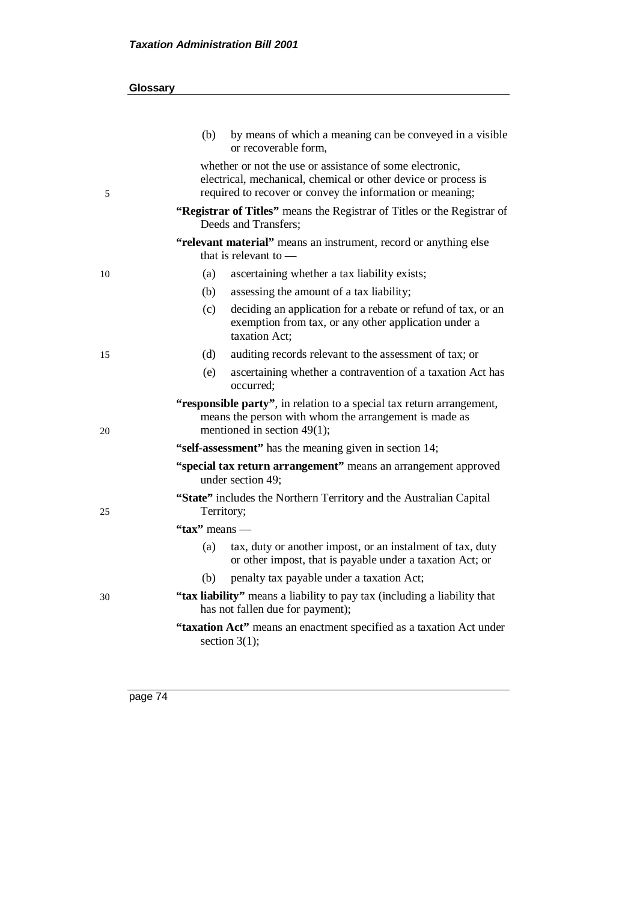(b) by means of which a meaning can be conveyed in a visible or recoverable form,

whether or not the use or assistance of some electronic, electrical, mechanical, chemical or other device or process is required to recover or convey the information or meaning;

**"Registrar of Titles"** means the Registrar of Titles or the Registrar of Deeds and Transfers;

**"relevant material"** means an instrument, record or anything else that is relevant to —

(a) ascertaining whether a tax liability exists;

(b) assessing the amount of a tax liability;

(c) deciding an application for a rebate or refund of tax, or an exemption from tax, or any other application under a taxation Act;

(d) auditing records relevant to the assessment of tax; or

(e) ascertaining whether a contravention of a taxation Act has occurred;

**"responsible party"**, in relation to a special tax return arrangement, means the person with whom the arrangement is made as mentioned in section 49(1);

**"self-assessment"** has the meaning given in section 14;

**"special tax return arrangement"** means an arrangement approved under section 49;

**"State"** includes the Northern Territory and the Australian Capital Territory;

**"tax"** means —

(a) tax, duty or another impost, or an instalment of tax, duty or other impost, that is payable under a taxation Act; or

(b) penalty tax payable under a taxation Act;

**"tax liability"** means a liability to pay tax (including a liability that has not fallen due for payment);

**"taxation Act"** means an enactment specified as a taxation Act under section 3(1);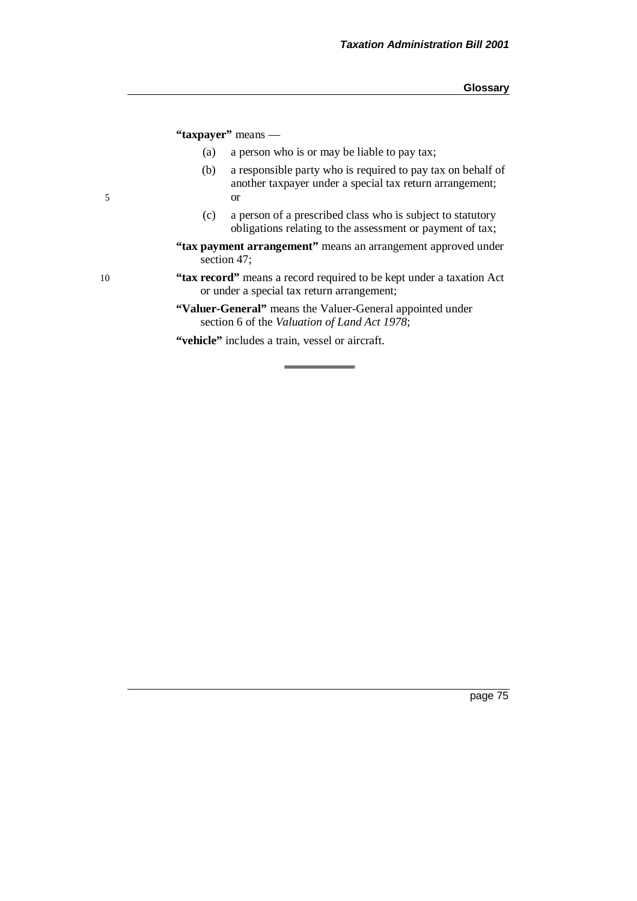**"taxpayer"** means —

(a) a person who is or may be liable to pay tax;

(b) a responsible party who is required to pay tax on behalf of another taxpayer under a special tax return arrangement; or

(c) a person of a prescribed class who is subject to statutory obligations relating to the assessment or payment of tax;

**"tax payment arrangement"** means an arrangement approved under section 47;

**"tax record"** means a record required to be kept under a taxation Act or under a special tax return arrangement;

**"Valuer-General"** means the Valuer-General appointed under section 6 of the *Valuation of Land Act 1978*;

**"vehicle"** includes a train, vessel or aircraft.